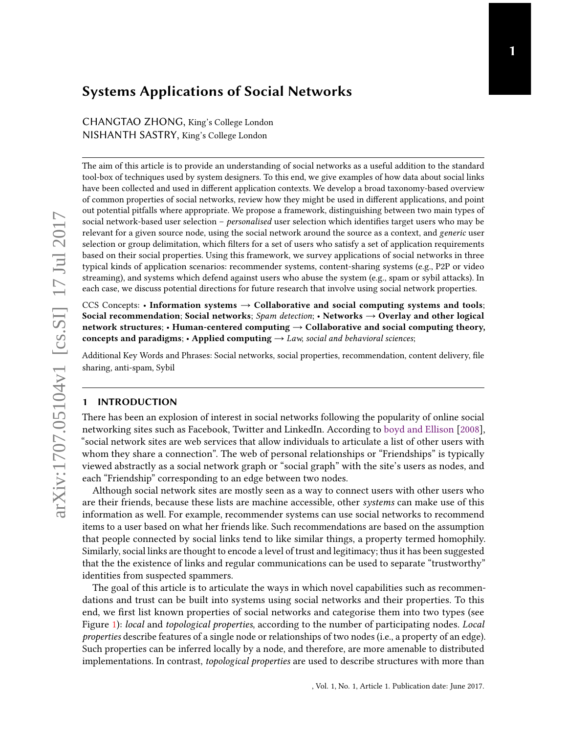# Systems Applications of Social Networks

CHANGTAO ZHONG, King's College London
NISHANTH SASTRY, King's College London

The aim of this article is to provide an understanding of social networks as a useful addition to the standard tool-box of techniques used by system designers. To this end, we give examples of how data about social links have been collected and used in different application contexts. We develop a broad taxonomy-based overview of common properties of social networks, review how they might be used in different applications, and point out potential pitfalls where appropriate. We propose a framework, distinguishing between two main types of social network-based user selection – *personalised* user selection which identifies target users who may be relevant for a given source node, using the social network around the source as a context, and *generic* user selection or group delimitation, which filters for a set of users who satisfy a set of application requirements based on their social properties. Using this framework, we survey applications of social networks in three typical kinds of application scenarios: recommender systems, content-sharing systems (e.g., P2P or video streaming), and systems which defend against users who abuse the system (e.g., spam or sybil attacks). In each case, we discuss potential directions for future research that involve using social network properties.

CCS Concepts: • **Information systems → Collaborative and social computing systems and tools**; **Social recommendation**; **Social networks**; *Spam detection*; • **Networks → Overlay and other logical network structures**; • **Human-centered computing → Collaborative and social computing theory, concepts and paradigms**; • **Applied computing →** *Law, social and behavioral sciences*;

Additional Key Words and Phrases: Social networks, social properties, recommendation, content delivery, file sharing, anti-spam, Sybil

## 1 INTRODUCTION

There has been an explosion of interest in social networks following the popularity of online social networking sites such as Facebook, Twitter and LinkedIn. According to boyd and Ellison [2008], "social network sites are web services that allow individuals to articulate a list of other users with whom they share a connection". The web of personal relationships or "Friendships" is typically viewed abstractly as a social network graph or "social graph" with the site's users as nodes, and each "Friendship" corresponding to an edge between two nodes.

Although social network sites are mostly seen as a way to connect users with other users who are their friends, because these lists are machine accessible, other *systems* can make use of this information as well. For example, recommender systems can use social networks to recommend items to a user based on what her friends like. Such recommendations are based on the assumption that people connected by social links tend to like similar things, a property termed homophily. Similarly, social links are thought to encode a level of trust and legitimacy; thus it has been suggested that the the existence of links and regular communications can be used to separate "trustworthy" identities from suspected spammers.

The goal of this article is to articulate the ways in which novel capabilities such as recommendations and trust can be built into systems using social networks and their properties. To this end, we first list known properties of social networks and categorise them into two types (see Figure 1): *local* and *topological properties*, according to the number of participating nodes. *Local properties* describe features of a single node or relationships of two nodes (i.e., a property of an edge). Such properties can be inferred locally by a node, and therefore, are more amenable to distributed implementations. In contrast, *topological properties* are used to describe structures with more than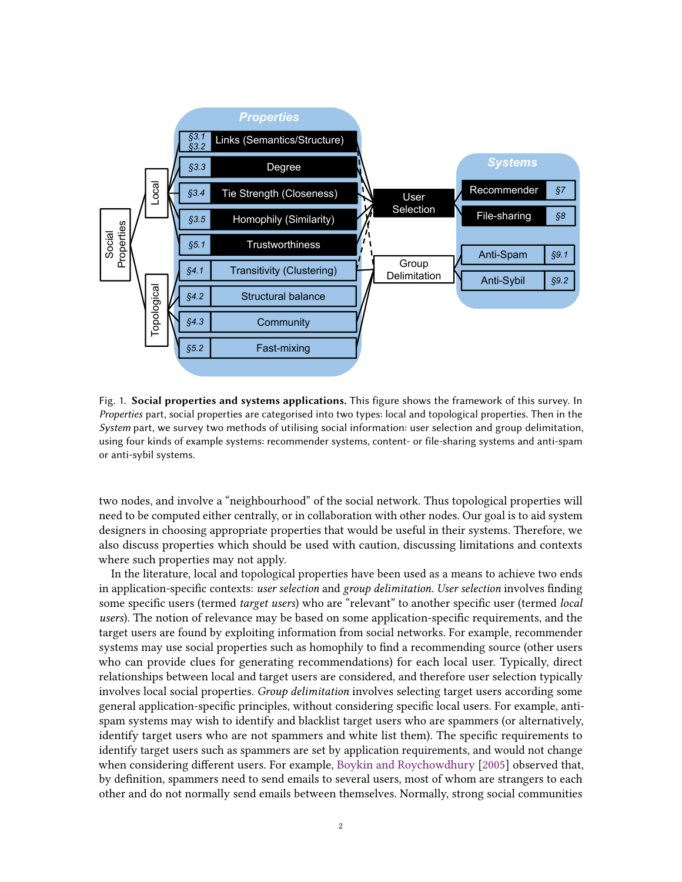Fig. 1. **Social properties and systems applications.** This figure shows the framework of this survey. In *Properties* part, social properties are categorised into two types: local and topological properties. Then in the *System* part, we survey two methods of utilising social information: user selection and group delimitation, using four kinds of example systems: recommender systems, content- or file-sharing systems and anti-spam or anti-sybil systems.

two nodes, and involve a "neighbourhood" of the social network. Thus topological properties will need to be computed either centrally, or in collaboration with other nodes. Our goal is to aid system designers in choosing appropriate properties that would be useful in their systems. Therefore, we also discuss properties which should be used with caution, discussing limitations and contexts where such properties may not apply.

In the literature, local and topological properties have been used as a means to achieve two ends in application-specific contexts: *user selection* and *group delimitation*. *User selection* involves finding some specific users (termed *target users*) who are "relevant" to another specific user (termed *local users*). The notion of relevance may be based on some application-specific requirements, and the target users are found by exploiting information from social networks. For example, recommender systems may use social properties such as homophily to find a recommending source (other users who can provide clues for generating recommendations) for each local user. Typically, direct relationships between local and target users are considered, and therefore user selection typically involves local social properties. *Group delimitation* involves selecting target users according some general application-specific principles, without considering specific local users. For example, anti-spam systems may wish to identify and blacklist target users who are spammers (or alternatively, identify target users who are not spammers and white list them). The specific requirements to identify target users such as spammers are set by application requirements, and would not change when considering different users. For example, Boykin and Roychowdhury [2005] observed that, by definition, spammers need to send emails to several users, most of whom are strangers to each other and do not normally send emails between themselves. Normally, strong social communities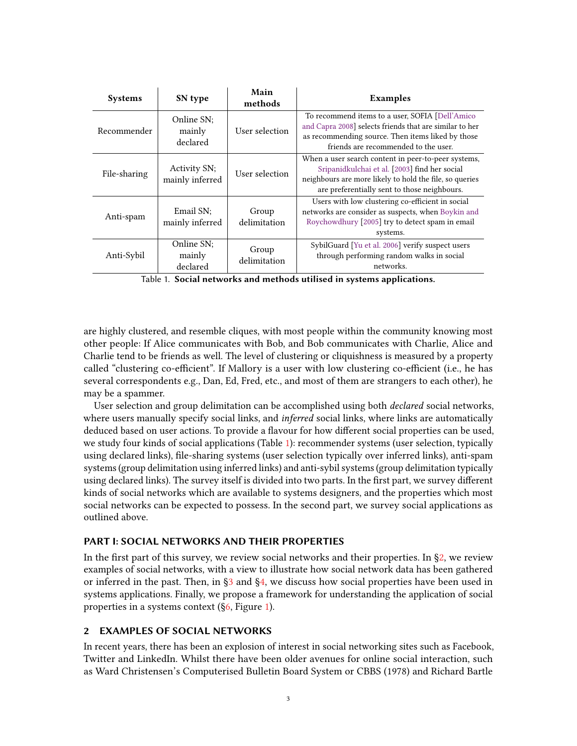| Systems | SN type | Main methods | Examples |
|---|---|---|---|
| Recommender | Online SN; mainly declared | User selection | To recommend items to a user, SOFIA [Dell'Amico and Capra 2008] selects friends that are similar to her as recommending source. Then items liked by those friends are recommended to the user. |
| File-sharing | Activity SN; mainly inferred | User selection | When a user search content in peer-to-peer systems, Sripanidkulchai et al. [2003] find her social neighbours are more likely to hold the file, so queries are preferentially sent to those neighbours. |
| Anti-spam | Email SN; mainly inferred | Group delimitation | Users with low clustering co-efficient in social networks are consider as suspects, when Boykin and Roychowdhury [2005] try to detect spam in email systems. |
| Anti-Sybil | Online SN; mainly declared | Group delimitation | SybilGuard [Yu et al. 2006] verify suspect users through performing random walks in social networks. |

Table 1. **Social networks and methods utilised in systems applications.**

are highly clustered, and resemble cliques, with most people within the community knowing most other people: If Alice communicates with Bob, and Bob communicates with Charlie, Alice and Charlie tend to be friends as well. The level of clustering or cliquishness is measured by a property called "clustering co-efficient". If Mallory is a user with low clustering co-efficient (i.e., he has several correspondents e.g., Dan, Ed, Fred, etc., and most of them are strangers to each other), he may be a spammer.

User selection and group delimitation can be accomplished using both *declared* social networks, where users manually specify social links, and *inferred* social links, where links are automatically deduced based on user actions. To provide a flavour for how different social properties can be used, we study four kinds of social applications (Table 1): recommender systems (user selection, typically using declared links), file-sharing systems (user selection typically over inferred links), anti-spam systems (group delimitation using inferred links) and anti-sybil systems (group delimitation typically using declared links). The survey itself is divided into two parts. In the first part, we survey different kinds of social networks which are available to systems designers, and the properties which most social networks can be expected to possess. In the second part, we survey social applications as outlined above.

## PART I: SOCIAL NETWORKS AND THEIR PROPERTIES

In the first part of this survey, we review social networks and their properties. In §2, we review examples of social networks, with a view to illustrate how social network data has been gathered or inferred in the past. Then, in §3 and §4, we discuss how social properties have been used in systems applications. Finally, we propose a framework for understanding the application of social properties in a systems context (§6, Figure 1).

## 2 EXAMPLES OF SOCIAL NETWORKS

In recent years, there has been an explosion of interest in social networking sites such as Facebook, Twitter and LinkedIn. Whilst there have been older avenues for online social interaction, such as Ward Christensen's Computerised Bulletin Board System or CBBS (1978) and Richard Bartle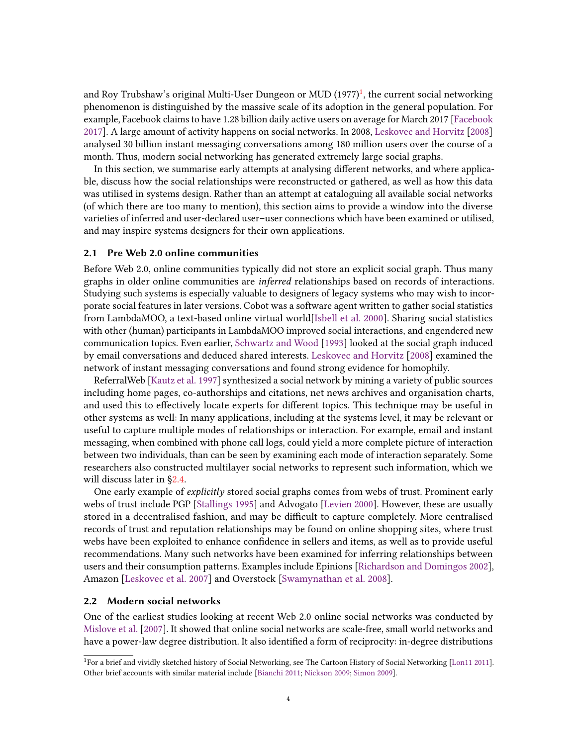and Roy Trubshaw's original Multi-User Dungeon or MUD (1977)[1], the current social networking phenomenon is distinguished by the massive scale of its adoption in the general population. For example, Facebook claims to have 1.28 billion daily active users on average for March 2017 [Facebook 2017]. A large amount of activity happens on social networks. In 2008, Leskovec and Horvitz [2008] analysed 30 billion instant messaging conversations among 180 million users over the course of a month. Thus, modern social networking has generated extremely large social graphs.

In this section, we summarise early attempts at analysing different networks, and where applicable, discuss how the social relationships were reconstructed or gathered, as well as how this data was utilised in systems design. Rather than an attempt at cataloguing all available social networks (of which there are too many to mention), this section aims to provide a window into the diverse varieties of inferred and user-declared user–user connections which have been examined or utilised, and may inspire systems designers for their own applications.

## 2.1 Pre Web 2.0 online communities

Before Web 2.0, online communities typically did not store an explicit social graph. Thus many graphs in older online communities are *inferred* relationships based on records of interactions. Studying such systems is especially valuable to designers of legacy systems who may wish to incorporate social features in later versions. Cobot was a software agent written to gather social statistics from LambdaMOO, a text-based online virtual world[Isbell et al. 2000]. Sharing social statistics with other (human) participants in LambdaMOO improved social interactions, and engendered new communication topics. Even earlier, Schwartz and Wood [1993] looked at the social graph induced by email conversations and deduced shared interests. Leskovec and Horvitz [2008] examined the network of instant messaging conversations and found strong evidence for homophily.

ReferralWeb [Kautz et al. 1997] synthesized a social network by mining a variety of public sources including home pages, co-authorships and citations, net news archives and organisation charts, and used this to effectively locate experts for different topics. This technique may be useful in other systems as well: In many applications, including at the systems level, it may be relevant or useful to capture multiple modes of relationships or interaction. For example, email and instant messaging, when combined with phone call logs, could yield a more complete picture of interaction between two individuals, than can be seen by examining each mode of interaction separately. Some researchers also constructed multilayer social networks to represent such information, which we will discuss later in §2.4.

One early example of *explicitly* stored social graphs comes from webs of trust. Prominent early webs of trust include PGP [Stallings 1995] and Advogato [Levien 2000]. However, these are usually stored in a decentralised fashion, and may be difficult to capture completely. More centralised records of trust and reputation relationships may be found on online shopping sites, where trust webs have been exploited to enhance confidence in sellers and items, as well as to provide useful recommendations. Many such networks have been examined for inferring relationships between users and their consumption patterns. Examples include Epinions [Richardson and Domingos 2002], Amazon [Leskovec et al. 2007] and Overstock [Swamynathan et al. 2008].

## 2.2 Modern social networks

One of the earliest studies looking at recent Web 2.0 online social networks was conducted by Mislove et al. [2007]. It showed that online social networks are scale-free, small world networks and have a power-law degree distribution. It also identified a form of reciprocity: in-degree distributions

[1] For a brief and vividly sketched history of Social Networking, see The Cartoon History of Social Networking [Lon11 2011]. Other brief accounts with similar material include [Bianchi 2011; Nickson 2009; Simon 2009].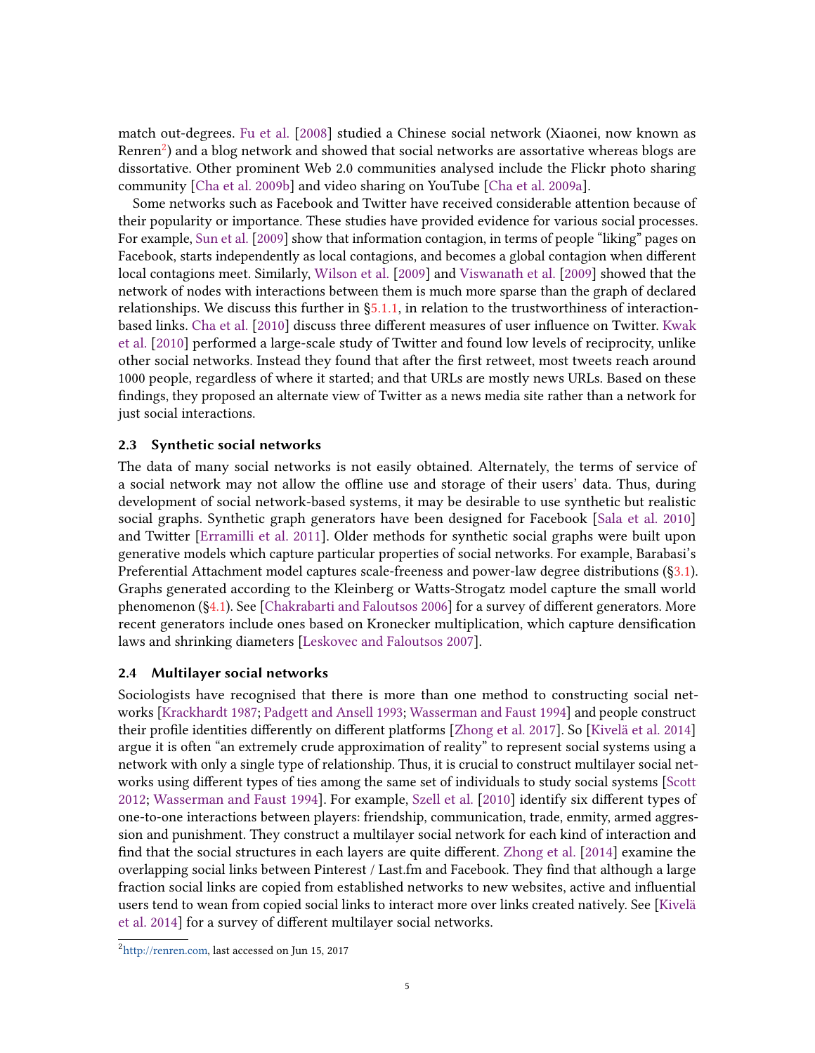match out-degrees. Fu et al. [2008] studied a Chinese social network (Xiaonei, now known as Renren[2]) and a blog network and showed that social networks are assortative whereas blogs are dissortative. Other prominent Web 2.0 communities analysed include the Flickr photo sharing community [Cha et al. 2009b] and video sharing on YouTube [Cha et al. 2009a].

Some networks such as Facebook and Twitter have received considerable attention because of their popularity or importance. These studies have provided evidence for various social processes. For example, Sun et al. [2009] show that information contagion, in terms of people "liking" pages on Facebook, starts independently as local contagions, and becomes a global contagion when different local contagions meet. Similarly, Wilson et al. [2009] and Viswanath et al. [2009] showed that the network of nodes with interactions between them is much more sparse than the graph of declared relationships. We discuss this further in §5.1.1, in relation to the trustworthiness of interaction-based links. Cha et al. [2010] discuss three different measures of user influence on Twitter. Kwak et al. [2010] performed a large-scale study of Twitter and found low levels of reciprocity, unlike other social networks. Instead they found that after the first retweet, most tweets reach around 1000 people, regardless of where it started; and that URLs are mostly news URLs. Based on these findings, they proposed an alternate view of Twitter as a news media site rather than a network for just social interactions.

## 2.3 Synthetic social networks

The data of many social networks is not easily obtained. Alternately, the terms of service of a social network may not allow the offline use and storage of their users' data. Thus, during development of social network-based systems, it may be desirable to use synthetic but realistic social graphs. Synthetic graph generators have been designed for Facebook [Sala et al. 2010] and Twitter [Erramilli et al. 2011]. Older methods for synthetic social graphs were built upon generative models which capture particular properties of social networks. For example, Barabasi's Preferential Attachment model captures scale-freeness and power-law degree distributions (§3.1). Graphs generated according to the Kleinberg or Watts-Strogatz model capture the small world phenomenon (§4.1). See [Chakrabarti and Faloutsos 2006] for a survey of different generators. More recent generators include ones based on Kronecker multiplication, which capture densification laws and shrinking diameters [Leskovec and Faloutsos 2007].

## 2.4 Multilayer social networks

Sociologists have recognised that there is more than one method to constructing social networks [Krackhardt 1987; Padgett and Ansell 1993; Wasserman and Faust 1994] and people construct their profile identities differently on different platforms [Zhong et al. 2017]. So [Kivelä et al. 2014] argue it is often "an extremely crude approximation of reality" to represent social systems using a network with only a single type of relationship. Thus, it is crucial to construct multilayer social networks using different types of ties among the same set of individuals to study social systems [Scott 2012; Wasserman and Faust 1994]. For example, Szell et al. [2010] identify six different types of one-to-one interactions between players: friendship, communication, trade, enmity, armed aggression and punishment. They construct a multilayer social network for each kind of interaction and find that the social structures in each layers are quite different. Zhong et al. [2014] examine the overlapping social links between Pinterest / Last.fm and Facebook. They find that although a large fraction social links are copied from established networks to new websites, active and influential users tend to wean from copied social links to interact more over links created natively. See [Kivelä et al. 2014] for a survey of different multilayer social networks.

[2] http://renren.com, last accessed on Jun 15, 2017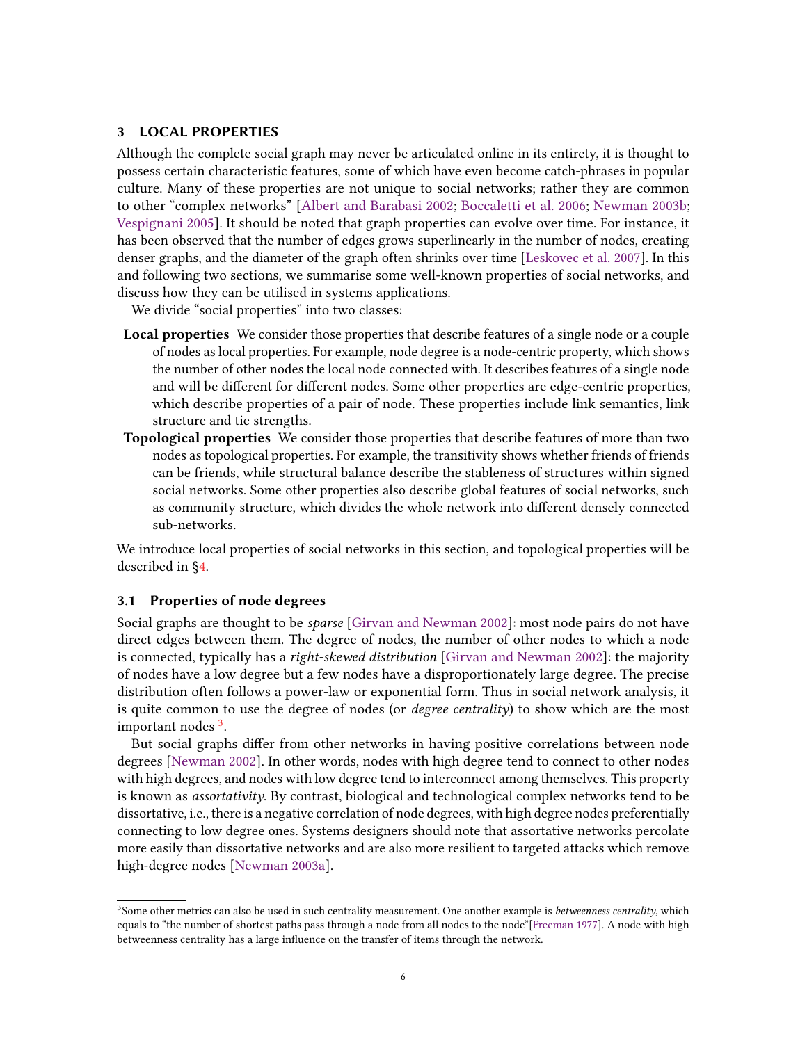## 3 LOCAL PROPERTIES

Although the complete social graph may never be articulated online in its entirety, it is thought to possess certain characteristic features, some of which have even become catch-phrases in popular culture. Many of these properties are not unique to social networks; rather they are common to other "complex networks" [Albert and Barabasi 2002; Boccaletti et al. 2006; Newman 2003b; Vespignani 2005]. It should be noted that graph properties can evolve over time. For instance, it has been observed that the number of edges grows superlinearly in the number of nodes, creating denser graphs, and the diameter of the graph often shrinks over time [Leskovec et al. 2007]. In this and following two sections, we summarise some well-known properties of social networks, and discuss how they can be utilised in systems applications.

We divide "social properties" into two classes:

**Local properties** We consider those properties that describe features of a single node or a couple of nodes as local properties. For example, node degree is a node-centric property, which shows the number of other nodes the local node connected with. It describes features of a single node and will be different for different nodes. Some other properties are edge-centric properties, which describe properties of a pair of node. These properties include link semantics, link structure and tie strengths.

**Topological properties** We consider those properties that describe features of more than two nodes as topological properties. For example, the transitivity shows whether friends of friends can be friends, while structural balance describe the stableness of structures within signed social networks. Some other properties also describe global features of social networks, such as community structure, which divides the whole network into different densely connected sub-networks.

We introduce local properties of social networks in this section, and topological properties will be described in §4.

### 3.1 Properties of node degrees

Social graphs are thought to be *sparse* [Girvan and Newman 2002]: most node pairs do not have direct edges between them. The degree of nodes, the number of other nodes to which a node is connected, typically has a *right-skewed distribution* [Girvan and Newman 2002]: the majority of nodes have a low degree but a few nodes have a disproportionately large degree. The precise distribution often follows a power-law or exponential form. Thus in social network analysis, it is quite common to use the degree of nodes (or *degree centrality*) to show which are the most important nodes [3].

But social graphs differ from other networks in having positive correlations between node degrees [Newman 2002]. In other words, nodes with high degree tend to connect to other nodes with high degrees, and nodes with low degree tend to interconnect among themselves. This property is known as *assortativity*. By contrast, biological and technological complex networks tend to be dissortative, i.e., there is a negative correlation of node degrees, with high degree nodes preferentially connecting to low degree ones. Systems designers should note that assortative networks percolate more easily than dissortative networks and are also more resilient to targeted attacks which remove high-degree nodes [Newman 2003a].

---

[3] Some other metrics can also be used in such centrality measurement. One another example is *betweenness centrality*, which equals to "the number of shortest paths pass through a node from all nodes to the node"[Freeman 1977]. A node with high betweenness centrality has a large influence on the transfer of items through the network.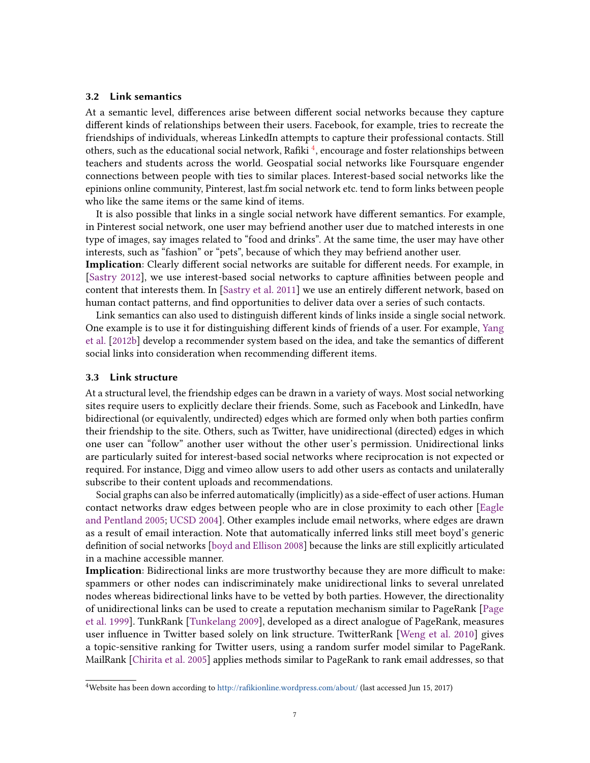### 3.2 Link semantics

At a semantic level, differences arise between different social networks because they capture different kinds of relationships between their users. Facebook, for example, tries to recreate the friendships of individuals, whereas LinkedIn attempts to capture their professional contacts. Still others, such as the educational social network, Rafiki [4], encourage and foster relationships between teachers and students across the world. Geospatial social networks like Foursquare engender connections between people with ties to similar places. Interest-based social networks like the epinions online community, Pinterest, last.fm social network etc. tend to form links between people who like the same items or the same kind of items.

It is also possible that links in a single social network have different semantics. For example, in Pinterest social network, one user may befriend another user due to matched interests in one type of images, say images related to "food and drinks". At the same time, the user may have other interests, such as "fashion" or "pets", because of which they may befriend another user.

**Implication**: Clearly different social networks are suitable for different needs. For example, in [Sastry 2012], we use interest-based social networks to capture affinities between people and content that interests them. In [Sastry et al. 2011] we use an entirely different network, based on human contact patterns, and find opportunities to deliver data over a series of such contacts.

Link semantics can also used to distinguish different kinds of links inside a single social network. One example is to use it for distinguishing different kinds of friends of a user. For example, Yang et al. [2012b] develop a recommender system based on the idea, and take the semantics of different social links into consideration when recommending different items.

### 3.3 Link structure

At a structural level, the friendship edges can be drawn in a variety of ways. Most social networking sites require users to explicitly declare their friends. Some, such as Facebook and LinkedIn, have bidirectional (or equivalently, undirected) edges which are formed only when both parties confirm their friendship to the site. Others, such as Twitter, have unidirectional (directed) edges in which one user can "follow" another user without the other user's permission. Unidirectional links are particularly suited for interest-based social networks where reciprocation is not expected or required. For instance, Digg and vimeo allow users to add other users as contacts and unilaterally subscribe to their content uploads and recommendations.

Social graphs can also be inferred automatically (implicitly) as a side-effect of user actions. Human contact networks draw edges between people who are in close proximity to each other [Eagle and Pentland 2005; UCSD 2004]. Other examples include email networks, where edges are drawn as a result of email interaction. Note that automatically inferred links still meet boyd's generic definition of social networks [boyd and Ellison 2008] because the links are still explicitly articulated in a machine accessible manner.

**Implication**: Bidirectional links are more trustworthy because they are more difficult to make: spammers or other nodes can indiscriminately make unidirectional links to several unrelated nodes whereas bidirectional links have to be vetted by both parties. However, the directionality of unidirectional links can be used to create a reputation mechanism similar to PageRank [Page et al. 1999]. TunkRank [Tunkelang 2009], developed as a direct analogue of PageRank, measures user influence in Twitter based solely on link structure. TwitterRank [Weng et al. 2010] gives a topic-sensitive ranking for Twitter users, using a random surfer model similar to PageRank. MailRank [Chirita et al. 2005] applies methods similar to PageRank to rank email addresses, so that

[4] Website has been down according to http://rafikionline.wordpress.com/about/ (last accessed Jun 15, 2017)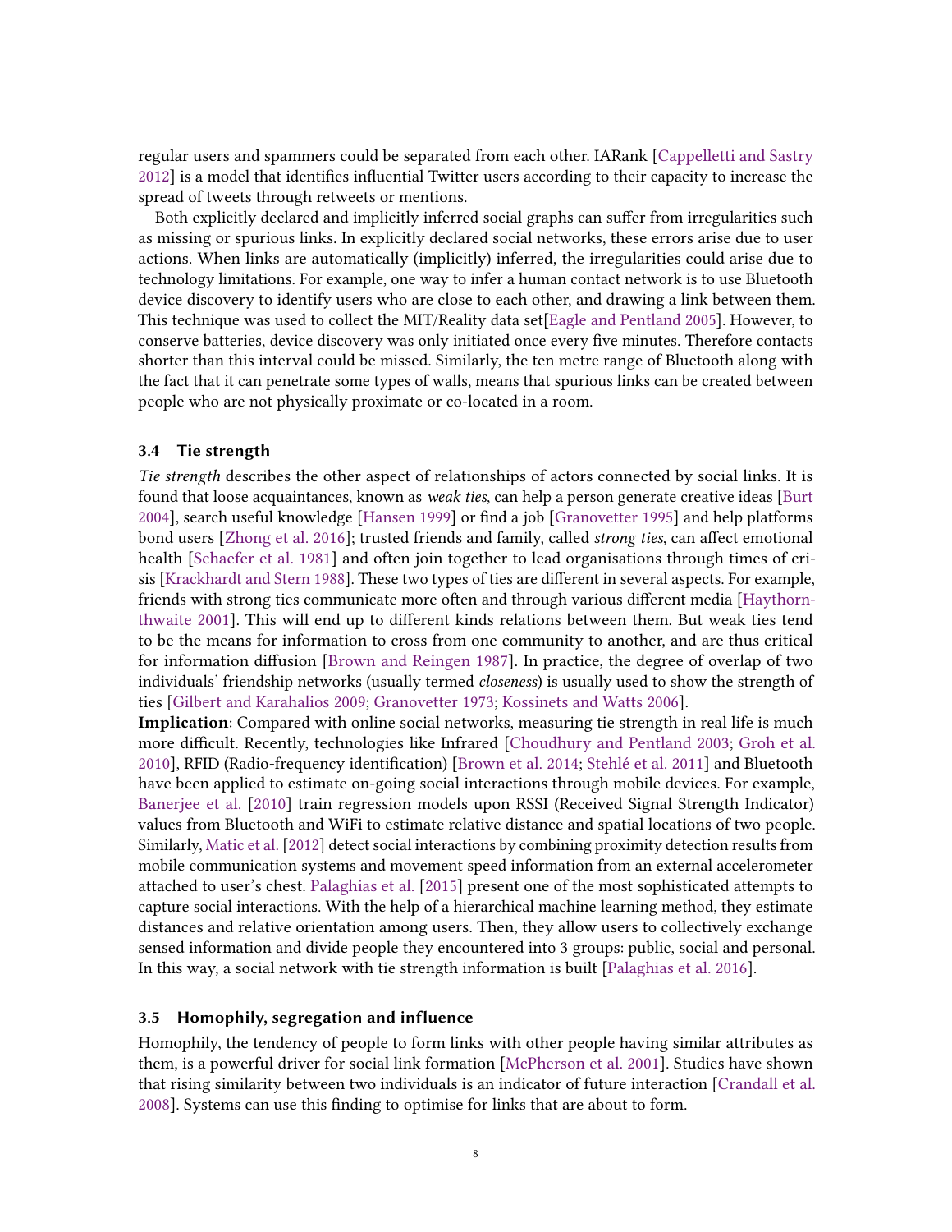regular users and spammers could be separated from each other. IARank [Cappelletti and Sastry 2012] is a model that identifies influential Twitter users according to their capacity to increase the spread of tweets through retweets or mentions.

Both explicitly declared and implicitly inferred social graphs can suffer from irregularities such as missing or spurious links. In explicitly declared social networks, these errors arise due to user actions. When links are automatically (implicitly) inferred, the irregularities could arise due to technology limitations. For example, one way to infer a human contact network is to use Bluetooth device discovery to identify users who are close to each other, and drawing a link between them. This technique was used to collect the MIT/Reality data set[Eagle and Pentland 2005]. However, to conserve batteries, device discovery was only initiated once every five minutes. Therefore contacts shorter than this interval could be missed. Similarly, the ten metre range of Bluetooth along with the fact that it can penetrate some types of walls, means that spurious links can be created between people who are not physically proximate or co-located in a room.

### 3.4 Tie strength

*Tie strength* describes the other aspect of relationships of actors connected by social links. It is found that loose acquaintances, known as *weak ties*, can help a person generate creative ideas [Burt 2004], search useful knowledge [Hansen 1999] or find a job [Granovetter 1995] and help platforms bond users [Zhong et al. 2016]; trusted friends and family, called *strong ties*, can affect emotional health [Schaefer et al. 1981] and often join together to lead organisations through times of crisis [Krackhardt and Stern 1988]. These two types of ties are different in several aspects. For example, friends with strong ties communicate more often and through various different media [Haythornthwaite 2001]. This will end up to different kinds relations between them. But weak ties tend to be the means for information to cross from one community to another, and are thus critical for information diffusion [Brown and Reingen 1987]. In practice, the degree of overlap of two individuals' friendship networks (usually termed *closeness*) is usually used to show the strength of ties [Gilbert and Karahalios 2009; Granovetter 1973; Kossinets and Watts 2006].

**Implication**: Compared with online social networks, measuring tie strength in real life is much more difficult. Recently, technologies like Infrared [Choudhury and Pentland 2003; Groh et al. 2010], RFID (Radio-frequency identification) [Brown et al. 2014; Stehlé et al. 2011] and Bluetooth have been applied to estimate on-going social interactions through mobile devices. For example, Banerjee et al. [2010] train regression models upon RSSI (Received Signal Strength Indicator) values from Bluetooth and WiFi to estimate relative distance and spatial locations of two people. Similarly, Matic et al. [2012] detect social interactions by combining proximity detection results from mobile communication systems and movement speed information from an external accelerometer attached to user's chest. Palaghias et al. [2015] present one of the most sophisticated attempts to capture social interactions. With the help of a hierarchical machine learning method, they estimate distances and relative orientation among users. Then, they allow users to collectively exchange sensed information and divide people they encountered into 3 groups: public, social and personal. In this way, a social network with tie strength information is built [Palaghias et al. 2016].

### 3.5 Homophily, segregation and influence

Homophily, the tendency of people to form links with other people having similar attributes as them, is a powerful driver for social link formation [McPherson et al. 2001]. Studies have shown that rising similarity between two individuals is an indicator of future interaction [Crandall et al. 2008]. Systems can use this finding to optimise for links that are about to form.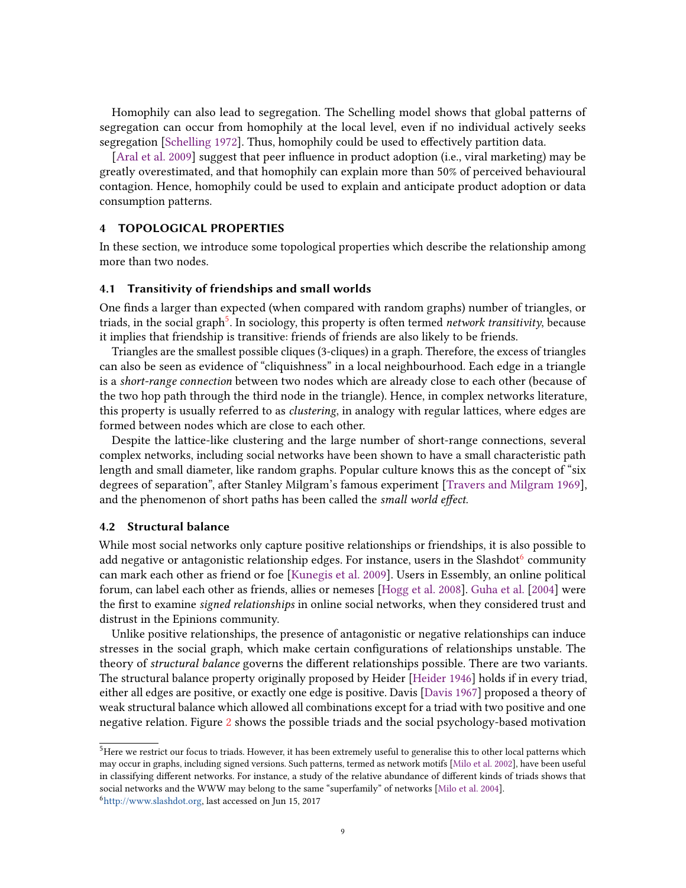Homophily can also lead to segregation. The Schelling model shows that global patterns of segregation can occur from homophily at the local level, even if no individual actively seeks segregation [Schelling 1972]. Thus, homophily could be used to effectively partition data.

[Aral et al. 2009] suggest that peer influence in product adoption (i.e., viral marketing) may be greatly overestimated, and that homophily can explain more than 50% of perceived behavioural contagion. Hence, homophily could be used to explain and anticipate product adoption or data consumption patterns.

## 4 TOPOLOGICAL PROPERTIES

In these section, we introduce some topological properties which describe the relationship among more than two nodes.

### 4.1 Transitivity of friendships and small worlds

One finds a larger than expected (when compared with random graphs) number of triangles, or triads, in the social graph[5]. In sociology, this property is often termed *network transitivity*, because it implies that friendship is transitive: friends of friends are also likely to be friends.

Triangles are the smallest possible cliques (3-cliques) in a graph. Therefore, the excess of triangles can also be seen as evidence of "cliquishness" in a local neighbourhood. Each edge in a triangle is a *short-range connection* between two nodes which are already close to each other (because of the two hop path through the third node in the triangle). Hence, in complex networks literature, this property is usually referred to as *clustering*, in analogy with regular lattices, where edges are formed between nodes which are close to each other.

Despite the lattice-like clustering and the large number of short-range connections, several complex networks, including social networks have been shown to have a small characteristic path length and small diameter, like random graphs. Popular culture knows this as the concept of "six degrees of separation", after Stanley Milgram's famous experiment [Travers and Milgram 1969], and the phenomenon of short paths has been called the *small world effect*.

### 4.2 Structural balance

While most social networks only capture positive relationships or friendships, it is also possible to add negative or antagonistic relationship edges. For instance, users in the Slashdot[6] community can mark each other as friend or foe [Kunegis et al. 2009]. Users in Essembly, an online political forum, can label each other as friends, allies or nemeses [Hogg et al. 2008]. Guha et al. [2004] were the first to examine *signed relationships* in online social networks, when they considered trust and distrust in the Epinions community.

Unlike positive relationships, the presence of antagonistic or negative relationships can induce stresses in the social graph, which make certain configurations of relationships unstable. The theory of *structural balance* governs the different relationships possible. There are two variants. The structural balance property originally proposed by Heider [Heider 1946] holds if in every triad, either all edges are positive, or exactly one edge is positive. Davis [Davis 1967] proposed a theory of weak structural balance which allowed all combinations except for a triad with two positive and one negative relation. Figure 2 shows the possible triads and the social psychology-based motivation

---

[5] Here we restrict our focus to triads. However, it has been extremely useful to generalise this to other local patterns which may occur in graphs, including signed versions. Such patterns, termed as network motifs [Milo et al. 2002], have been useful in classifying different networks. For instance, a study of the relative abundance of different kinds of triads shows that social networks and the WWW may belong to the same "superfamily" of networks [Milo et al. 2004].

[6] http://www.slashdot.org, last accessed on Jun 15, 2017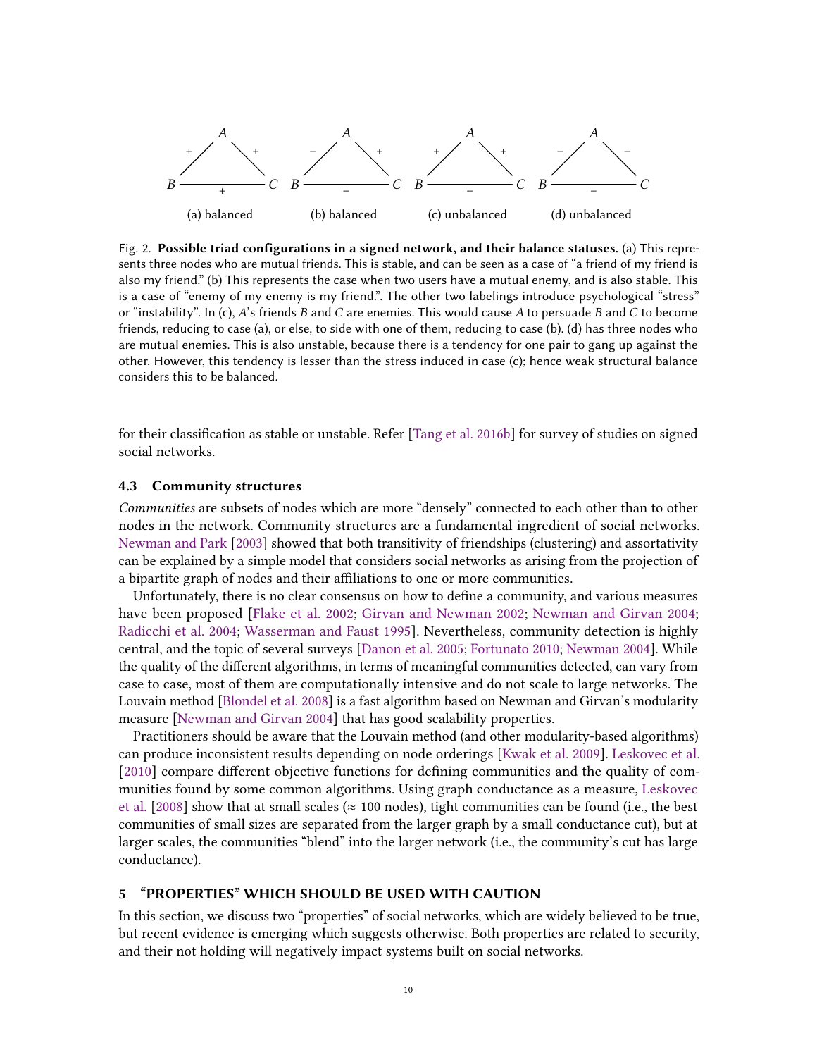(a) balanced (b) balanced (c) unbalanced (d) unbalanced

Fig. 2. **Possible triad configurations in a signed network, and their balance statuses.** (a) This represents three nodes who are mutual friends. This is stable, and can be seen as a case of "a friend of my friend is also my friend." (b) This represents the case when two users have a mutual enemy, and is also stable. This is a case of "enemy of my enemy is my friend.". The other two labelings introduce psychological "stress" or "instability". In (c), $A$'s friends $B$ and $C$ are enemies. This would cause $A$ to persuade $B$ and $C$ to become friends, reducing to case (a), or else, to side with one of them, reducing to case (b). (d) has three nodes who are mutual enemies. This is also unstable, because there is a tendency for one pair to gang up against the other. However, this tendency is lesser than the stress induced in case (c); hence weak structural balance considers this to be balanced.

for their classification as stable or unstable. Refer [Tang et al. 2016b] for survey of studies on signed social networks.

### 4.3 Community structures

*Communities* are subsets of nodes which are more "densely" connected to each other than to other nodes in the network. Community structures are a fundamental ingredient of social networks. Newman and Park [2003] showed that both transitivity of friendships (clustering) and assortativity can be explained by a simple model that considers social networks as arising from the projection of a bipartite graph of nodes and their affiliations to one or more communities.

Unfortunately, there is no clear consensus on how to define a community, and various measures have been proposed [Flake et al. 2002; Girvan and Newman 2002; Newman and Girvan 2004; Radicchi et al. 2004; Wasserman and Faust 1995]. Nevertheless, community detection is highly central, and the topic of several surveys [Danon et al. 2005; Fortunato 2010; Newman 2004]. While the quality of the different algorithms, in terms of meaningful communities detected, can vary from case to case, most of them are computationally intensive and do not scale to large networks. The Louvain method [Blondel et al. 2008] is a fast algorithm based on Newman and Girvan's modularity measure [Newman and Girvan 2004] that has good scalability properties.

Practitioners should be aware that the Louvain method (and other modularity-based algorithms) can produce inconsistent results depending on node orderings [Kwak et al. 2009]. Leskovec et al. [2010] compare different objective functions for defining communities and the quality of communities found by some common algorithms. Using graph conductance as a measure, Leskovec et al. [2008] show that at small scales ($\approx$ 100 nodes), tight communities can be found (i.e., the best communities of small sizes are separated from the larger graph by a small conductance cut), but at larger scales, the communities "blend" into the larger network (i.e., the community's cut has large conductance).

## 5 "PROPERTIES" WHICH SHOULD BE USED WITH CAUTION

In this section, we discuss two "properties" of social networks, which are widely believed to be true, but recent evidence is emerging which suggests otherwise. Both properties are related to security, and their not holding will negatively impact systems built on social networks.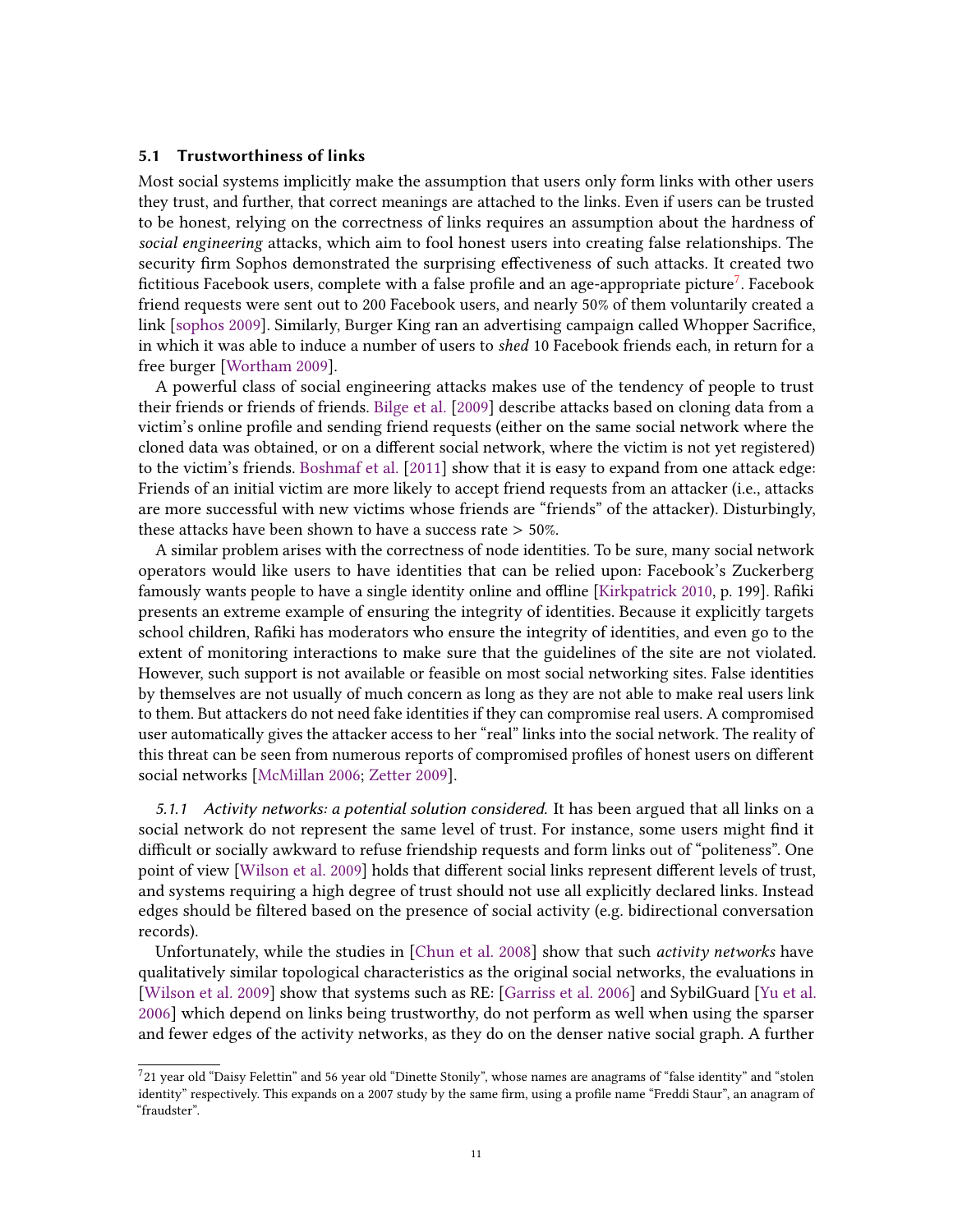### 5.1 Trustworthiness of links

Most social systems implicitly make the assumption that users only form links with other users they trust, and further, that correct meanings are attached to the links. Even if users can be trusted to be honest, relying on the correctness of links requires an assumption about the hardness of *social engineering* attacks, which aim to fool honest users into creating false relationships. The security firm Sophos demonstrated the surprising effectiveness of such attacks. It created two fictitious Facebook users, complete with a false profile and an age-appropriate picture[7]. Facebook friend requests were sent out to 200 Facebook users, and nearly 50% of them voluntarily created a link [sophos 2009]. Similarly, Burger King ran an advertising campaign called Whopper Sacrifice, in which it was able to induce a number of users to *shed* 10 Facebook friends each, in return for a free burger [Wortham 2009].

A powerful class of social engineering attacks makes use of the tendency of people to trust their friends or friends of friends. Bilge et al. [2009] describe attacks based on cloning data from a victim's online profile and sending friend requests (either on the same social network where the cloned data was obtained, or on a different social network, where the victim is not yet registered) to the victim's friends. Boshmaf et al. [2011] show that it is easy to expand from one attack edge: Friends of an initial victim are more likely to accept friend requests from an attacker (i.e., attacks are more successful with new victims whose friends are "friends" of the attacker). Disturbingly, these attacks have been shown to have a success rate > 50%.

A similar problem arises with the correctness of node identities. To be sure, many social network operators would like users to have identities that can be relied upon: Facebook's Zuckerberg famously wants people to have a single identity online and offline [Kirkpatrick 2010, p. 199]. Rafiki presents an extreme example of ensuring the integrity of identities. Because it explicitly targets school children, Rafiki has moderators who ensure the integrity of identities, and even go to the extent of monitoring interactions to make sure that the guidelines of the site are not violated. However, such support is not available or feasible on most social networking sites. False identities by themselves are not usually of much concern as long as they are not able to make real users link to them. But attackers do not need fake identities if they can compromise real users. A compromised user automatically gives the attacker access to her "real" links into the social network. The reality of this threat can be seen from numerous reports of compromised profiles of honest users on different social networks [McMillan 2006; Zetter 2009].

*5.1.1 Activity networks: a potential solution considered.* It has been argued that all links on a social network do not represent the same level of trust. For instance, some users might find it difficult or socially awkward to refuse friendship requests and form links out of "politeness". One point of view [Wilson et al. 2009] holds that different social links represent different levels of trust, and systems requiring a high degree of trust should not use all explicitly declared links. Instead edges should be filtered based on the presence of social activity (e.g. bidirectional conversation records).

Unfortunately, while the studies in [Chun et al. 2008] show that such *activity networks* have qualitatively similar topological characteristics as the original social networks, the evaluations in [Wilson et al. 2009] show that systems such as RE: [Garriss et al. 2006] and SybilGuard [Yu et al. 2006] which depend on links being trustworthy, do not perform as well when using the sparser and fewer edges of the activity networks, as they do on the denser native social graph. A further

[7] 21 year old "Daisy Felettin" and 56 year old "Dinette Stonily", whose names are anagrams of "false identity" and "stolen identity" respectively. This expands on a 2007 study by the same firm, using a profile name "Freddi Staur", an anagram of "fraudster".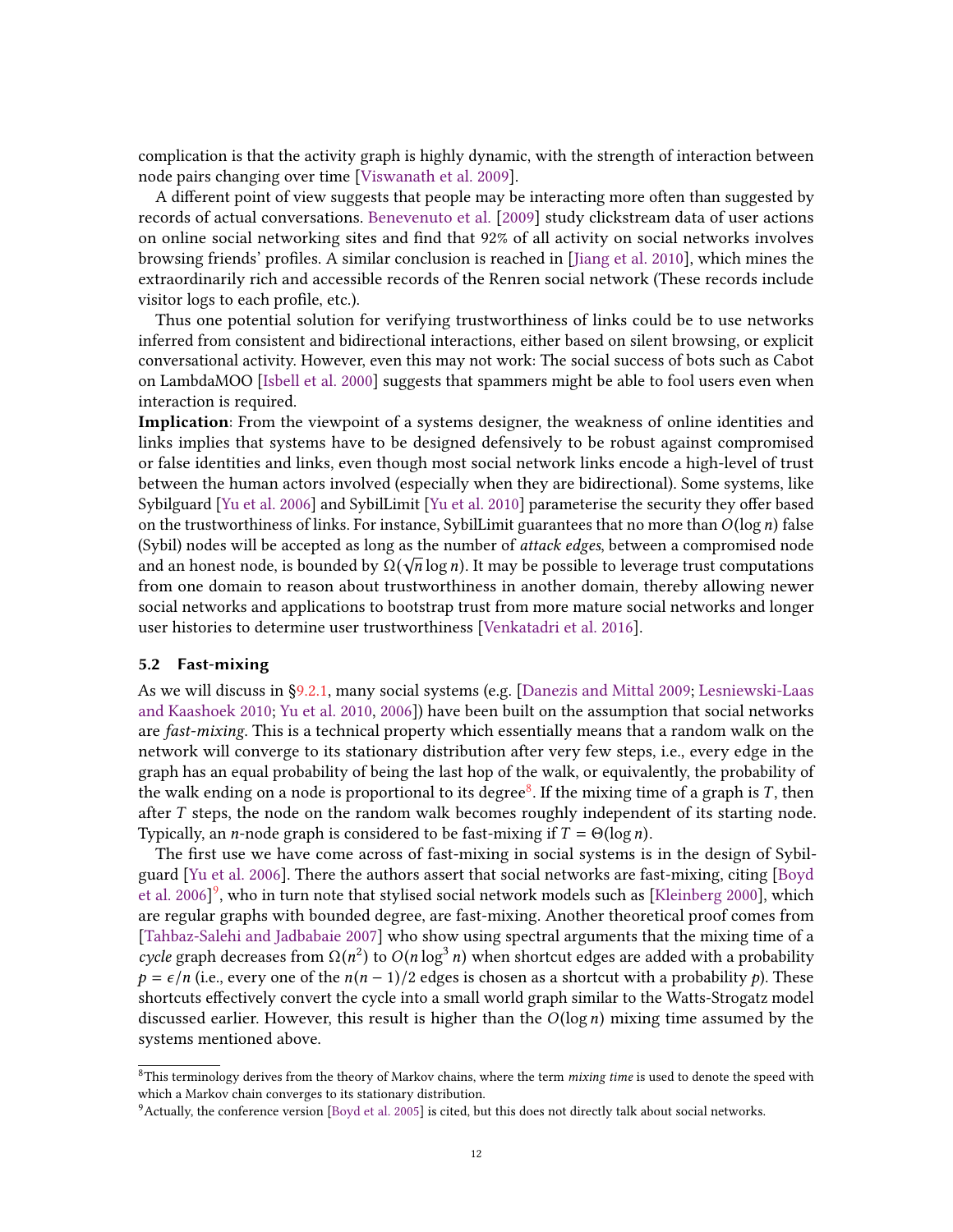complication is that the activity graph is highly dynamic, with the strength of interaction between node pairs changing over time [Viswanath et al. 2009].

A different point of view suggests that people may be interacting more often than suggested by records of actual conversations. Benevenuto et al. [2009] study clickstream data of user actions on online social networking sites and find that 92% of all activity on social networks involves browsing friends' profiles. A similar conclusion is reached in [Jiang et al. 2010], which mines the extraordinarily rich and accessible records of the Renren social network (These records include visitor logs to each profile, etc.).

Thus one potential solution for verifying trustworthiness of links could be to use networks inferred from consistent and bidirectional interactions, either based on silent browsing, or explicit conversational activity. However, even this may not work: The social success of bots such as Cabot on LambdaMOO [Isbell et al. 2000] suggests that spammers might be able to fool users even when interaction is required.

**Implication**: From the viewpoint of a systems designer, the weakness of online identities and links implies that systems have to be designed defensively to be robust against compromised or false identities and links, even though most social network links encode a high-level of trust between the human actors involved (especially when they are bidirectional). Some systems, like Sybilguard [Yu et al. 2006] and SybilLimit [Yu et al. 2010] parameterise the security they offer based on the trustworthiness of links. For instance, SybilLimit guarantees that no more than $O(\log n)$ false (Sybil) nodes will be accepted as long as the number of *attack edges*, between a compromised node and an honest node, is bounded by $\Omega(\sqrt{n} \log n)$. It may be possible to leverage trust computations from one domain to reason about trustworthiness in another domain, thereby allowing newer social networks and applications to bootstrap trust from more mature social networks and longer user histories to determine user trustworthiness [Venkatadri et al. 2016].

## 5.2 Fast-mixing

As we will discuss in §9.2.1, many social systems (e.g. [Danezis and Mittal 2009; Lesniewski-Laas and Kaashoek 2010; Yu et al. 2010, 2006]) have been built on the assumption that social networks are *fast-mixing*. This is a technical property which essentially means that a random walk on the network will converge to its stationary distribution after very few steps, i.e., every edge in the graph has an equal probability of being the last hop of the walk, or equivalently, the probability of the walk ending on a node is proportional to its degree[8]. If the mixing time of a graph is $T$, then after $T$ steps, the node on the random walk becomes roughly independent of its starting node. Typically, an $n$-node graph is considered to be fast-mixing if $T = \Theta(\log n)$.

The first use we have come across of fast-mixing in social systems is in the design of Sybilguard [Yu et al. 2006]. There the authors assert that social networks are fast-mixing, citing [Boyd et al. 2006][9], who in turn note that stylised social network models such as [Kleinberg 2000], which are regular graphs with bounded degree, are fast-mixing. Another theoretical proof comes from [Tahbaz-Salehi and Jadbabaie 2007] who show using spectral arguments that the mixing time of a *cycle* graph decreases from $\Omega(n^2)$ to $O(n \log^3 n)$ when shortcut edges are added with a probability $p = \epsilon/n$ (i.e., every one of the $n(n-1)/2$ edges is chosen as a shortcut with a probability $p$). These shortcuts effectively convert the cycle into a small world graph similar to the Watts-Strogatz model discussed earlier. However, this result is higher than the $O(\log n)$ mixing time assumed by the systems mentioned above.

---

[8] This terminology derives from the theory of Markov chains, where the term *mixing time* is used to denote the speed with which a Markov chain converges to its stationary distribution.

[9] Actually, the conference version [Boyd et al. 2005] is cited, but this does not directly talk about social networks.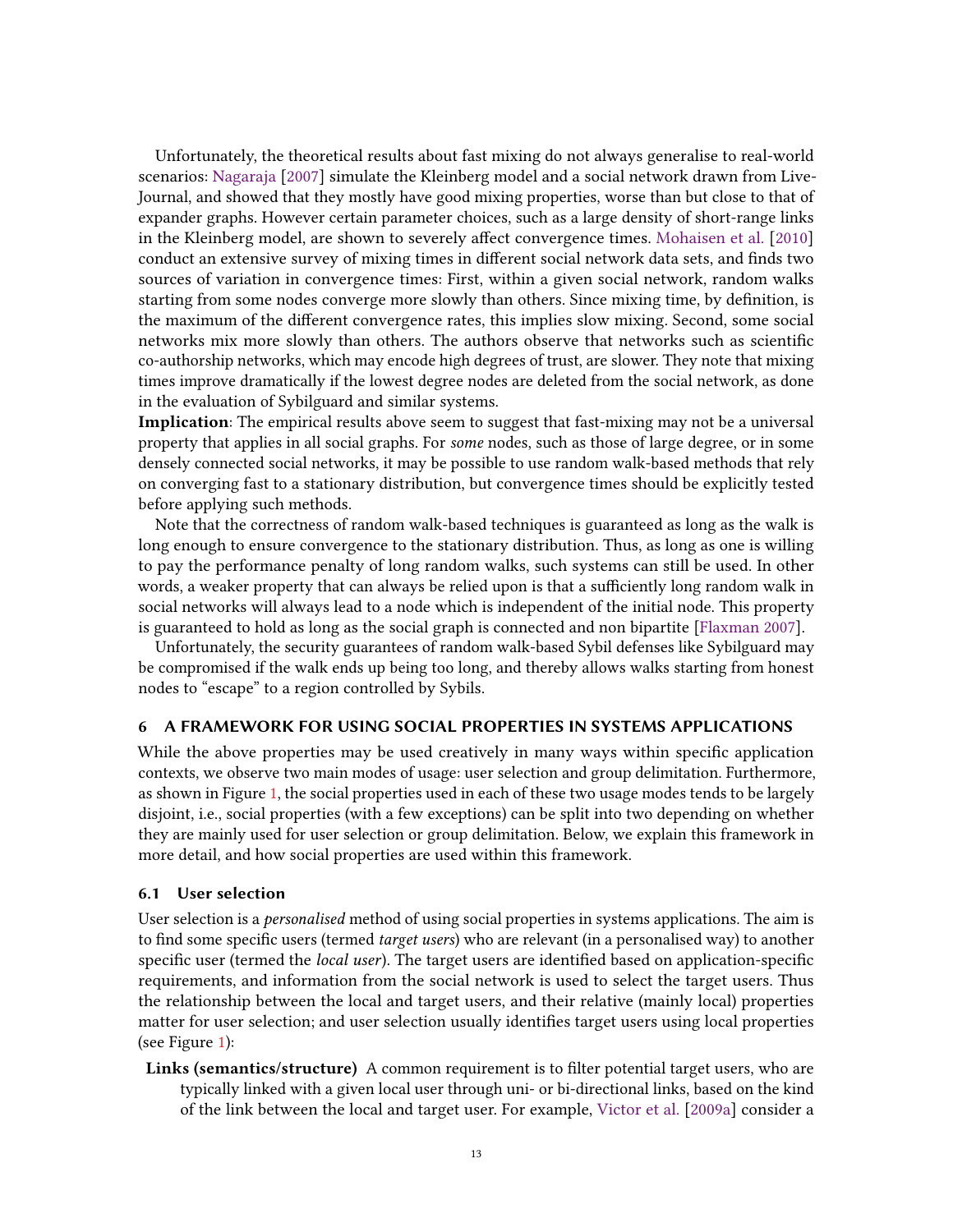Unfortunately, the theoretical results about fast mixing do not always generalise to real-world scenarios: Nagaraja [2007] simulate the Kleinberg model and a social network drawn from LiveJournal, and showed that they mostly have good mixing properties, worse than but close to that of expander graphs. However certain parameter choices, such as a large density of short-range links in the Kleinberg model, are shown to severely affect convergence times. Mohaisen et al. [2010] conduct an extensive survey of mixing times in different social network data sets, and finds two sources of variation in convergence times: First, within a given social network, random walks starting from some nodes converge more slowly than others. Since mixing time, by definition, is the maximum of the different convergence rates, this implies slow mixing. Second, some social networks mix more slowly than others. The authors observe that networks such as scientific co-authorship networks, which may encode high degrees of trust, are slower. They note that mixing times improve dramatically if the lowest degree nodes are deleted from the social network, as done in the evaluation of Sybilguard and similar systems.

**Implication**: The empirical results above seem to suggest that fast-mixing may not be a universal property that applies in all social graphs. For *some* nodes, such as those of large degree, or in some densely connected social networks, it may be possible to use random walk-based methods that rely on converging fast to a stationary distribution, but convergence times should be explicitly tested before applying such methods.

Note that the correctness of random walk-based techniques is guaranteed as long as the walk is long enough to ensure convergence to the stationary distribution. Thus, as long as one is willing to pay the performance penalty of long random walks, such systems can still be used. In other words, a weaker property that can always be relied upon is that a sufficiently long random walk in social networks will always lead to a node which is independent of the initial node. This property is guaranteed to hold as long as the social graph is connected and non bipartite [Flaxman 2007].

Unfortunately, the security guarantees of random walk-based Sybil defenses like Sybilguard may be compromised if the walk ends up being too long, and thereby allows walks starting from honest nodes to "escape" to a region controlled by Sybils.

## 6 A FRAMEWORK FOR USING SOCIAL PROPERTIES IN SYSTEMS APPLICATIONS

While the above properties may be used creatively in many ways within specific application contexts, we observe two main modes of usage: user selection and group delimitation. Furthermore, as shown in Figure 1, the social properties used in each of these two usage modes tends to be largely disjoint, i.e., social properties (with a few exceptions) can be split into two depending on whether they are mainly used for user selection or group delimitation. Below, we explain this framework in more detail, and how social properties are used within this framework.

### 6.1 User selection

User selection is a *personalised* method of using social properties in systems applications. The aim is to find some specific users (termed *target users*) who are relevant (in a personalised way) to another specific user (termed the *local user*). The target users are identified based on application-specific requirements, and information from the social network is used to select the target users. Thus the relationship between the local and target users, and their relative (mainly local) properties matter for user selection; and user selection usually identifies target users using local properties (see Figure 1):

- **Links (semantics/structure)** A common requirement is to filter potential target users, who are typically linked with a given local user through uni- or bi-directional links, based on the kind of the link between the local and target user. For example, Victor et al. [2009a] consider a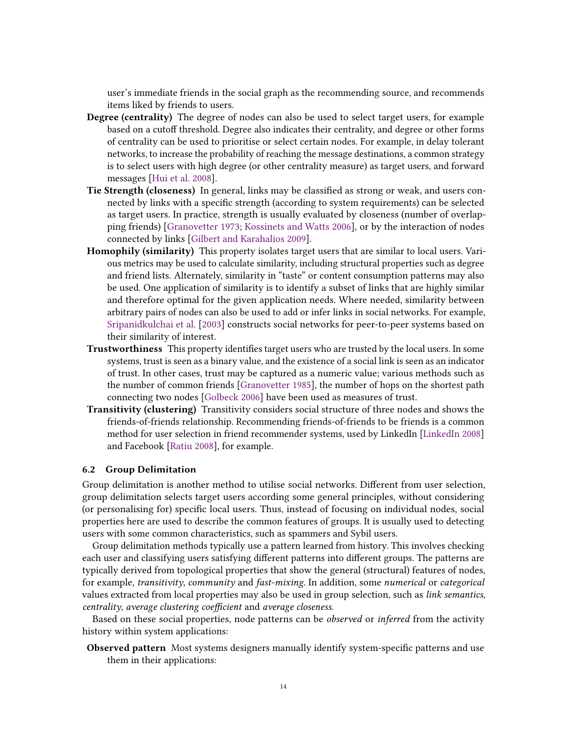user's immediate friends in the social graph as the recommending source, and recommends items liked by friends to users.

**Degree (centrality)** The degree of nodes can also be used to select target users, for example based on a cutoff threshold. Degree also indicates their centrality, and degree or other forms of centrality can be used to prioritise or select certain nodes. For example, in delay tolerant networks, to increase the probability of reaching the message destinations, a common strategy is to select users with high degree (or other centrality measure) as target users, and forward messages [Hui et al. 2008].

**Tie Strength (closeness)** In general, links may be classified as strong or weak, and users connected by links with a specific strength (according to system requirements) can be selected as target users. In practice, strength is usually evaluated by closeness (number of overlapping friends) [Granovetter 1973; Kossinets and Watts 2006], or by the interaction of nodes connected by links [Gilbert and Karahalios 2009].

**Homophily (similarity)** This property isolates target users that are similar to local users. Various metrics may be used to calculate similarity, including structural properties such as degree and friend lists. Alternately, similarity in "taste" or content consumption patterns may also be used. One application of similarity is to identify a subset of links that are highly similar and therefore optimal for the given application needs. Where needed, similarity between arbitrary pairs of nodes can also be used to add or infer links in social networks. For example, Sripanidkulchai et al. [2003] constructs social networks for peer-to-peer systems based on their similarity of interest.

**Trustworthiness** This property identifies target users who are trusted by the local users. In some systems, trust is seen as a binary value, and the existence of a social link is seen as an indicator of trust. In other cases, trust may be captured as a numeric value; various methods such as the number of common friends [Granovetter 1985], the number of hops on the shortest path connecting two nodes [Golbeck 2006] have been used as measures of trust.

**Transitivity (clustering)** Transitivity considers social structure of three nodes and shows the friends-of-friends relationship. Recommending friends-of-friends to be friends is a common method for user selection in friend recommender systems, used by LinkedIn [LinkedIn 2008] and Facebook [Ratiu 2008], for example.

### 6.2 Group Delimitation

Group delimitation is another method to utilise social networks. Different from user selection, group delimitation selects target users according some general principles, without considering (or personalising for) specific local users. Thus, instead of focusing on individual nodes, social properties here are used to describe the common features of groups. It is usually used to detecting users with some common characteristics, such as spammers and Sybil users.

Group delimitation methods typically use a pattern learned from history. This involves checking each user and classifying users satisfying different patterns into different groups. The patterns are typically derived from topological properties that show the general (structural) features of nodes, for example, *transitivity*, *community* and *fast-mixing*. In addition, some *numerical* or *categorical* values extracted from local properties may also be used in group selection, such as *link semantics*, *centrality*, *average clustering coefficient* and *average closeness*.

Based on these social properties, node patterns can be *observed* or *inferred* from the activity history within system applications:

**Observed pattern** Most systems designers manually identify system-specific patterns and use them in their applications: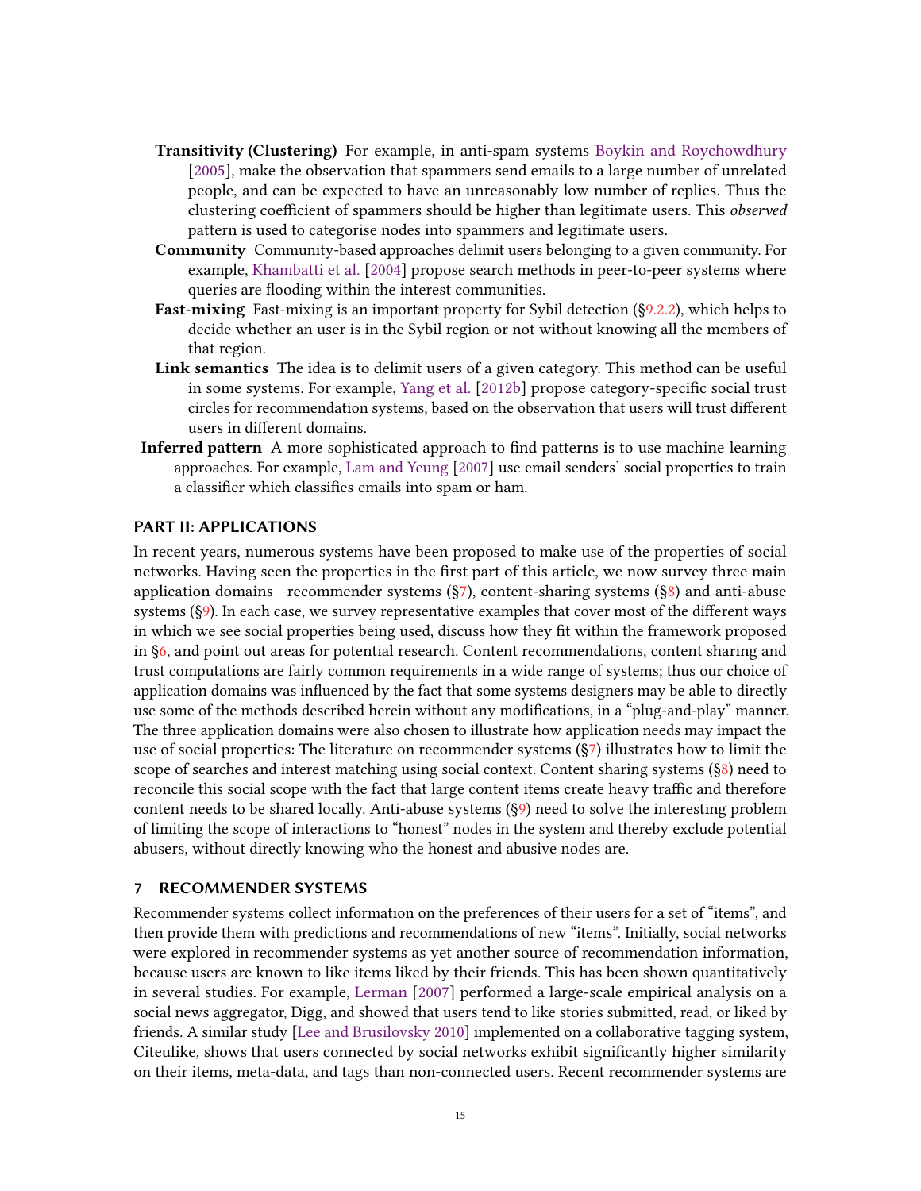- **Transitivity (Clustering)** For example, in anti-spam systems Boykin and Roychowdhury [2005], make the observation that spammers send emails to a large number of unrelated people, and can be expected to have an unreasonably low number of replies. Thus the clustering coefficient of spammers should be higher than legitimate users. This *observed* pattern is used to categorise nodes into spammers and legitimate users.
- **Community** Community-based approaches delimit users belonging to a given community. For example, Khambatti et al. [2004] propose search methods in peer-to-peer systems where queries are flooding within the interest communities.
- **Fast-mixing** Fast-mixing is an important property for Sybil detection (§9.2.2), which helps to decide whether an user is in the Sybil region or not without knowing all the members of that region.
- **Link semantics** The idea is to delimit users of a given category. This method can be useful in some systems. For example, Yang et al. [2012b] propose category-specific social trust circles for recommendation systems, based on the observation that users will trust different users in different domains.

**Inferred pattern** A more sophisticated approach to find patterns is to use machine learning approaches. For example, Lam and Yeung [2007] use email senders' social properties to train a classifier which classifies emails into spam or ham.

## PART II: APPLICATIONS

In recent years, numerous systems have been proposed to make use of the properties of social networks. Having seen the properties in the first part of this article, we now survey three main application domains –recommender systems (§7), content-sharing systems (§8) and anti-abuse systems (§9). In each case, we survey representative examples that cover most of the different ways in which we see social properties being used, discuss how they fit within the framework proposed in §6, and point out areas for potential research. Content recommendations, content sharing and trust computations are fairly common requirements in a wide range of systems; thus our choice of application domains was influenced by the fact that some systems designers may be able to directly use some of the methods described herein without any modifications, in a "plug-and-play" manner. The three application domains were also chosen to illustrate how application needs may impact the use of social properties: The literature on recommender systems (§7) illustrates how to limit the scope of searches and interest matching using social context. Content sharing systems (§8) need to reconcile this social scope with the fact that large content items create heavy traffic and therefore content needs to be shared locally. Anti-abuse systems (§9) need to solve the interesting problem of limiting the scope of interactions to "honest" nodes in the system and thereby exclude potential abusers, without directly knowing who the honest and abusive nodes are.

## 7 RECOMMENDER SYSTEMS

Recommender systems collect information on the preferences of their users for a set of "items", and then provide them with predictions and recommendations of new "items". Initially, social networks were explored in recommender systems as yet another source of recommendation information, because users are known to like items liked by their friends. This has been shown quantitatively in several studies. For example, Lerman [2007] performed a large-scale empirical analysis on a social news aggregator, Digg, and showed that users tend to like stories submitted, read, or liked by friends. A similar study [Lee and Brusilovsky 2010] implemented on a collaborative tagging system, Citeulike, shows that users connected by social networks exhibit significantly higher similarity on their items, meta-data, and tags than non-connected users. Recent recommender systems are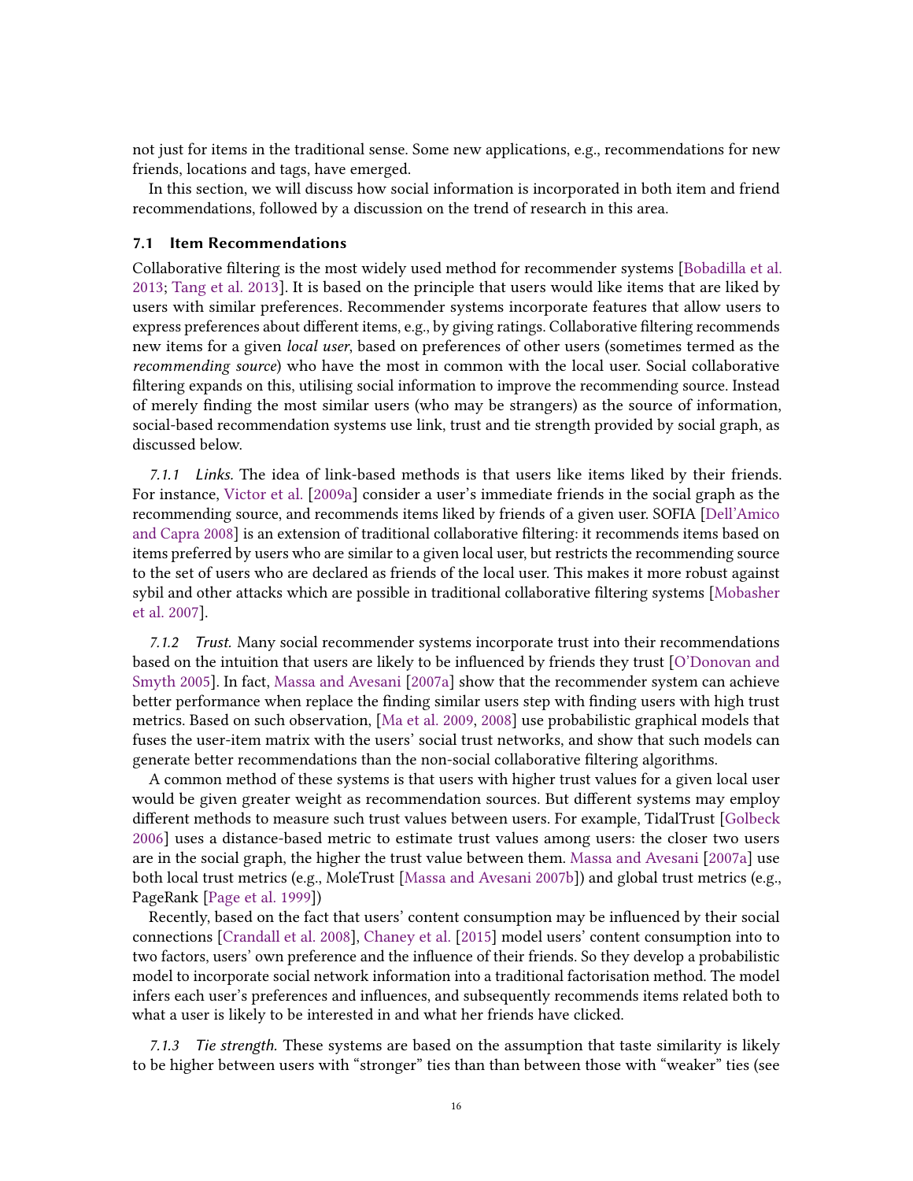not just for items in the traditional sense. Some new applications, e.g., recommendations for new friends, locations and tags, have emerged.

In this section, we will discuss how social information is incorporated in both item and friend recommendations, followed by a discussion on the trend of research in this area.

### 7.1 Item Recommendations

Collaborative filtering is the most widely used method for recommender systems [Bobadilla et al. 2013; Tang et al. 2013]. It is based on the principle that users would like items that are liked by users with similar preferences. Recommender systems incorporate features that allow users to express preferences about different items, e.g., by giving ratings. Collaborative filtering recommends new items for a given *local user*, based on preferences of other users (sometimes termed as the *recommending source*) who have the most in common with the local user. Social collaborative filtering expands on this, utilising social information to improve the recommending source. Instead of merely finding the most similar users (who may be strangers) as the source of information, social-based recommendation systems use link, trust and tie strength provided by social graph, as discussed below.

*7.1.1 Links.* The idea of link-based methods is that users like items liked by their friends. For instance, Victor et al. [2009a] consider a user's immediate friends in the social graph as the recommending source, and recommends items liked by friends of a given user. SOFIA [Dell'Amico and Capra 2008] is an extension of traditional collaborative filtering: it recommends items based on items preferred by users who are similar to a given local user, but restricts the recommending source to the set of users who are declared as friends of the local user. This makes it more robust against sybil and other attacks which are possible in traditional collaborative filtering systems [Mobasher et al. 2007].

*7.1.2 Trust.* Many social recommender systems incorporate trust into their recommendations based on the intuition that users are likely to be influenced by friends they trust [O'Donovan and Smyth 2005]. In fact, Massa and Avesani [2007a] show that the recommender system can achieve better performance when replace the finding similar users step with finding users with high trust metrics. Based on such observation, [Ma et al. 2009, 2008] use probabilistic graphical models that fuses the user-item matrix with the users' social trust networks, and show that such models can generate better recommendations than the non-social collaborative filtering algorithms.

A common method of these systems is that users with higher trust values for a given local user would be given greater weight as recommendation sources. But different systems may employ different methods to measure such trust values between users. For example, TidalTrust [Golbeck 2006] uses a distance-based metric to estimate trust values among users: the closer two users are in the social graph, the higher the trust value between them. Massa and Avesani [2007a] use both local trust metrics (e.g., MoleTrust [Massa and Avesani 2007b]) and global trust metrics (e.g., PageRank [Page et al. 1999])

Recently, based on the fact that users' content consumption may be influenced by their social connections [Crandall et al. 2008], Chaney et al. [2015] model users' content consumption into to two factors, users' own preference and the influence of their friends. So they develop a probabilistic model to incorporate social network information into a traditional factorisation method. The model infers each user's preferences and influences, and subsequently recommends items related both to what a user is likely to be interested in and what her friends have clicked.

*7.1.3 Tie strength.* These systems are based on the assumption that taste similarity is likely to be higher between users with "stronger" ties than than between those with "weaker" ties (see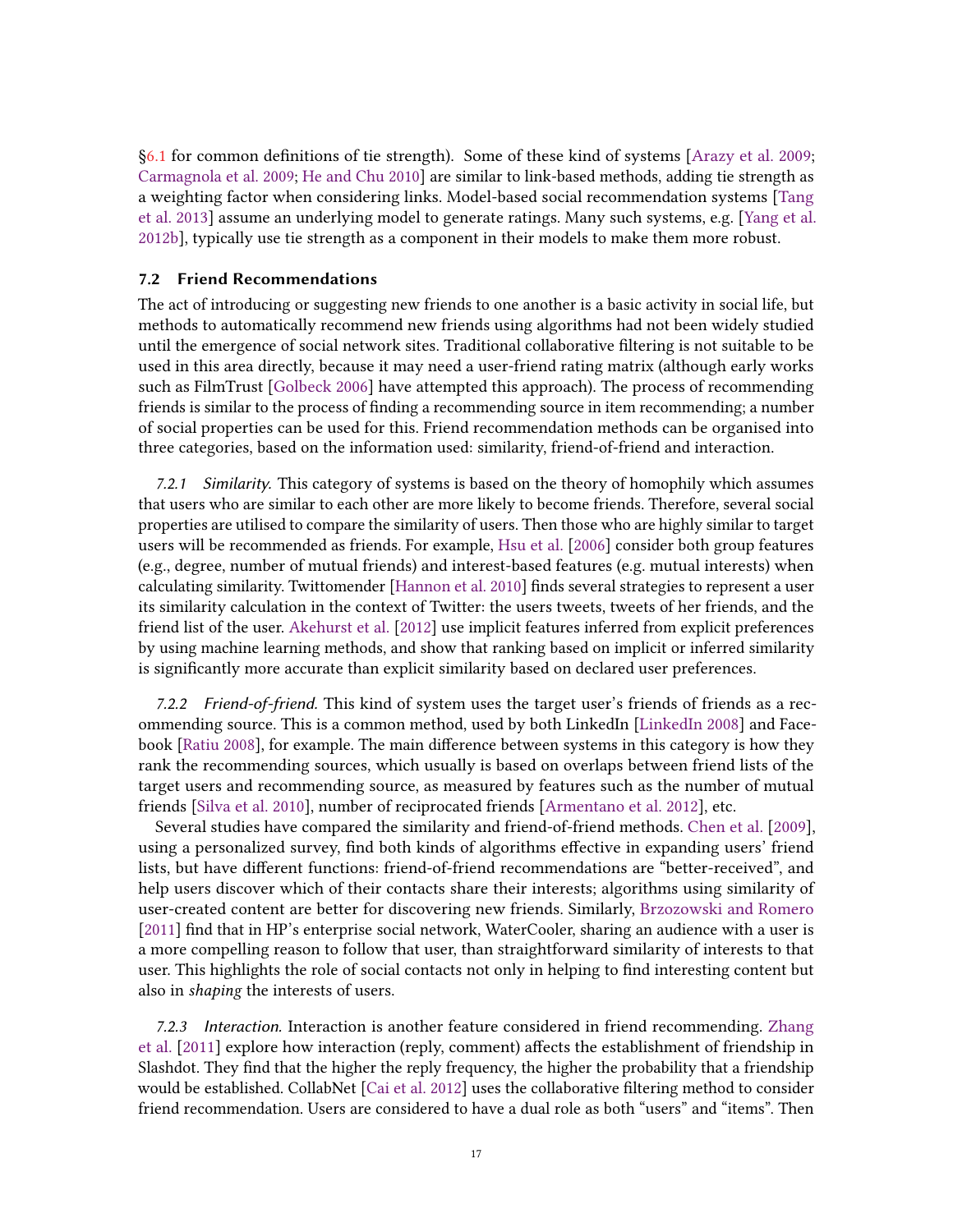§6.1 for common definitions of tie strength). Some of these kind of systems [Arazy et al. 2009; Carmagnola et al. 2009; He and Chu 2010] are similar to link-based methods, adding tie strength as a weighting factor when considering links. Model-based social recommendation systems [Tang et al. 2013] assume an underlying model to generate ratings. Many such systems, e.g. [Yang et al. 2012b], typically use tie strength as a component in their models to make them more robust.

### 7.2 Friend Recommendations

The act of introducing or suggesting new friends to one another is a basic activity in social life, but methods to automatically recommend new friends using algorithms had not been widely studied until the emergence of social network sites. Traditional collaborative filtering is not suitable to be used in this area directly, because it may need a user-friend rating matrix (although early works such as FilmTrust [Golbeck 2006] have attempted this approach). The process of recommending friends is similar to the process of finding a recommending source in item recommending; a number of social properties can be used for this. Friend recommendation methods can be organised into three categories, based on the information used: similarity, friend-of-friend and interaction.

*7.2.1 Similarity.* This category of systems is based on the theory of homophily which assumes that users who are similar to each other are more likely to become friends. Therefore, several social properties are utilised to compare the similarity of users. Then those who are highly similar to target users will be recommended as friends. For example, Hsu et al. [2006] consider both group features (e.g., degree, number of mutual friends) and interest-based features (e.g. mutual interests) when calculating similarity. Twittomender [Hannon et al. 2010] finds several strategies to represent a user its similarity calculation in the context of Twitter: the users tweets, tweets of her friends, and the friend list of the user. Akehurst et al. [2012] use implicit features inferred from explicit preferences by using machine learning methods, and show that ranking based on implicit or inferred similarity is significantly more accurate than explicit similarity based on declared user preferences.

*7.2.2 Friend-of-friend.* This kind of system uses the target user's friends of friends as a recommending source. This is a common method, used by both LinkedIn [LinkedIn 2008] and Facebook [Ratiu 2008], for example. The main difference between systems in this category is how they rank the recommending sources, which usually is based on overlaps between friend lists of the target users and recommending source, as measured by features such as the number of mutual friends [Silva et al. 2010], number of reciprocated friends [Armentano et al. 2012], etc.

Several studies have compared the similarity and friend-of-friend methods. Chen et al. [2009], using a personalized survey, find both kinds of algorithms effective in expanding users' friend lists, but have different functions: friend-of-friend recommendations are "better-received", and help users discover which of their contacts share their interests; algorithms using similarity of user-created content are better for discovering new friends. Similarly, Brzozowski and Romero [2011] find that in HP's enterprise social network, WaterCooler, sharing an audience with a user is a more compelling reason to follow that user, than straightforward similarity of interests to that user. This highlights the role of social contacts not only in helping to find interesting content but also in *shaping* the interests of users.

*7.2.3 Interaction.* Interaction is another feature considered in friend recommending. Zhang et al. [2011] explore how interaction (reply, comment) affects the establishment of friendship in Slashdot. They find that the higher the reply frequency, the higher the probability that a friendship would be established. CollabNet [Cai et al. 2012] uses the collaborative filtering method to consider friend recommendation. Users are considered to have a dual role as both "users" and "items". Then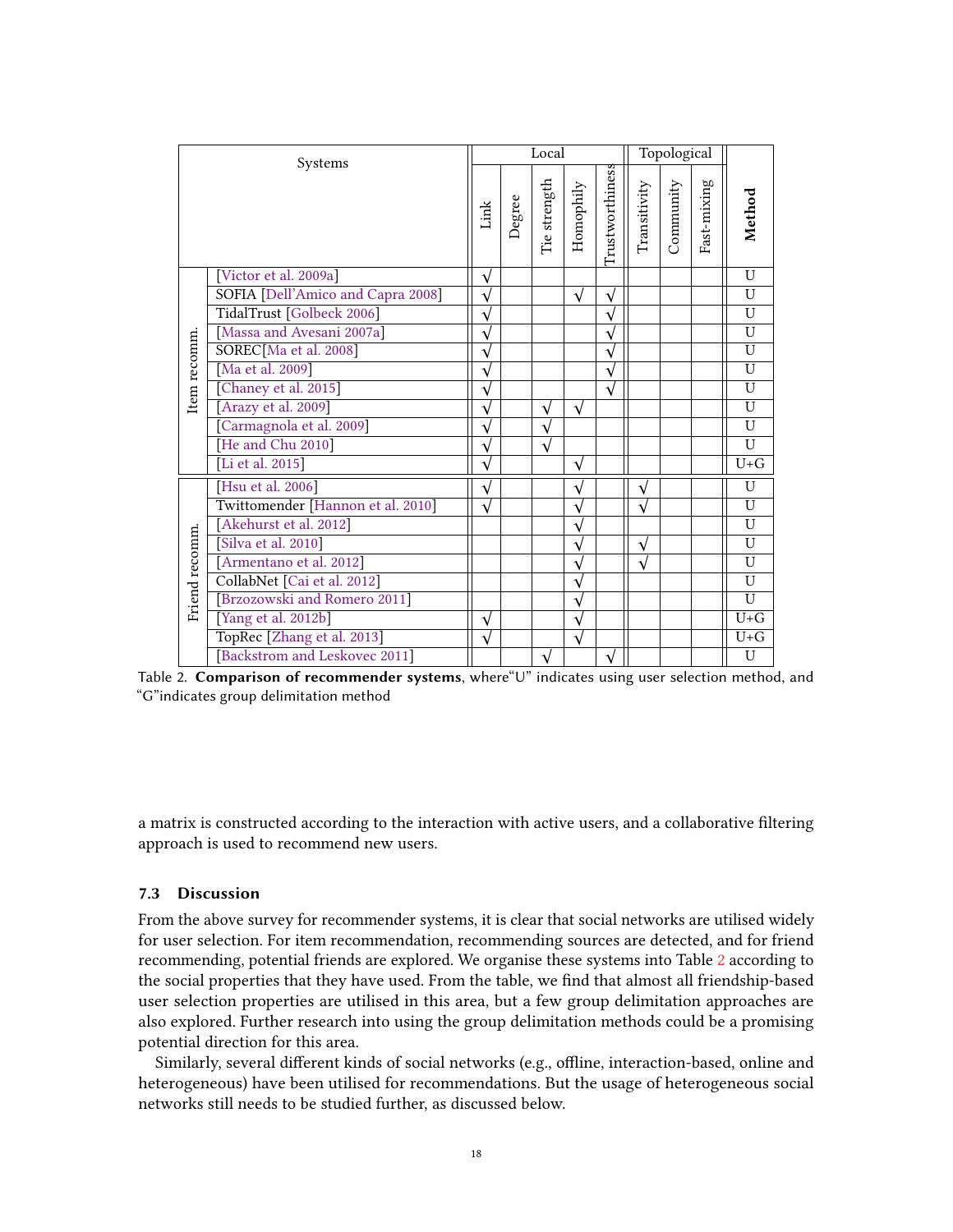| Systems | | Local | | | | | Topological | | | Method |
|---|---|---|---|---|---|---|---|---|---|---|
| | | Link | Degree | Tie strength | Homophily | Trustworthiness | Transitivity | Community | Fast-mixing | |
| Item recomm. | [Victor et al. 2009a] | √ | | | | | | | | U |
| | SOFIA [Dell'Amico and Capra 2008] | √ | | | √ | √ | | | | U |
| | TidalTrust [Golbeck 2006] | √ | | | | √ | | | | U |
| | [Massa and Avesani 2007a] | √ | | | | √ | | | | U |
| | SOREC[Ma et al. 2008] | √ | | | | √ | | | | U |
| | [Ma et al. 2009] | √ | | | | √ | | | | U |
| | [Chaney et al. 2015] | √ | | | | √ | | | | U |
| | [Arazy et al. 2009] | √ | | √ | √ | | | | | U |
| | [Carmagnola et al. 2009] | √ | | √ | | | | | | U |
| | [He and Chu 2010] | √ | | √ | | | | | | U |
| | [Li et al. 2015] | √ | | | √ | | | | | U+G |
| Friend recomm. | [Hsu et al. 2006] | √ | | | √ | | √ | | | U |
| | Twittomender [Hannon et al. 2010] | √ | | | √ | | √ | | | U |
| | [Akehurst et al. 2012] | | | | √ | | | | | U |
| | [Silva et al. 2010] | | | | √ | | √ | | | U |
| | [Armentano et al. 2012] | | | | √ | | √ | | | U |
| | CollabNet [Cai et al. 2012] | | | | √ | | | | | U |
| | [Brzozowski and Romero 2011] | | | | √ | | | | | U |
| | [Yang et al. 2012b] | √ | | | √ | | | | | U+G |
| | TopRec [Zhang et al. 2013] | √ | | | √ | | | | | U+G |
| | [Backstrom and Leskovec 2011] | | | √ | | √ | | | | U |

Table 2. **Comparison of recommender systems**, where"U" indicates using user selection method, and "G"indicates group delimitation method

a matrix is constructed according to the interaction with active users, and a collaborative filtering approach is used to recommend new users.

### 7.3 Discussion

From the above survey for recommender systems, it is clear that social networks are utilised widely for user selection. For item recommendation, recommending sources are detected, and for friend recommending, potential friends are explored. We organise these systems into Table 2 according to the social properties that they have used. From the table, we find that almost all friendship-based user selection properties are utilised in this area, but a few group delimitation approaches are also explored. Further research into using the group delimitation methods could be a promising potential direction for this area.

Similarly, several different kinds of social networks (e.g., offline, interaction-based, online and heterogeneous) have been utilised for recommendations. But the usage of heterogeneous social networks still needs to be studied further, as discussed below.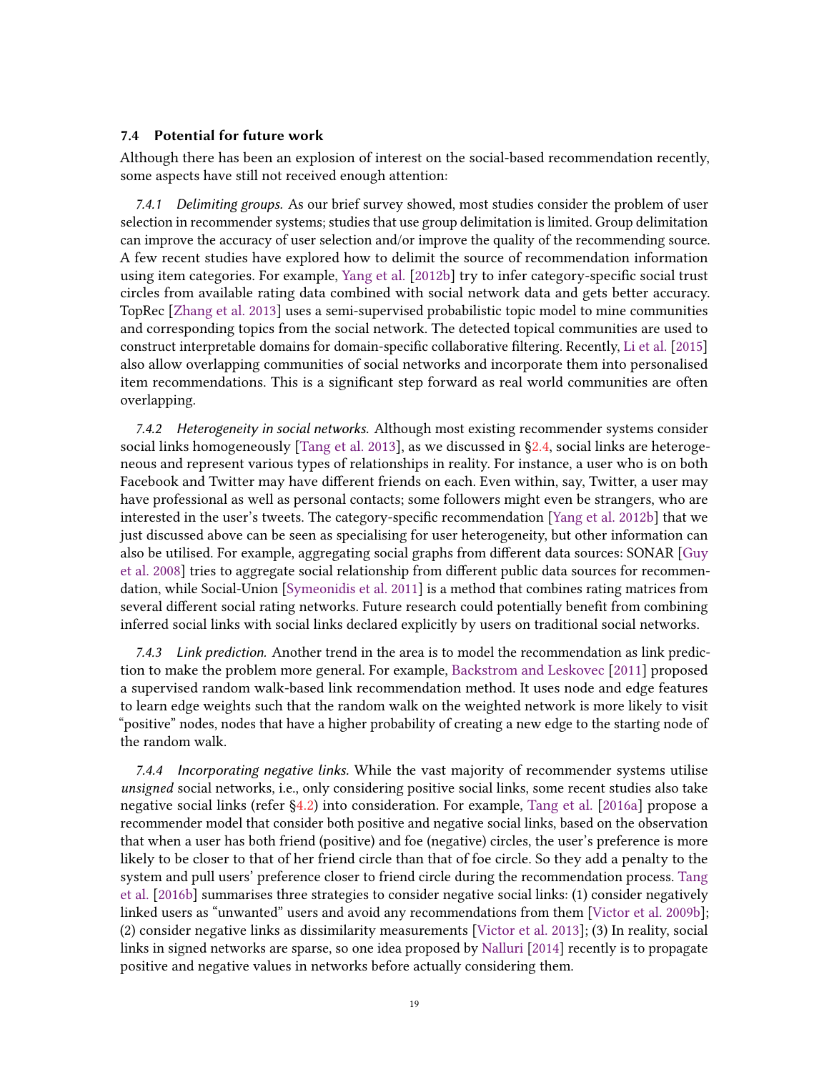### 7.4 Potential for future work

Although there has been an explosion of interest on the social-based recommendation recently, some aspects have still not received enough attention:

*7.4.1 Delimiting groups.* As our brief survey showed, most studies consider the problem of user selection in recommender systems; studies that use group delimitation is limited. Group delimitation can improve the accuracy of user selection and/or improve the quality of the recommending source. A few recent studies have explored how to delimit the source of recommendation information using item categories. For example, Yang et al. [2012b] try to infer category-specific social trust circles from available rating data combined with social network data and gets better accuracy. TopRec [Zhang et al. 2013] uses a semi-supervised probabilistic topic model to mine communities and corresponding topics from the social network. The detected topical communities are used to construct interpretable domains for domain-specific collaborative filtering. Recently, Li et al. [2015] also allow overlapping communities of social networks and incorporate them into personalised item recommendations. This is a significant step forward as real world communities are often overlapping.

*7.4.2 Heterogeneity in social networks.* Although most existing recommender systems consider social links homogeneously [Tang et al. 2013], as we discussed in §2.4, social links are heterogeneous and represent various types of relationships in reality. For instance, a user who is on both Facebook and Twitter may have different friends on each. Even within, say, Twitter, a user may have professional as well as personal contacts; some followers might even be strangers, who are interested in the user's tweets. The category-specific recommendation [Yang et al. 2012b] that we just discussed above can be seen as specialising for user heterogeneity, but other information can also be utilised. For example, aggregating social graphs from different data sources: SONAR [Guy et al. 2008] tries to aggregate social relationship from different public data sources for recommendation, while Social-Union [Symeonidis et al. 2011] is a method that combines rating matrices from several different social rating networks. Future research could potentially benefit from combining inferred social links with social links declared explicitly by users on traditional social networks.

*7.4.3 Link prediction.* Another trend in the area is to model the recommendation as link prediction to make the problem more general. For example, Backstrom and Leskovec [2011] proposed a supervised random walk-based link recommendation method. It uses node and edge features to learn edge weights such that the random walk on the weighted network is more likely to visit "positive" nodes, nodes that have a higher probability of creating a new edge to the starting node of the random walk.

*7.4.4 Incorporating negative links.* While the vast majority of recommender systems utilise *unsigned* social networks, i.e., only considering positive social links, some recent studies also take negative social links (refer §4.2) into consideration. For example, Tang et al. [2016a] propose a recommender model that consider both positive and negative social links, based on the observation that when a user has both friend (positive) and foe (negative) circles, the user's preference is more likely to be closer to that of her friend circle than that of foe circle. So they add a penalty to the system and pull users' preference closer to friend circle during the recommendation process. Tang et al. [2016b] summarises three strategies to consider negative social links: (1) consider negatively linked users as "unwanted" users and avoid any recommendations from them [Victor et al. 2009b]; (2) consider negative links as dissimilarity measurements [Victor et al. 2013]; (3) In reality, social links in signed networks are sparse, so one idea proposed by Nalluri [2014] recently is to propagate positive and negative values in networks before actually considering them.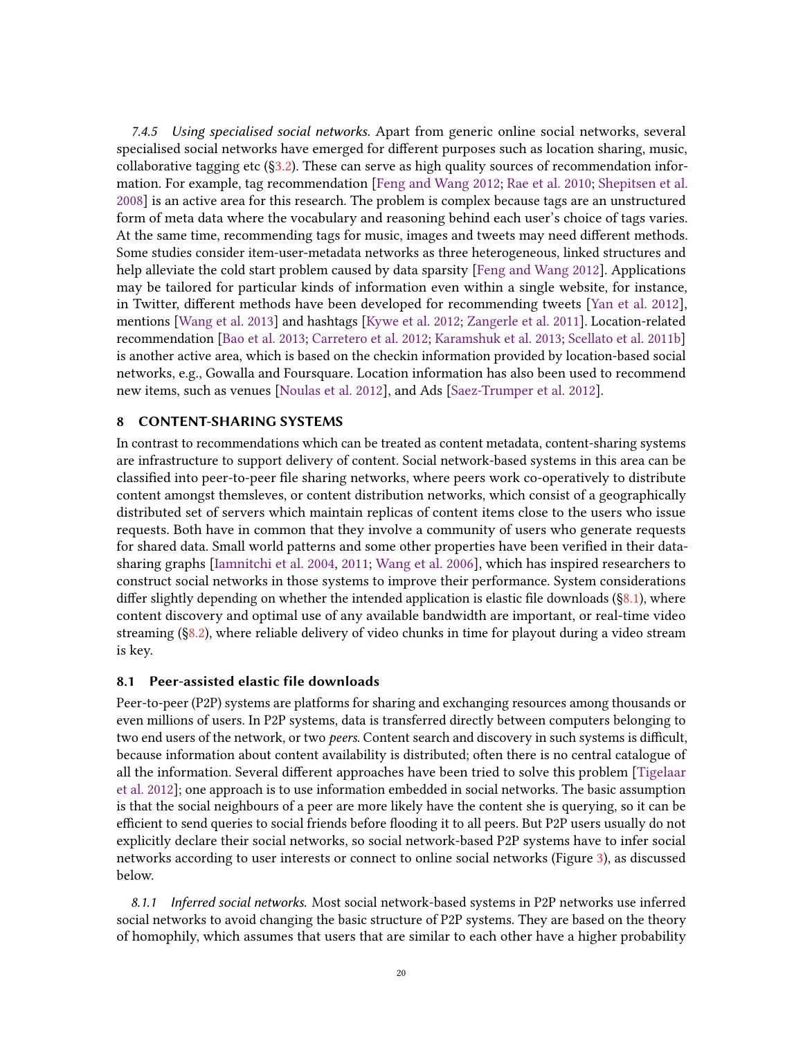*7.4.5 Using specialised social networks.* Apart from generic online social networks, several specialised social networks have emerged for different purposes such as location sharing, music, collaborative tagging etc (§3.2). These can serve as high quality sources of recommendation information. For example, tag recommendation [Feng and Wang 2012; Rae et al. 2010; Shepitsen et al. 2008] is an active area for this research. The problem is complex because tags are an unstructured form of meta data where the vocabulary and reasoning behind each user's choice of tags varies. At the same time, recommending tags for music, images and tweets may need different methods. Some studies consider item-user-metadata networks as three heterogeneous, linked structures and help alleviate the cold start problem caused by data sparsity [Feng and Wang 2012]. Applications may be tailored for particular kinds of information even within a single website, for instance, in Twitter, different methods have been developed for recommending tweets [Yan et al. 2012], mentions [Wang et al. 2013] and hashtags [Kywe et al. 2012; Zangerle et al. 2011]. Location-related recommendation [Bao et al. 2013; Carretero et al. 2012; Karamshuk et al. 2013; Scellato et al. 2011b] is another active area, which is based on the checkin information provided by location-based social networks, e.g., Gowalla and Foursquare. Location information has also been used to recommend new items, such as venues [Noulas et al. 2012], and Ads [Saez-Trumper et al. 2012].

## 8 CONTENT-SHARING SYSTEMS

In contrast to recommendations which can be treated as content metadata, content-sharing systems are infrastructure to support delivery of content. Social network-based systems in this area can be classified into peer-to-peer file sharing networks, where peers work co-operatively to distribute content amongst themsleves, or content distribution networks, which consist of a geographically distributed set of servers which maintain replicas of content items close to the users who issue requests. Both have in common that they involve a community of users who generate requests for shared data. Small world patterns and some other properties have been verified in their data-sharing graphs [Iamnitchi et al. 2004, 2011; Wang et al. 2006], which has inspired researchers to construct social networks in those systems to improve their performance. System considerations differ slightly depending on whether the intended application is elastic file downloads (§8.1), where content discovery and optimal use of any available bandwidth are important, or real-time video streaming (§8.2), where reliable delivery of video chunks in time for playout during a video stream is key.

### 8.1 Peer-assisted elastic file downloads

Peer-to-peer (P2P) systems are platforms for sharing and exchanging resources among thousands or even millions of users. In P2P systems, data is transferred directly between computers belonging to two end users of the network, or two *peers*. Content search and discovery in such systems is difficult, because information about content availability is distributed; often there is no central catalogue of all the information. Several different approaches have been tried to solve this problem [Tigelaar et al. 2012]; one approach is to use information embedded in social networks. The basic assumption is that the social neighbours of a peer are more likely have the content she is querying, so it can be efficient to send queries to social friends before flooding it to all peers. But P2P users usually do not explicitly declare their social networks, so social network-based P2P systems have to infer social networks according to user interests or connect to online social networks (Figure 3), as discussed below.

*8.1.1 Inferred social networks.* Most social network-based systems in P2P networks use inferred social networks to avoid changing the basic structure of P2P systems. They are based on the theory of homophily, which assumes that users that are similar to each other have a higher probability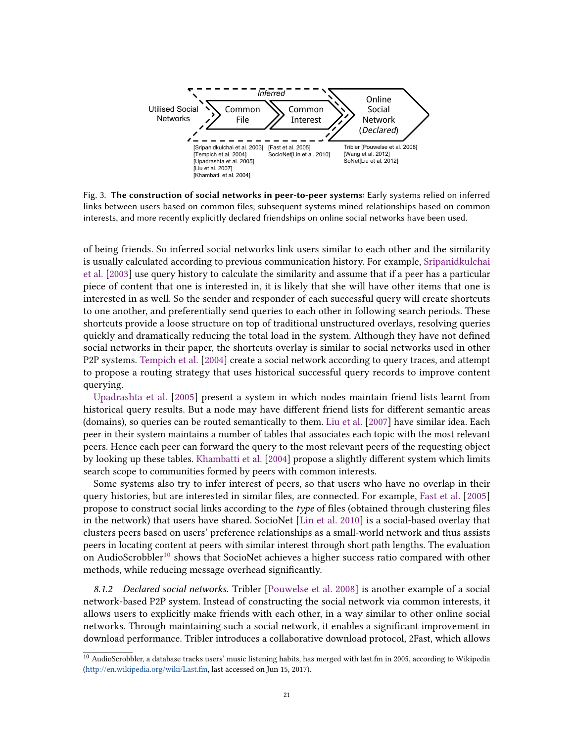Fig. 3. **The construction of social networks in peer-to-peer systems**: Early systems relied on inferred links between users based on common files; subsequent systems mined relationships based on common interests, and more recently explicitly declared friendships on online social networks have been used.

of being friends. So inferred social networks link users similar to each other and the similarity is usually calculated according to previous communication history. For example, Sripanidkulchai et al. [2003] use query history to calculate the similarity and assume that if a peer has a particular piece of content that one is interested in, it is likely that she will have other items that one is interested in as well. So the sender and responder of each successful query will create shortcuts to one another, and preferentially send queries to each other in following search periods. These shortcuts provide a loose structure on top of traditional unstructured overlays, resolving queries quickly and dramatically reducing the total load in the system. Although they have not defined social networks in their paper, the shortcuts overlay is similar to social networks used in other P2P systems. Tempich et al. [2004] create a social network according to query traces, and attempt to propose a routing strategy that uses historical successful query records to improve content querying.

Upadrashta et al. [2005] present a system in which nodes maintain friend lists learnt from historical query results. But a node may have different friend lists for different semantic areas (domains), so queries can be routed semantically to them. Liu et al. [2007] have similar idea. Each peer in their system maintains a number of tables that associates each topic with the most relevant peers. Hence each peer can forward the query to the most relevant peers of the requesting object by looking up these tables. Khambatti et al. [2004] propose a slightly different system which limits search scope to communities formed by peers with common interests.

Some systems also try to infer interest of peers, so that users who have no overlap in their query histories, but are interested in similar files, are connected. For example, Fast et al. [2005] propose to construct social links according to the *type* of files (obtained through clustering files in the network) that users have shared. SocioNet [Lin et al. 2010] is a social-based overlay that clusters peers based on users' preference relationships as a small-world network and thus assists peers in locating content at peers with similar interest through short path lengths. The evaluation on AudioScrobbler[10] shows that SocioNet achieves a higher success ratio compared with other methods, while reducing message overhead significantly.

*8.1.2 Declared social networks.* Tribler [Pouwelse et al. 2008] is another example of a social network-based P2P system. Instead of constructing the social network via common interests, it allows users to explicitly make friends with each other, in a way similar to other online social networks. Through maintaining such a social network, it enables a significant improvement in download performance. Tribler introduces a collaborative download protocol, 2Fast, which allows

[10] AudioScrobbler, a database tracks users' music listening habits, has merged with last.fm in 2005, according to Wikipedia (http://en.wikipedia.org/wiki/Last.fm, last accessed on Jun 15, 2017).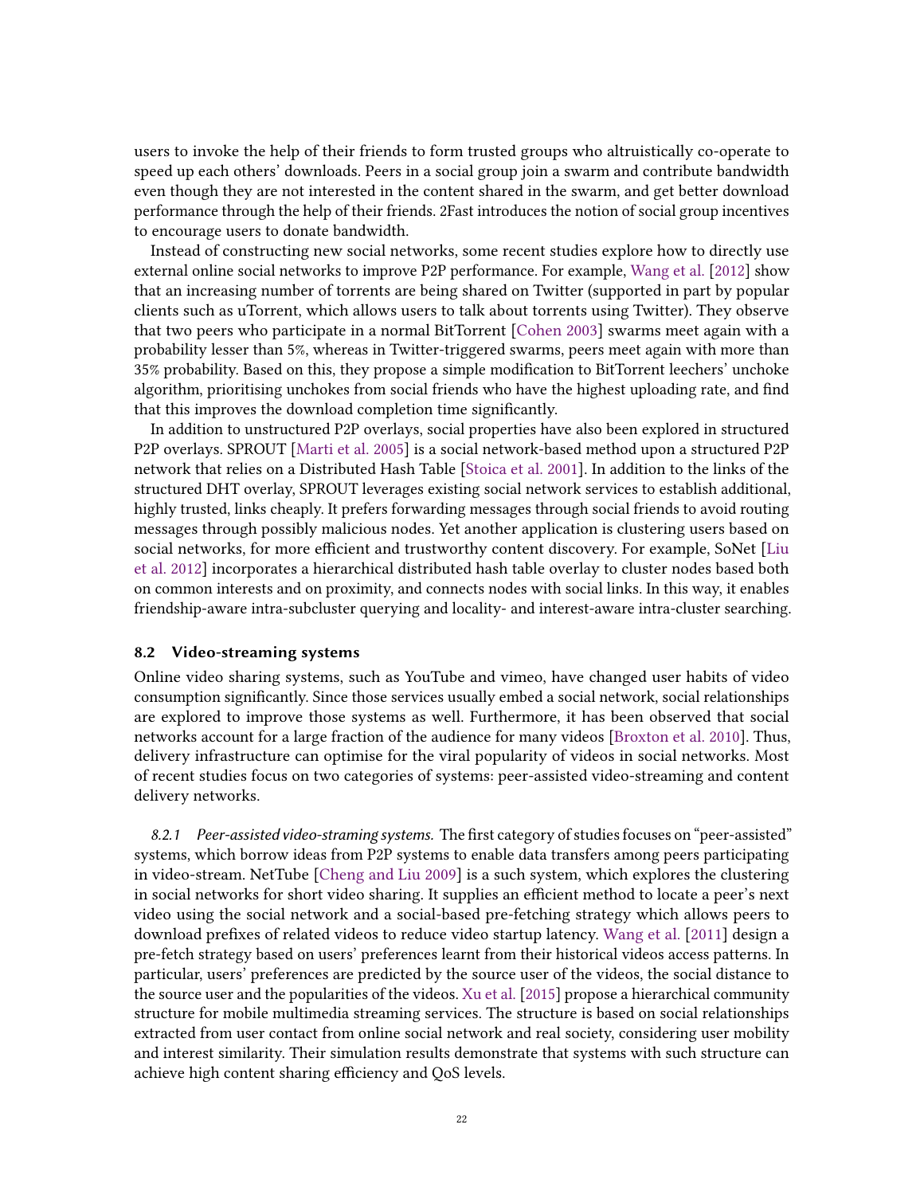users to invoke the help of their friends to form trusted groups who altruistically co-operate to speed up each others' downloads. Peers in a social group join a swarm and contribute bandwidth even though they are not interested in the content shared in the swarm, and get better download performance through the help of their friends. 2Fast introduces the notion of social group incentives to encourage users to donate bandwidth.

Instead of constructing new social networks, some recent studies explore how to directly use external online social networks to improve P2P performance. For example, Wang et al. [2012] show that an increasing number of torrents are being shared on Twitter (supported in part by popular clients such as uTorrent, which allows users to talk about torrents using Twitter). They observe that two peers who participate in a normal BitTorrent [Cohen 2003] swarms meet again with a probability lesser than 5%, whereas in Twitter-triggered swarms, peers meet again with more than 35% probability. Based on this, they propose a simple modification to BitTorrent leechers' unchoke algorithm, prioritising unchokes from social friends who have the highest uploading rate, and find that this improves the download completion time significantly.

In addition to unstructured P2P overlays, social properties have also been explored in structured P2P overlays. SPROUT [Marti et al. 2005] is a social network-based method upon a structured P2P network that relies on a Distributed Hash Table [Stoica et al. 2001]. In addition to the links of the structured DHT overlay, SPROUT leverages existing social network services to establish additional, highly trusted, links cheaply. It prefers forwarding messages through social friends to avoid routing messages through possibly malicious nodes. Yet another application is clustering users based on social networks, for more efficient and trustworthy content discovery. For example, SoNet [Liu et al. 2012] incorporates a hierarchical distributed hash table overlay to cluster nodes based both on common interests and on proximity, and connects nodes with social links. In this way, it enables friendship-aware intra-subcluster querying and locality- and interest-aware intra-cluster searching.

### 8.2 Video-streaming systems

Online video sharing systems, such as YouTube and vimeo, have changed user habits of video consumption significantly. Since those services usually embed a social network, social relationships are explored to improve those systems as well. Furthermore, it has been observed that social networks account for a large fraction of the audience for many videos [Broxton et al. 2010]. Thus, delivery infrastructure can optimise for the viral popularity of videos in social networks. Most of recent studies focus on two categories of systems: peer-assisted video-streaming and content delivery networks.

*8.2.1 Peer-assisted video-straming systems.* The first category of studies focuses on "peer-assisted" systems, which borrow ideas from P2P systems to enable data transfers among peers participating in video-stream. NetTube [Cheng and Liu 2009] is a such system, which explores the clustering in social networks for short video sharing. It supplies an efficient method to locate a peer's next video using the social network and a social-based pre-fetching strategy which allows peers to download prefixes of related videos to reduce video startup latency. Wang et al. [2011] design a pre-fetch strategy based on users' preferences learnt from their historical videos access patterns. In particular, users' preferences are predicted by the source user of the videos, the social distance to the source user and the popularities of the videos. Xu et al. [2015] propose a hierarchical community structure for mobile multimedia streaming services. The structure is based on social relationships extracted from user contact from online social network and real society, considering user mobility and interest similarity. Their simulation results demonstrate that systems with such structure can achieve high content sharing efficiency and QoS levels.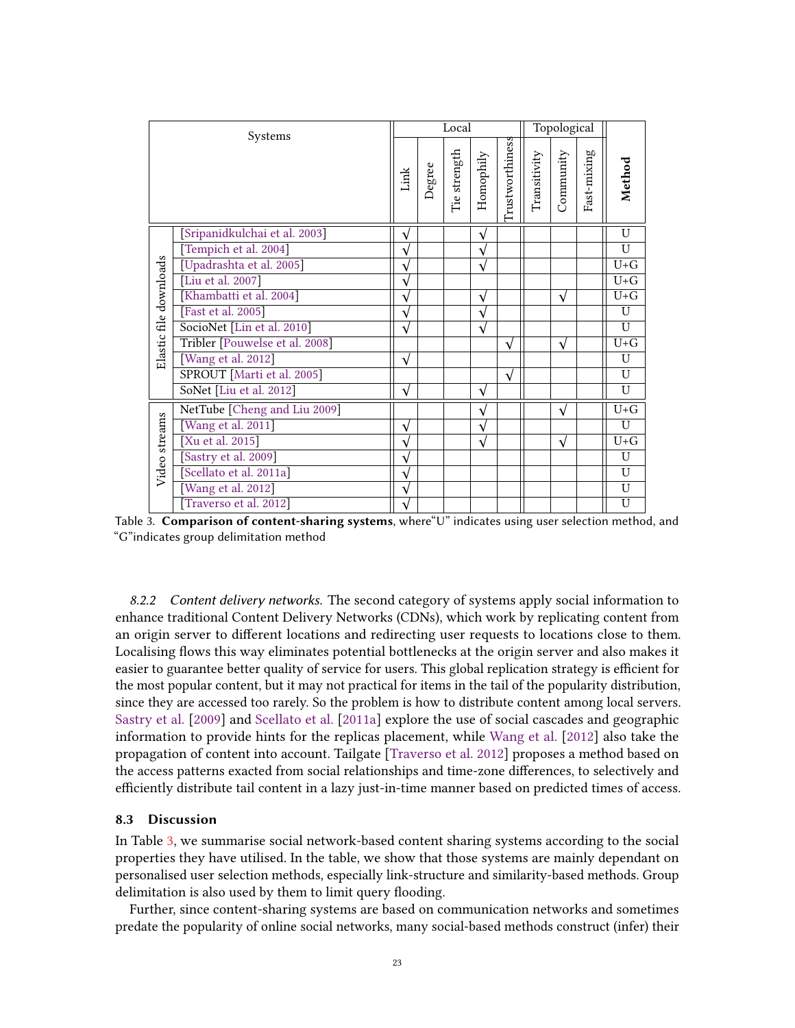| Systems | | Local | | | | | Topological | | | Method |
|---|---|---|---|---|---|---|---|---|---|---|
| | | Link | Degree | Tie strength | Homophily | Trustworthiness | Transitivity | Community | Fast-mixing | |
| Elastic file downloads | [Sripanidkulchai et al. 2003] | √ | | | √ | | | | | U |
| | [Tempich et al. 2004] | √ | | | √ | | | | | U |
| | [Upadrashta et al. 2005] | √ | | | √ | | | | | U+G |
| | [Liu et al. 2007] | √ | | | | | | | | U+G |
| | [Khambatti et al. 2004] | √ | | | √ | | | √ | | U+G |
| | [Fast et al. 2005] | √ | | | √ | | | | | U |
| | SocioNet [Lin et al. 2010] | √ | | | √ | | | | | U |
| | Tribler [Pouwelse et al. 2008] | | | | | √ | | √ | | U+G |
| | [Wang et al. 2012] | √ | | | | | | | | U |
| | SPROUT [Marti et al. 2005] | | | | | √ | | | | U |
| | SoNet [Liu et al. 2012] | √ | | | √ | | | | | U |
| Video streams | NetTube [Cheng and Liu 2009] | | | | √ | | | √ | | U+G |
| | [Wang et al. 2011] | √ | | | √ | | | | | U |
| | [Xu et al. 2015] | √ | | | √ | | | √ | | U+G |
| | [Sastry et al. 2009] | √ | | | | | | | | U |
| | [Scellato et al. 2011a] | √ | | | | | | | | U |
| | [Wang et al. 2012] | √ | | | | | | | | U |
| | [Traverso et al. 2012] | √ | | | | | | | | U |

Table 3. **Comparison of content-sharing systems**, where"U" indicates using user selection method, and "G"indicates group delimitation method

*8.2.2 Content delivery networks.* The second category of systems apply social information to enhance traditional Content Delivery Networks (CDNs), which work by replicating content from an origin server to different locations and redirecting user requests to locations close to them. Localising flows this way eliminates potential bottlenecks at the origin server and also makes it easier to guarantee better quality of service for users. This global replication strategy is efficient for the most popular content, but it may not practical for items in the tail of the popularity distribution, since they are accessed too rarely. So the problem is how to distribute content among local servers. Sastry et al. [2009] and Scellato et al. [2011a] explore the use of social cascades and geographic information to provide hints for the replicas placement, while Wang et al. [2012] also take the propagation of content into account. Tailgate [Traverso et al. 2012] proposes a method based on the access patterns exacted from social relationships and time-zone differences, to selectively and efficiently distribute tail content in a lazy just-in-time manner based on predicted times of access.

### 8.3 Discussion

In Table 3, we summarise social network-based content sharing systems according to the social properties they have utilised. In the table, we show that those systems are mainly dependant on personalised user selection methods, especially link-structure and similarity-based methods. Group delimitation is also used by them to limit query flooding.

Further, since content-sharing systems are based on communication networks and sometimes predate the popularity of online social networks, many social-based methods construct (infer) their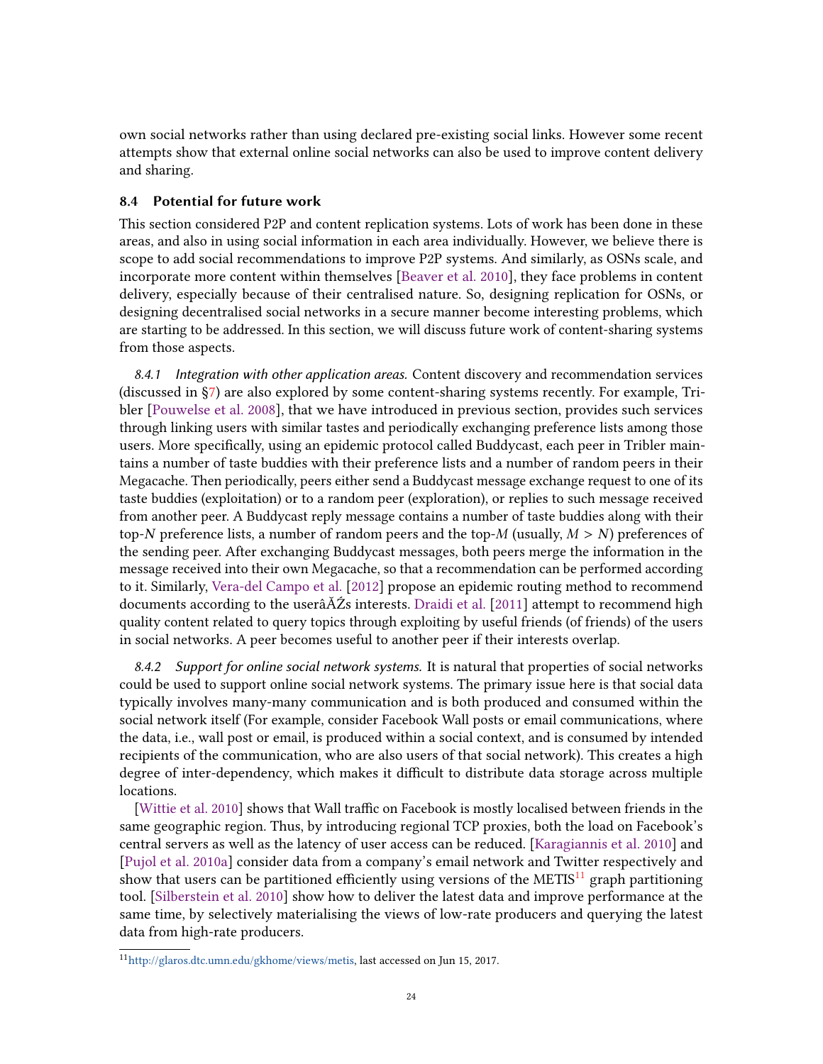own social networks rather than using declared pre-existing social links. However some recent attempts show that external online social networks can also be used to improve content delivery and sharing.

### 8.4 Potential for future work

This section considered P2P and content replication systems. Lots of work has been done in these areas, and also in using social information in each area individually. However, we believe there is scope to add social recommendations to improve P2P systems. And similarly, as OSNs scale, and incorporate more content within themselves [Beaver et al. 2010], they face problems in content delivery, especially because of their centralised nature. So, designing replication for OSNs, or designing decentralised social networks in a secure manner become interesting problems, which are starting to be addressed. In this section, we will discuss future work of content-sharing systems from those aspects.

*8.4.1 Integration with other application areas.* Content discovery and recommendation services (discussed in §7) are also explored by some content-sharing systems recently. For example, Tribler [Pouwelse et al. 2008], that we have introduced in previous section, provides such services through linking users with similar tastes and periodically exchanging preference lists among those users. More specifically, using an epidemic protocol called Buddycast, each peer in Tribler maintains a number of taste buddies with their preference lists and a number of random peers in their Megacache. Then periodically, peers either send a Buddycast message exchange request to one of its taste buddies (exploitation) or to a random peer (exploration), or replies to such message received from another peer. A Buddycast reply message contains a number of taste buddies along with their top-$N$ preference lists, a number of random peers and the top-$M$ (usually, $M > N$) preferences of the sending peer. After exchanging Buddycast messages, both peers merge the information in the message received into their own Megacache, so that a recommendation can be performed according to it. Similarly, Vera-del Campo et al. [2012] propose an epidemic routing method to recommend documents according to the userâĂŹs interests. Draidi et al. [2011] attempt to recommend high quality content related to query topics through exploiting by useful friends (of friends) of the users in social networks. A peer becomes useful to another peer if their interests overlap.

*8.4.2 Support for online social network systems.* It is natural that properties of social networks could be used to support online social network systems. The primary issue here is that social data typically involves many-many communication and is both produced and consumed within the social network itself (For example, consider Facebook Wall posts or email communications, where the data, i.e., wall post or email, is produced within a social context, and is consumed by intended recipients of the communication, who are also users of that social network). This creates a high degree of inter-dependency, which makes it difficult to distribute data storage across multiple locations.

[Wittie et al. 2010] shows that Wall traffic on Facebook is mostly localised between friends in the same geographic region. Thus, by introducing regional TCP proxies, both the load on Facebook's central servers as well as the latency of user access can be reduced. [Karagiannis et al. 2010] and [Pujol et al. 2010a] consider data from a company's email network and Twitter respectively and show that users can be partitioned efficiently using versions of the METIS[11] graph partitioning tool. [Silberstein et al. 2010] show how to deliver the latest data and improve performance at the same time, by selectively materialising the views of low-rate producers and querying the latest data from high-rate producers.

[11] http://glaros.dtc.umn.edu/gkhome/views/metis, last accessed on Jun 15, 2017.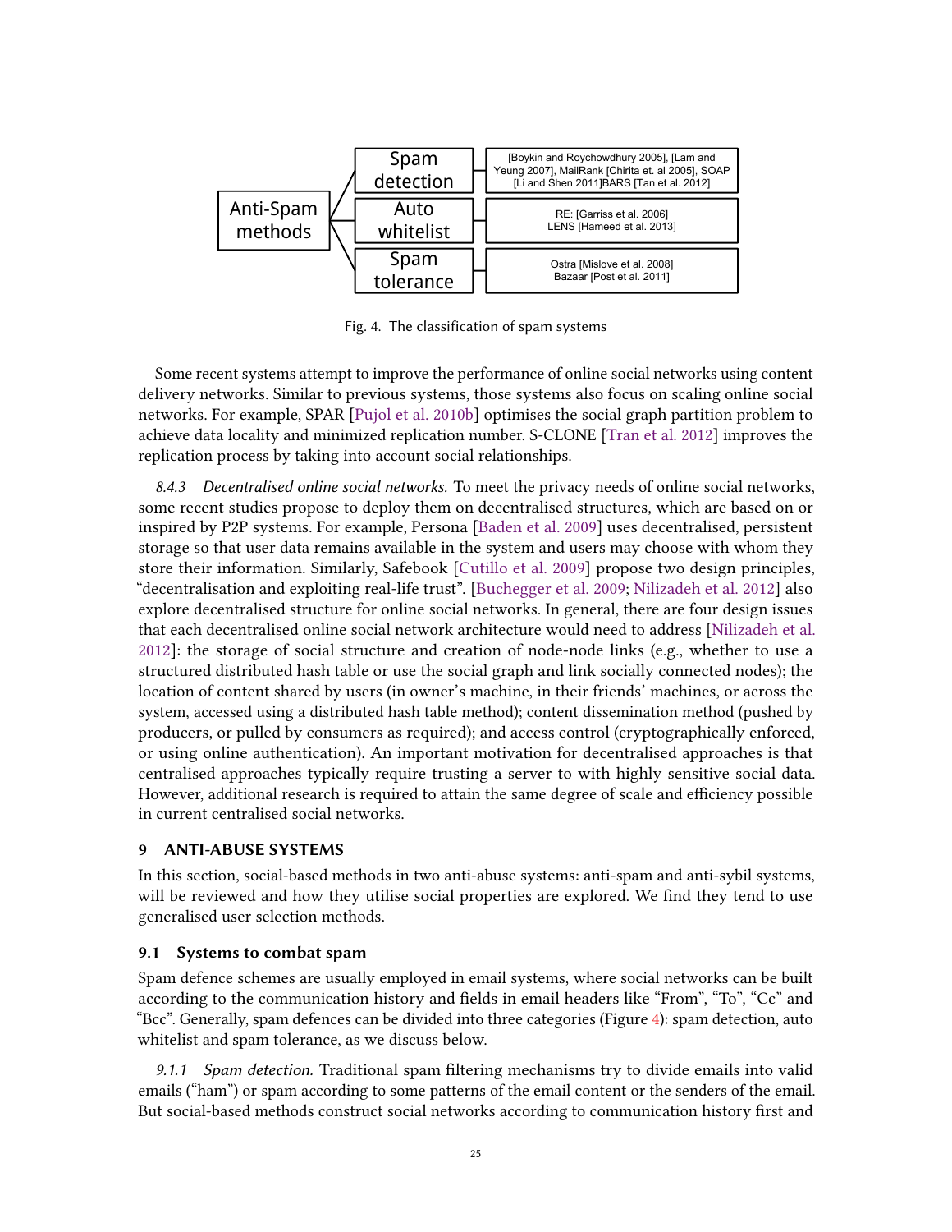| Anti-Spam methods | Category | Systems |
| --- | --- | --- |
| | Spam detection | [Boykin and Roychowdhury 2005], [Lam and Yeung 2007], MailRank [Chirita et. al 2005], SOAP [Li and Shen 2011]BARS [Tan et al. 2012] |
| | Auto whitelist | RE: [Garriss et al. 2006] LENS [Hameed et al. 2013] |
| | Spam tolerance | Ostra [Mislove et al. 2008] Bazaar [Post et al. 2011] |

Fig. 4. The classification of spam systems

Some recent systems attempt to improve the performance of online social networks using content delivery networks. Similar to previous systems, those systems also focus on scaling online social networks. For example, SPAR [Pujol et al. 2010b] optimises the social graph partition problem to achieve data locality and minimized replication number. S-CLONE [Tran et al. 2012] improves the replication process by taking into account social relationships.

*8.4.3 Decentralised online social networks.* To meet the privacy needs of online social networks, some recent studies propose to deploy them on decentralised structures, which are based on or inspired by P2P systems. For example, Persona [Baden et al. 2009] uses decentralised, persistent storage so that user data remains available in the system and users may choose with whom they store their information. Similarly, Safebook [Cutillo et al. 2009] propose two design principles, "decentralisation and exploiting real-life trust". [Buchegger et al. 2009; Nilizadeh et al. 2012] also explore decentralised structure for online social networks. In general, there are four design issues that each decentralised online social network architecture would need to address [Nilizadeh et al. 2012]: the storage of social structure and creation of node-node links (e.g., whether to use a structured distributed hash table or use the social graph and link socially connected nodes); the location of content shared by users (in owner's machine, in their friends' machines, or across the system, accessed using a distributed hash table method); content dissemination method (pushed by producers, or pulled by consumers as required); and access control (cryptographically enforced, or using online authentication). An important motivation for decentralised approaches is that centralised approaches typically require trusting a server to with highly sensitive social data. However, additional research is required to attain the same degree of scale and efficiency possible in current centralised social networks.

## 9 ANTI-ABUSE SYSTEMS

In this section, social-based methods in two anti-abuse systems: anti-spam and anti-sybil systems, will be reviewed and how they utilise social properties are explored. We find they tend to use generalised user selection methods.

### 9.1 Systems to combat spam

Spam defence schemes are usually employed in email systems, where social networks can be built according to the communication history and fields in email headers like "From", "To", "Cc" and "Bcc". Generally, spam defences can be divided into three categories (Figure 4): spam detection, auto whitelist and spam tolerance, as we discuss below.

*9.1.1 Spam detection.* Traditional spam filtering mechanisms try to divide emails into valid emails ("ham") or spam according to some patterns of the email content or the senders of the email. But social-based methods construct social networks according to communication history first and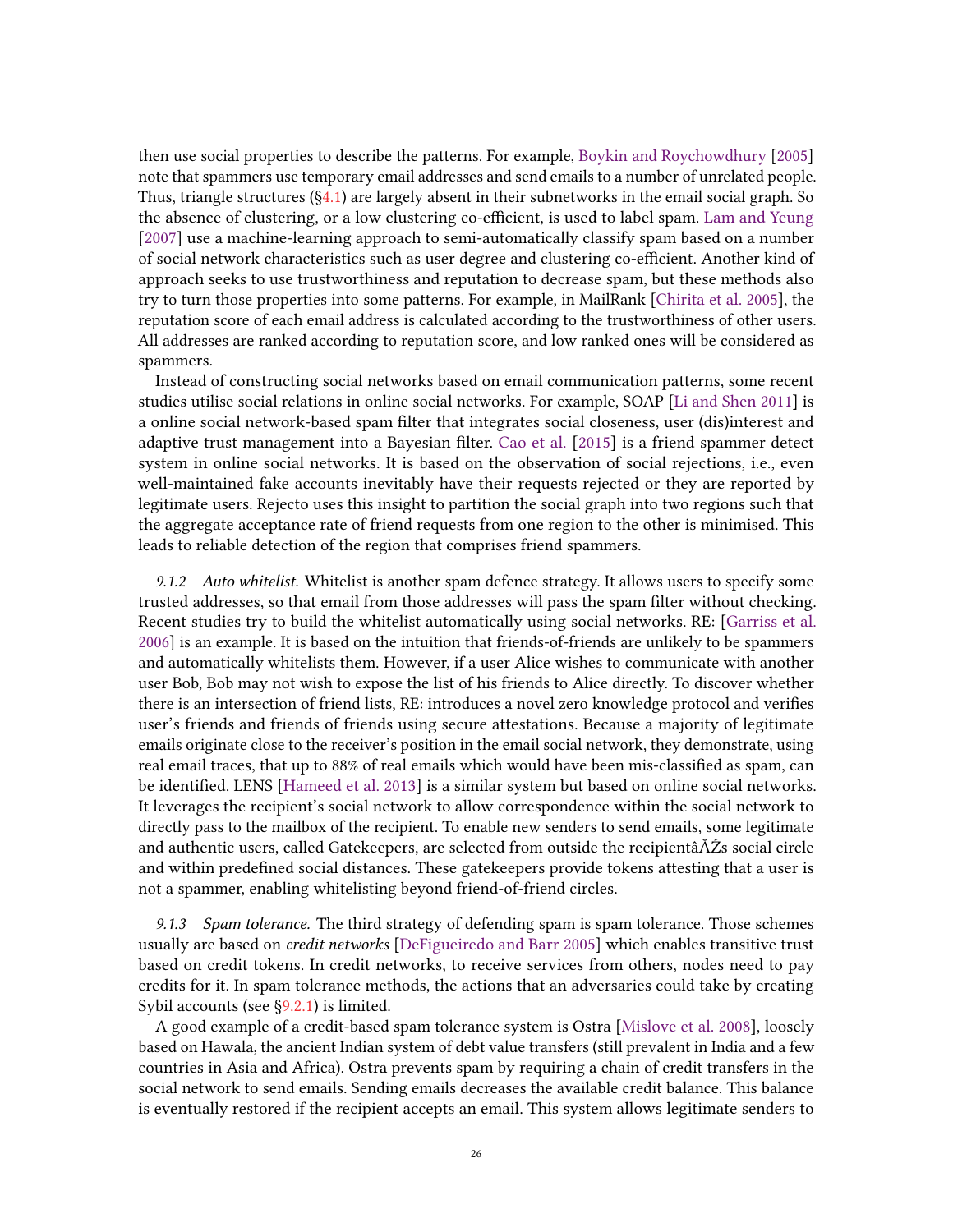then use social properties to describe the patterns. For example, Boykin and Roychowdhury [2005] note that spammers use temporary email addresses and send emails to a number of unrelated people. Thus, triangle structures (§4.1) are largely absent in their subnetworks in the email social graph. So the absence of clustering, or a low clustering co-efficient, is used to label spam. Lam and Yeung [2007] use a machine-learning approach to semi-automatically classify spam based on a number of social network characteristics such as user degree and clustering co-efficient. Another kind of approach seeks to use trustworthiness and reputation to decrease spam, but these methods also try to turn those properties into some patterns. For example, in MailRank [Chirita et al. 2005], the reputation score of each email address is calculated according to the trustworthiness of other users. All addresses are ranked according to reputation score, and low ranked ones will be considered as spammers.

Instead of constructing social networks based on email communication patterns, some recent studies utilise social relations in online social networks. For example, SOAP [Li and Shen 2011] is a online social network-based spam filter that integrates social closeness, user (dis)interest and adaptive trust management into a Bayesian filter. Cao et al. [2015] is a friend spammer detect system in online social networks. It is based on the observation of social rejections, i.e., even well-maintained fake accounts inevitably have their requests rejected or they are reported by legitimate users. Rejecto uses this insight to partition the social graph into two regions such that the aggregate acceptance rate of friend requests from one region to the other is minimised. This leads to reliable detection of the region that comprises friend spammers.

*9.1.2 Auto whitelist.* Whitelist is another spam defence strategy. It allows users to specify some trusted addresses, so that email from those addresses will pass the spam filter without checking. Recent studies try to build the whitelist automatically using social networks. RE: [Garriss et al. 2006] is an example. It is based on the intuition that friends-of-friends are unlikely to be spammers and automatically whitelists them. However, if a user Alice wishes to communicate with another user Bob, Bob may not wish to expose the list of his friends to Alice directly. To discover whether there is an intersection of friend lists, RE: introduces a novel zero knowledge protocol and verifies user's friends and friends of friends using secure attestations. Because a majority of legitimate emails originate close to the receiver's position in the email social network, they demonstrate, using real email traces, that up to 88% of real emails which would have been mis-classified as spam, can be identified. LENS [Hameed et al. 2013] is a similar system but based on online social networks. It leverages the recipient's social network to allow correspondence within the social network to directly pass to the mailbox of the recipient. To enable new senders to send emails, some legitimate and authentic users, called Gatekeepers, are selected from outside the recipientâĂŹs social circle and within predefined social distances. These gatekeepers provide tokens attesting that a user is not a spammer, enabling whitelisting beyond friend-of-friend circles.

*9.1.3 Spam tolerance.* The third strategy of defending spam is spam tolerance. Those schemes usually are based on *credit networks* [DeFigueiredo and Barr 2005] which enables transitive trust based on credit tokens. In credit networks, to receive services from others, nodes need to pay credits for it. In spam tolerance methods, the actions that an adversaries could take by creating Sybil accounts (see §9.2.1) is limited.

A good example of a credit-based spam tolerance system is Ostra [Mislove et al. 2008], loosely based on Hawala, the ancient Indian system of debt value transfers (still prevalent in India and a few countries in Asia and Africa). Ostra prevents spam by requiring a chain of credit transfers in the social network to send emails. Sending emails decreases the available credit balance. This balance is eventually restored if the recipient accepts an email. This system allows legitimate senders to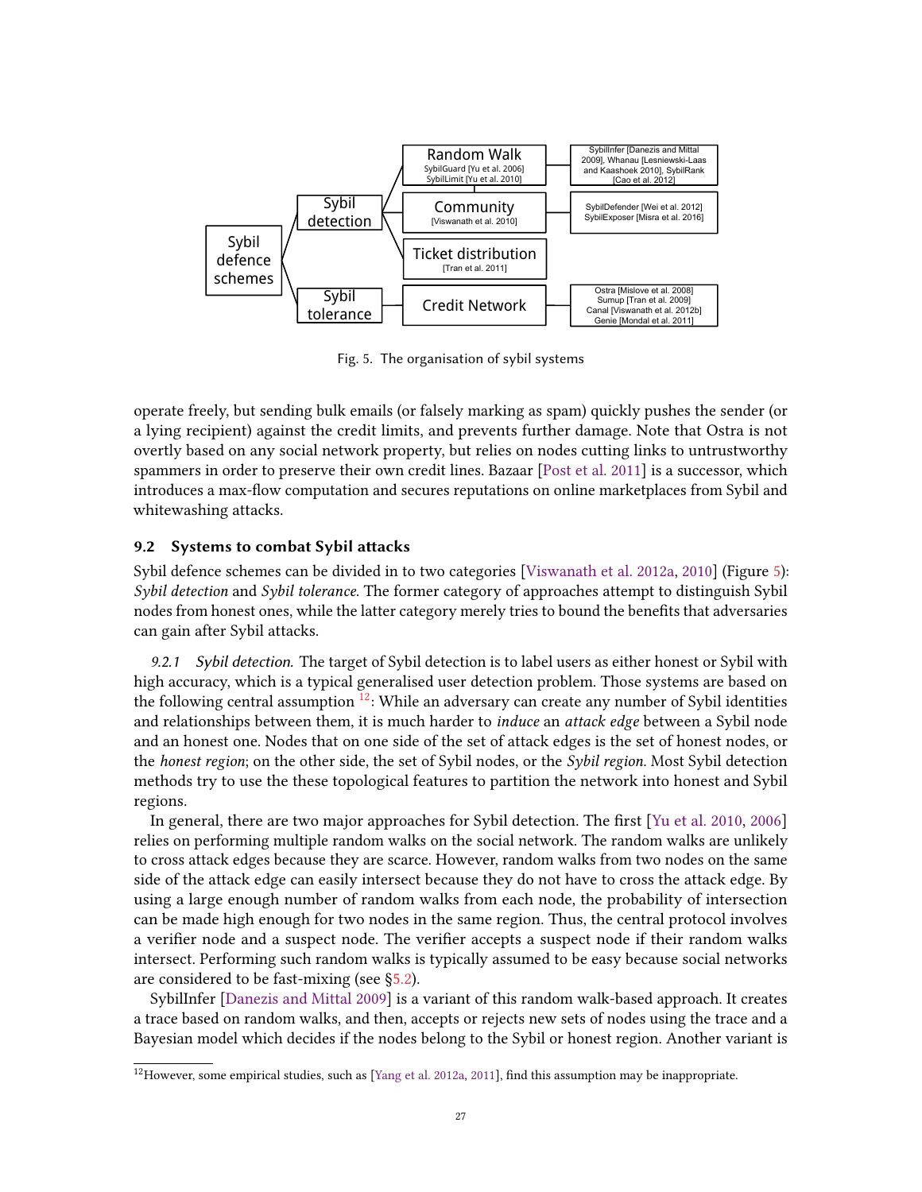Fig. 5. The organisation of sybil systems

operate freely, but sending bulk emails (or falsely marking as spam) quickly pushes the sender (or a lying recipient) against the credit limits, and prevents further damage. Note that Ostra is not overtly based on any social network property, but relies on nodes cutting links to untrustworthy spammers in order to preserve their own credit lines. Bazaar [Post et al. 2011] is a successor, which introduces a max-flow computation and secures reputations on online marketplaces from Sybil and whitewashing attacks.

## 9.2 Systems to combat Sybil attacks

Sybil defence schemes can be divided in to two categories [Viswanath et al. 2012a, 2010] (Figure 5): *Sybil detection* and *Sybil tolerance*. The former category of approaches attempt to distinguish Sybil nodes from honest ones, while the latter category merely tries to bound the benefits that adversaries can gain after Sybil attacks.

*9.2.1 Sybil detection.* The target of Sybil detection is to label users as either honest or Sybil with high accuracy, which is a typical generalised user detection problem. Those systems are based on the following central assumption [12]: While an adversary can create any number of Sybil identities and relationships between them, it is much harder to *induce* an *attack edge* between a Sybil node and an honest one. Nodes that on one side of the set of attack edges is the set of honest nodes, or the *honest region*; on the other side, the set of Sybil nodes, or the *Sybil region*. Most Sybil detection methods try to use the these topological features to partition the network into honest and Sybil regions.

In general, there are two major approaches for Sybil detection. The first [Yu et al. 2010, 2006] relies on performing multiple random walks on the social network. The random walks are unlikely to cross attack edges because they are scarce. However, random walks from two nodes on the same side of the attack edge can easily intersect because they do not have to cross the attack edge. By using a large enough number of random walks from each node, the probability of intersection can be made high enough for two nodes in the same region. Thus, the central protocol involves a verifier node and a suspect node. The verifier accepts a suspect node if their random walks intersect. Performing such random walks is typically assumed to be easy because social networks are considered to be fast-mixing (see §5.2).

SybilInfer [Danezis and Mittal 2009] is a variant of this random walk-based approach. It creates a trace based on random walks, and then, accepts or rejects new sets of nodes using the trace and a Bayesian model which decides if the nodes belong to the Sybil or honest region. Another variant is

[12] However, some empirical studies, such as [Yang et al. 2012a, 2011], find this assumption may be inappropriate.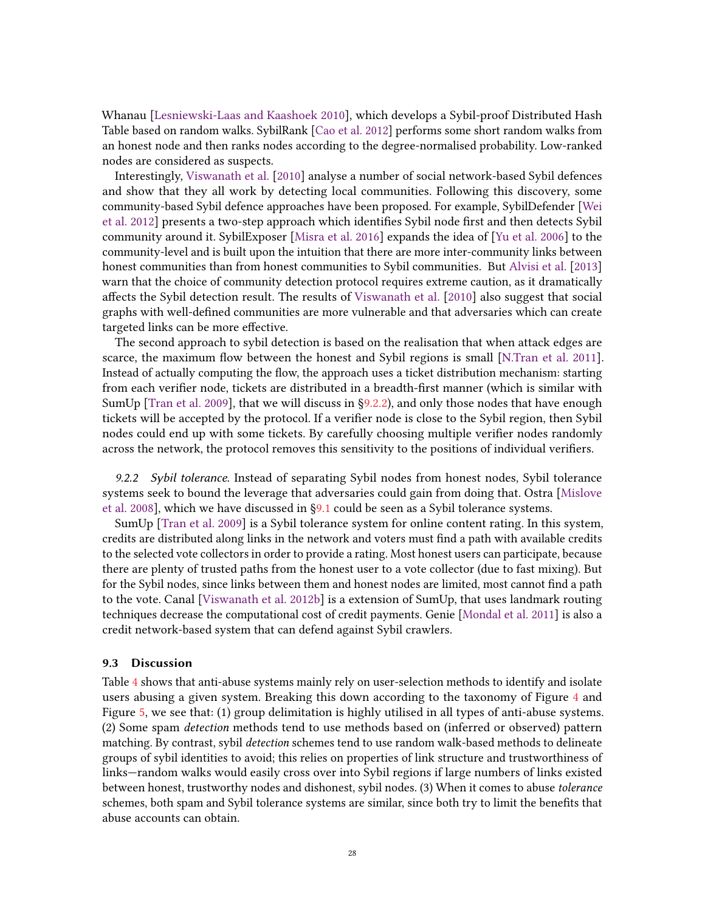Whanau [Lesniewski-Laas and Kaashoek 2010], which develops a Sybil-proof Distributed Hash Table based on random walks. SybilRank [Cao et al. 2012] performs some short random walks from an honest node and then ranks nodes according to the degree-normalised probability. Low-ranked nodes are considered as suspects.

Interestingly, Viswanath et al. [2010] analyse a number of social network-based Sybil defences and show that they all work by detecting local communities. Following this discovery, some community-based Sybil defence approaches have been proposed. For example, SybilDefender [Wei et al. 2012] presents a two-step approach which identifies Sybil node first and then detects Sybil community around it. SybilExposer [Misra et al. 2016] expands the idea of [Yu et al. 2006] to the community-level and is built upon the intuition that there are more inter-community links between honest communities than from honest communities to Sybil communities. But Alvisi et al. [2013] warn that the choice of community detection protocol requires extreme caution, as it dramatically affects the Sybil detection result. The results of Viswanath et al. [2010] also suggest that social graphs with well-defined communities are more vulnerable and that adversaries which can create targeted links can be more effective.

The second approach to sybil detection is based on the realisation that when attack edges are scarce, the maximum flow between the honest and Sybil regions is small [N.Tran et al. 2011]. Instead of actually computing the flow, the approach uses a ticket distribution mechanism: starting from each verifier node, tickets are distributed in a breadth-first manner (which is similar with SumUp [Tran et al. 2009], that we will discuss in §9.2.2), and only those nodes that have enough tickets will be accepted by the protocol. If a verifier node is close to the Sybil region, then Sybil nodes could end up with some tickets. By carefully choosing multiple verifier nodes randomly across the network, the protocol removes this sensitivity to the positions of individual verifiers.

*9.2.2 Sybil tolerance.* Instead of separating Sybil nodes from honest nodes, Sybil tolerance systems seek to bound the leverage that adversaries could gain from doing that. Ostra [Mislove et al. 2008], which we have discussed in §9.1 could be seen as a Sybil tolerance systems.

SumUp [Tran et al. 2009] is a Sybil tolerance system for online content rating. In this system, credits are distributed along links in the network and voters must find a path with available credits to the selected vote collectors in order to provide a rating. Most honest users can participate, because there are plenty of trusted paths from the honest user to a vote collector (due to fast mixing). But for the Sybil nodes, since links between them and honest nodes are limited, most cannot find a path to the vote. Canal [Viswanath et al. 2012b] is a extension of SumUp, that uses landmark routing techniques decrease the computational cost of credit payments. Genie [Mondal et al. 2011] is also a credit network-based system that can defend against Sybil crawlers.

### 9.3 Discussion

Table 4 shows that anti-abuse systems mainly rely on user-selection methods to identify and isolate users abusing a given system. Breaking this down according to the taxonomy of Figure 4 and Figure 5, we see that: (1) group delimitation is highly utilised in all types of anti-abuse systems. (2) Some spam *detection* methods tend to use methods based on (inferred or observed) pattern matching. By contrast, sybil *detection* schemes tend to use random walk-based methods to delineate groups of sybil identities to avoid; this relies on properties of link structure and trustworthiness of links—random walks would easily cross over into Sybil regions if large numbers of links existed between honest, trustworthy nodes and dishonest, sybil nodes. (3) When it comes to abuse *tolerance* schemes, both spam and Sybil tolerance systems are similar, since both try to limit the benefits that abuse accounts can obtain.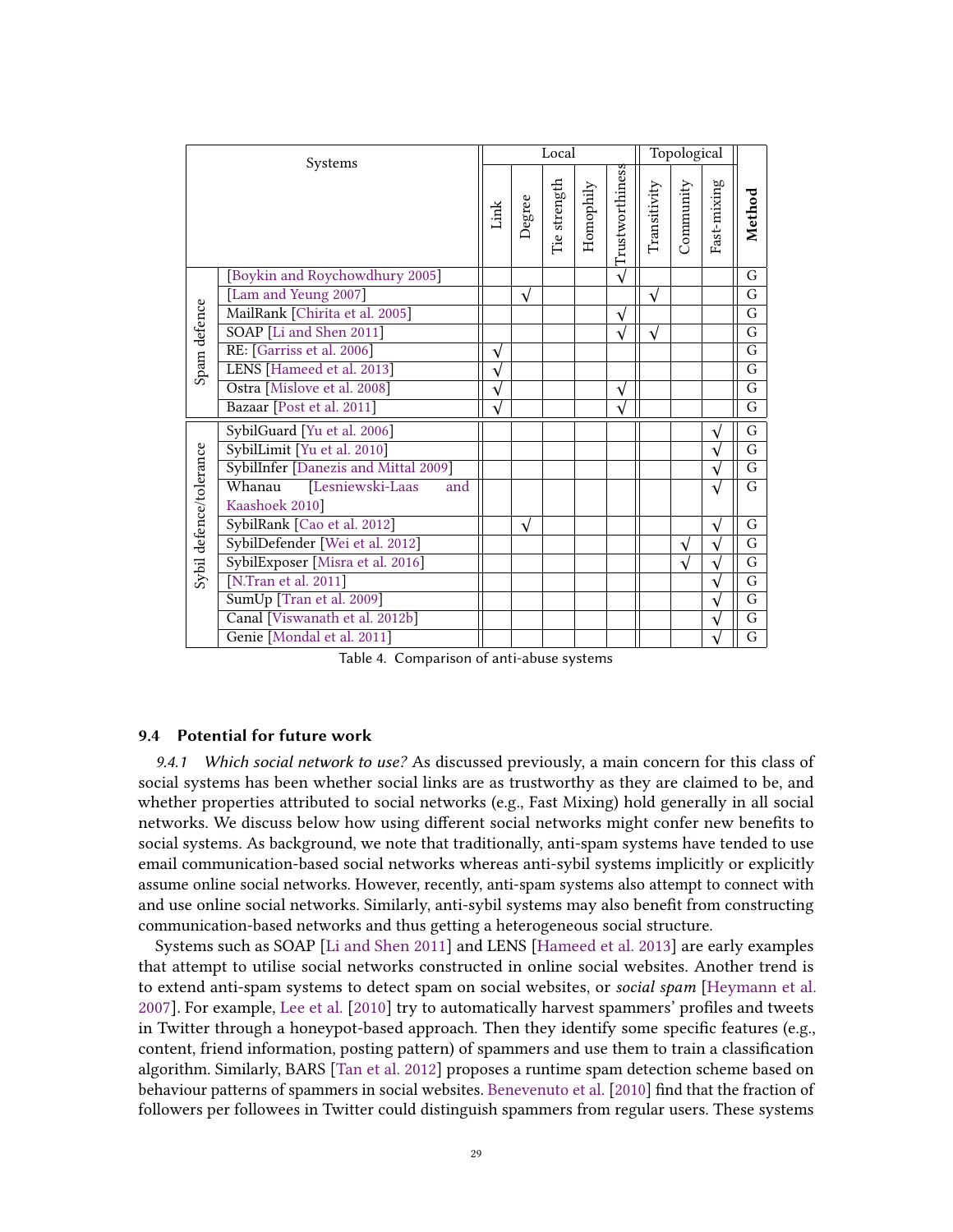| | Systems | Local | | | | | Topological | | | Method |
|---|---|---|---|---|---|---|---|---|---|---|
| | | Link | Degree | Tie strength | Homophily | Trustworthiness | Transitivity | Community | Fast-mixing | |
| Spam defence | [Boykin and Roychowdhury 2005] | | | | | √ | | | | G |
| | [Lam and Yeung 2007] | | √ | | | | √ | | | G |
| | MailRank [Chirita et al. 2005] | | | | | √ | | | | G |
| | SOAP [Li and Shen 2011] | | | | | √ | √ | | | G |
| | RE: [Garriss et al. 2006] | √ | | | | | | | | G |
| | LENS [Hameed et al. 2013] | √ | | | | | | | | G |
| | Ostra [Mislove et al. 2008] | √ | | | | √ | | | | G |
| | Bazaar [Post et al. 2011] | √ | | | | √ | | | | G |
| Sybil defence/tolerance | SybilGuard [Yu et al. 2006] | | | | | | | | √ | G |
| | SybilLimit [Yu et al. 2010] | | | | | | | | √ | G |
| | SybilInfer [Danezis and Mittal 2009] | | | | | | | | √ | G |
| | Whanau [Lesniewski-Laas and Kaashoek 2010] | | | | | | | | √ | G |
| | SybilRank [Cao et al. 2012] | | √ | | | | | | √ | G |
| | SybilDefender [Wei et al. 2012] | | | | | | | √ | √ | G |
| | SybilExposer [Misra et al. 2016] | | | | | | | √ | √ | G |
| | [N.Tran et al. 2011] | | | | | | | | √ | G |
| | SumUp [Tran et al. 2009] | | | | | | | | √ | G |
| | Canal [Viswanath et al. 2012b] | | | | | | | | √ | G |
| | Genie [Mondal et al. 2011] | | | | | | | | √ | G |

Table 4. Comparison of anti-abuse systems

### 9.4 Potential for future work

*9.4.1 Which social network to use?* As discussed previously, a main concern for this class of social systems has been whether social links are as trustworthy as they are claimed to be, and whether properties attributed to social networks (e.g., Fast Mixing) hold generally in all social networks. We discuss below how using different social networks might confer new benefits to social systems. As background, we note that traditionally, anti-spam systems have tended to use email communication-based social networks whereas anti-sybil systems implicitly or explicitly assume online social networks. However, recently, anti-spam systems also attempt to connect with and use online social networks. Similarly, anti-sybil systems may also benefit from constructing communication-based networks and thus getting a heterogeneous social structure.

Systems such as SOAP [Li and Shen 2011] and LENS [Hameed et al. 2013] are early examples that attempt to utilise social networks constructed in online social websites. Another trend is to extend anti-spam systems to detect spam on social websites, or *social spam* [Heymann et al. 2007]. For example, Lee et al. [2010] try to automatically harvest spammers' profiles and tweets in Twitter through a honeypot-based approach. Then they identify some specific features (e.g., content, friend information, posting pattern) of spammers and use them to train a classification algorithm. Similarly, BARS [Tan et al. 2012] proposes a runtime spam detection scheme based on behaviour patterns of spammers in social websites. Benevenuto et al. [2010] find that the fraction of followers per followees in Twitter could distinguish spammers from regular users. These systems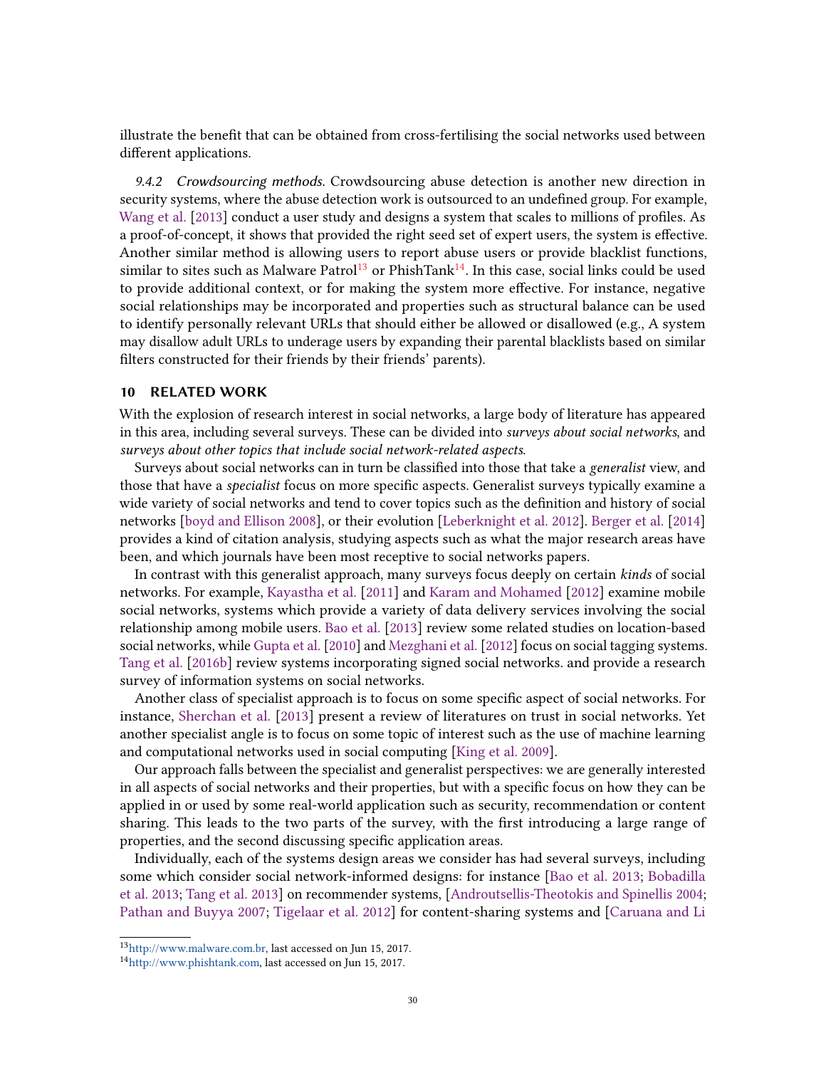illustrate the benefit that can be obtained from cross-fertilising the social networks used between different applications.

*9.4.2 Crowdsourcing methods.* Crowdsourcing abuse detection is another new direction in security systems, where the abuse detection work is outsourced to an undefined group. For example, Wang et al. [2013] conduct a user study and designs a system that scales to millions of profiles. As a proof-of-concept, it shows that provided the right seed set of expert users, the system is effective. Another similar method is allowing users to report abuse users or provide blacklist functions, similar to sites such as Malware Patrol[13] or PhishTank[14]. In this case, social links could be used to provide additional context, or for making the system more effective. For instance, negative social relationships may be incorporated and properties such as structural balance can be used to identify personally relevant URLs that should either be allowed or disallowed (e.g., A system may disallow adult URLs to underage users by expanding their parental blacklists based on similar filters constructed for their friends by their friends' parents).

## 10 RELATED WORK

With the explosion of research interest in social networks, a large body of literature has appeared in this area, including several surveys. These can be divided into *surveys about social networks*, and *surveys about other topics that include social network-related aspects*.

Surveys about social networks can in turn be classified into those that take a *generalist* view, and those that have a *specialist* focus on more specific aspects. Generalist surveys typically examine a wide variety of social networks and tend to cover topics such as the definition and history of social networks [boyd and Ellison 2008], or their evolution [Leberknight et al. 2012]. Berger et al. [2014] provides a kind of citation analysis, studying aspects such as what the major research areas have been, and which journals have been most receptive to social networks papers.

In contrast with this generalist approach, many surveys focus deeply on certain *kinds* of social networks. For example, Kayastha et al. [2011] and Karam and Mohamed [2012] examine mobile social networks, systems which provide a variety of data delivery services involving the social relationship among mobile users. Bao et al. [2013] review some related studies on location-based social networks, while Gupta et al. [2010] and Mezghani et al. [2012] focus on social tagging systems. Tang et al. [2016b] review systems incorporating signed social networks. and provide a research survey of information systems on social networks.

Another class of specialist approach is to focus on some specific aspect of social networks. For instance, Sherchan et al. [2013] present a review of literatures on trust in social networks. Yet another specialist angle is to focus on some topic of interest such as the use of machine learning and computational networks used in social computing [King et al. 2009].

Our approach falls between the specialist and generalist perspectives: we are generally interested in all aspects of social networks and their properties, but with a specific focus on how they can be applied in or used by some real-world application such as security, recommendation or content sharing. This leads to the two parts of the survey, with the first introducing a large range of properties, and the second discussing specific application areas.

Individually, each of the systems design areas we consider has had several surveys, including some which consider social network-informed designs: for instance [Bao et al. 2013; Bobadilla et al. 2013; Tang et al. 2013] on recommender systems, [Androutsellis-Theotokis and Spinellis 2004; Pathan and Buyya 2007; Tigelaar et al. 2012] for content-sharing systems and [Caruana and Li

[13]http://www.malware.com.br, last accessed on Jun 15, 2017.

[14]http://www.phishtank.com, last accessed on Jun 15, 2017.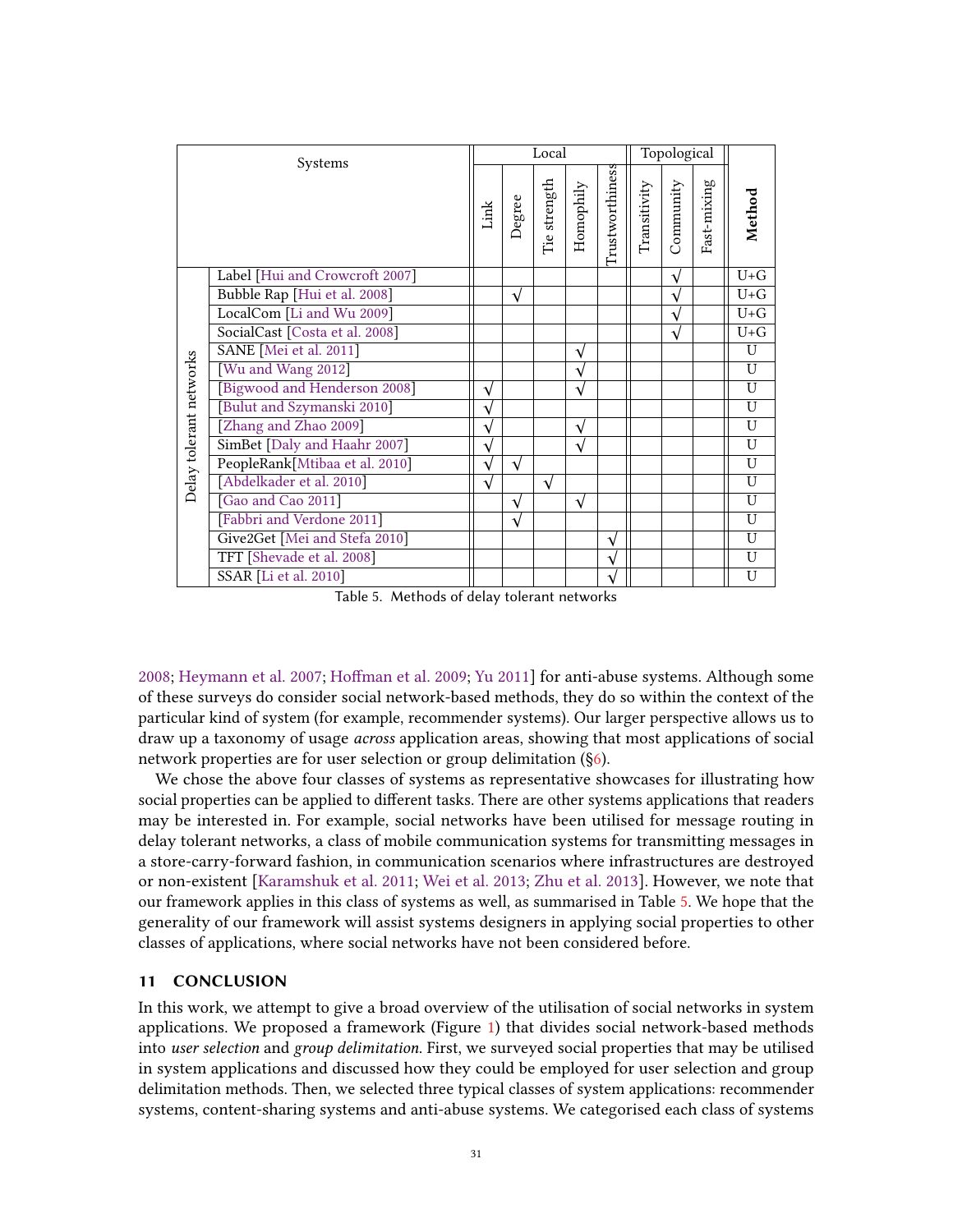| Systems | | Local | | | | | Topological | | | Method |
|---|---|---|---|---|---|---|---|---|---|---|
| | | Link | Degree | Tie strength | Homophily | Trustworthiness | Transitivity | Community | Fast-mixing | |
| Delay tolerant networks | Label [Hui and Crowcroft 2007] | | | | | | | √ | | U+G |
| | Bubble Rap [Hui et al. 2008] | | √ | | | | | √ | | U+G |
| | LocalCom [Li and Wu 2009] | | | | | | | √ | | U+G |
| | SocialCast [Costa et al. 2008] | | | | | | | √ | | U+G |
| | SANE [Mei et al. 2011] | | | | √ | | | | | U |
| | [Wu and Wang 2012] | | | | √ | | | | | U |
| | [Bigwood and Henderson 2008] | √ | | | √ | | | | | U |
| | [Bulut and Szymanski 2010] | √ | | | | | | | | U |
| | [Zhang and Zhao 2009] | √ | | | √ | | | | | U |
| | SimBet [Daly and Haahr 2007] | √ | | | √ | | | | | U |
| | PeopleRank[Mtibaa et al. 2010] | √ | √ | | | | | | | U |
| | [Abdelkader et al. 2010] | √ | | √ | | | | | | U |
| | [Gao and Cao 2011] | | √ | | √ | | | | | U |
| | [Fabbri and Verdone 2011] | | √ | | | | | | | U |
| | Give2Get [Mei and Stefa 2010] | | | | | √ | | | | U |
| | TFT [Shevade et al. 2008] | | | | | √ | | | | U |
| | SSAR [Li et al. 2010] | | | | | √ | | | | U |

Table 5. Methods of delay tolerant networks

2008; Heymann et al. 2007; Hoffman et al. 2009; Yu 2011] for anti-abuse systems. Although some of these surveys do consider social network-based methods, they do so within the context of the particular kind of system (for example, recommender systems). Our larger perspective allows us to draw up a taxonomy of usage *across* application areas, showing that most applications of social network properties are for user selection or group delimitation (§6).

We chose the above four classes of systems as representative showcases for illustrating how social properties can be applied to different tasks. There are other systems applications that readers may be interested in. For example, social networks have been utilised for message routing in delay tolerant networks, a class of mobile communication systems for transmitting messages in a store-carry-forward fashion, in communication scenarios where infrastructures are destroyed or non-existent [Karamshuk et al. 2011; Wei et al. 2013; Zhu et al. 2013]. However, we note that our framework applies in this class of systems as well, as summarised in Table 5. We hope that the generality of our framework will assist systems designers in applying social properties to other classes of applications, where social networks have not been considered before.

## 11 CONCLUSION

In this work, we attempt to give a broad overview of the utilisation of social networks in system applications. We proposed a framework (Figure 1) that divides social network-based methods into *user selection* and *group delimitation*. First, we surveyed social properties that may be utilised in system applications and discussed how they could be employed for user selection and group delimitation methods. Then, we selected three typical classes of system applications: recommender systems, content-sharing systems and anti-abuse systems. We categorised each class of systems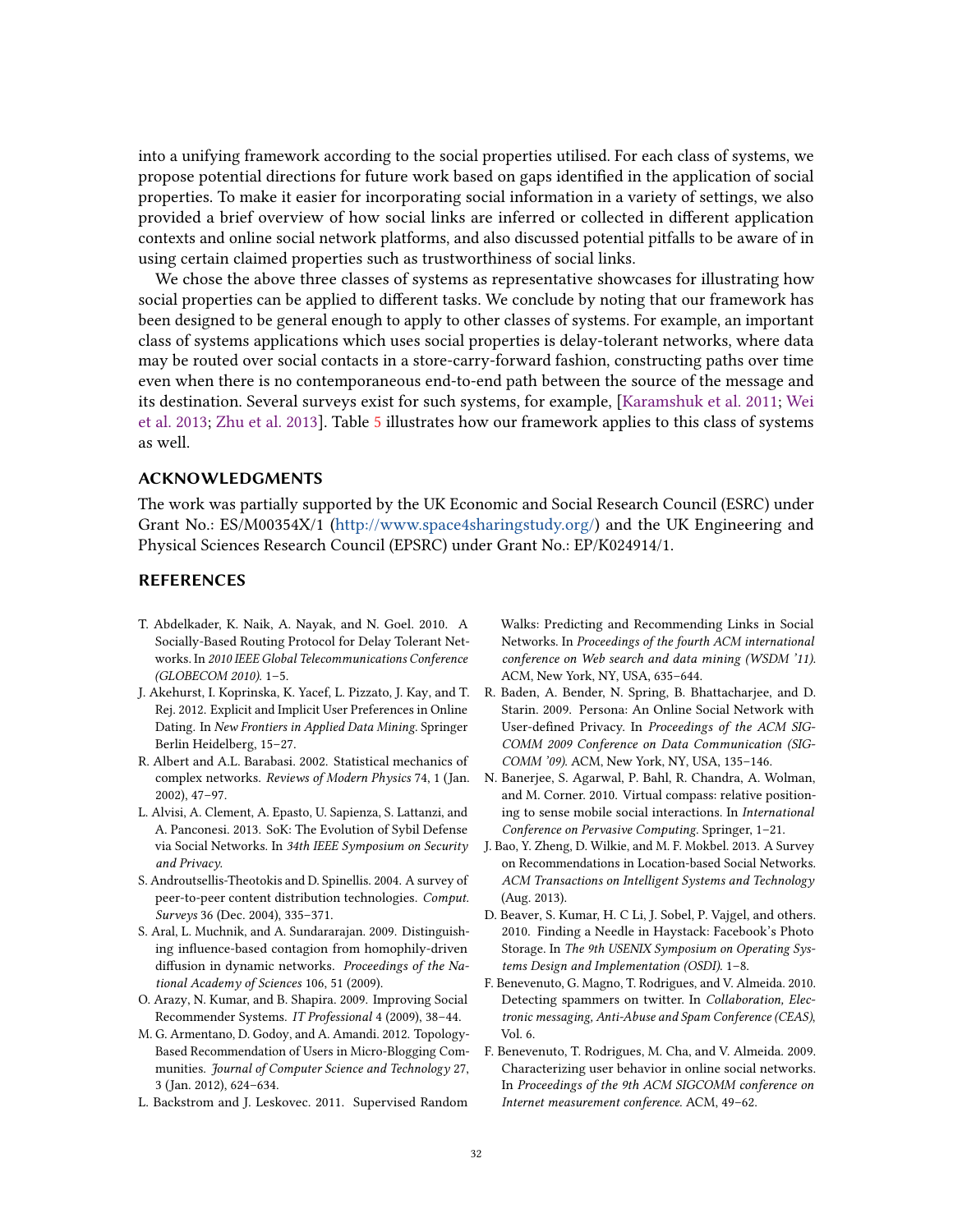into a unifying framework according to the social properties utilised. For each class of systems, we propose potential directions for future work based on gaps identified in the application of social properties. To make it easier for incorporating social information in a variety of settings, we also provided a brief overview of how social links are inferred or collected in different application contexts and online social network platforms, and also discussed potential pitfalls to be aware of in using certain claimed properties such as trustworthiness of social links.

We chose the above three classes of systems as representative showcases for illustrating how social properties can be applied to different tasks. We conclude by noting that our framework has been designed to be general enough to apply to other classes of systems. For example, an important class of systems applications which uses social properties is delay-tolerant networks, where data may be routed over social contacts in a store-carry-forward fashion, constructing paths over time even when there is no contemporaneous end-to-end path between the source of the message and its destination. Several surveys exist for such systems, for example, [Karamshuk et al. 2011; Wei et al. 2013; Zhu et al. 2013]. Table 5 illustrates how our framework applies to this class of systems as well.

## ACKNOWLEDGMENTS

The work was partially supported by the UK Economic and Social Research Council (ESRC) under Grant No.: ES/M00354X/1 (http://www.space4sharingstudy.org/) and the UK Engineering and Physical Sciences Research Council (EPSRC) under Grant No.: EP/K024914/1.

## REFERENCES

T. Abdelkader, K. Naik, A. Nayak, and N. Goel. 2010. A Socially-Based Routing Protocol for Delay Tolerant Networks. In *2010 IEEE Global Telecommunications Conference (GLOBECOM 2010)*. 1–5.

J. Akehurst, I. Koprinska, K. Yacef, L. Pizzato, J. Kay, and T. Rej. 2012. Explicit and Implicit User Preferences in Online Dating. In *New Frontiers in Applied Data Mining*. Springer Berlin Heidelberg, 15–27.

R. Albert and A.L. Barabasi. 2002. Statistical mechanics of complex networks. *Reviews of Modern Physics* 74, 1 (Jan. 2002), 47–97.

L. Alvisi, A. Clement, A. Epasto, U. Sapienza, S. Lattanzi, and A. Panconesi. 2013. SoK: The Evolution of Sybil Defense via Social Networks. In *34th IEEE Symposium on Security and Privacy*.

S. Androutsellis-Theotokis and D. Spinellis. 2004. A survey of peer-to-peer content distribution technologies. *Comput. Surveys* 36 (Dec. 2004), 335–371.

S. Aral, L. Muchnik, and A. Sundararajan. 2009. Distinguishing influence-based contagion from homophily-driven diffusion in dynamic networks. *Proceedings of the National Academy of Sciences* 106, 51 (2009).

O. Arazy, N. Kumar, and B. Shapira. 2009. Improving Social Recommender Systems. *IT Professional* 4 (2009), 38–44.

M. G. Armentano, D. Godoy, and A. Amandi. 2012. Topology-Based Recommendation of Users in Micro-Blogging Communities. *Journal of Computer Science and Technology* 27, 3 (Jan. 2012), 624–634.

L. Backstrom and J. Leskovec. 2011. Supervised Random Walks: Predicting and Recommending Links in Social Networks. In *Proceedings of the fourth ACM international conference on Web search and data mining (WSDM '11)*. ACM, New York, NY, USA, 635–644.

R. Baden, A. Bender, N. Spring, B. Bhattacharjee, and D. Starin. 2009. Persona: An Online Social Network with User-defined Privacy. In *Proceedings of the ACM SIGCOMM 2009 Conference on Data Communication (SIGCOMM '09)*. ACM, New York, NY, USA, 135–146.

N. Banerjee, S. Agarwal, P. Bahl, R. Chandra, A. Wolman, and M. Corner. 2010. Virtual compass: relative positioning to sense mobile social interactions. In *International Conference on Pervasive Computing*. Springer, 1–21.

J. Bao, Y. Zheng, D. Wilkie, and M. F. Mokbel. 2013. A Survey on Recommendations in Location-based Social Networks. *ACM Transactions on Intelligent Systems and Technology* (Aug. 2013).

D. Beaver, S. Kumar, H. C Li, J. Sobel, P. Vajgel, and others. 2010. Finding a Needle in Haystack: Facebook's Photo Storage. In *The 9th USENIX Symposium on Operating Systems Design and Implementation (OSDI)*. 1–8.

F. Benevenuto, G. Magno, T. Rodrigues, and V. Almeida. 2010. Detecting spammers on twitter. In *Collaboration, Electronic messaging, Anti-Abuse and Spam Conference (CEAS)*, Vol. 6.

F. Benevenuto, T. Rodrigues, M. Cha, and V. Almeida. 2009. Characterizing user behavior in online social networks. In *Proceedings of the 9th ACM SIGCOMM conference on Internet measurement conference*. ACM, 49–62.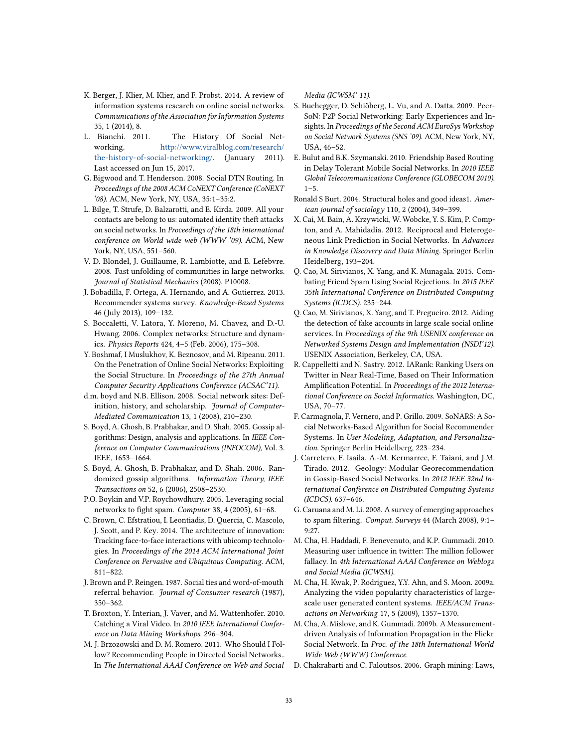K. Berger, J. Klier, M. Klier, and F. Probst. 2014. A review of information systems research on online social networks. *Communications of the Association for Information Systems* 35, 1 (2014), 8.

L. Bianchi. 2011. The History Of Social Networking. http://www.viralblog.com/research/the-history-of-social-networking/. (January 2011). Last accessed on Jun 15, 2017.

G. Bigwood and T. Henderson. 2008. Social DTN Routing. In *Proceedings of the 2008 ACM CoNEXT Conference (CoNEXT '08)*. ACM, New York, NY, USA, 35:1–35:2.

L. Bilge, T. Strufe, D. Balzarotti, and E. Kirda. 2009. All your contacts are belong to us: automated identity theft attacks on social networks. In *Proceedings of the 18th international conference on World wide web (WWW '09)*. ACM, New York, NY, USA, 551–560.

V. D. Blondel, J. Guillaume, R. Lambiotte, and E. Lefebvre. 2008. Fast unfolding of communities in large networks. *Journal of Statistical Mechanics* (2008), P10008.

J. Bobadilla, F. Ortega, A. Hernando, and A. Gutierrez. 2013. Recommender systems survey. *Knowledge-Based Systems* 46 (July 2013), 109–132.

S. Boccaletti, V. Latora, Y. Moreno, M. Chavez, and D.-U. Hwang. 2006. Complex networks: Structure and dynamics. *Physics Reports* 424, 4–5 (Feb. 2006), 175–308.

Y. Boshmaf, I Muslukhov, K. Beznosov, and M. Ripeanu. 2011. On the Penetration of Online Social Networks: Exploiting the Social Structure. In *Proceedings of the 27th Annual Computer Security Applications Conference (ACSAC'11)*.

d.m. boyd and N.B. Ellison. 2008. Social network sites: Definition, history, and scholarship. *Journal of Computer-Mediated Communication* 13, 1 (2008), 210–230.

S. Boyd, A. Ghosh, B. Prabhakar, and D. Shah. 2005. Gossip algorithms: Design, analysis and applications. In *IEEE Conference on Computer Communications (INFOCOM)*, Vol. 3. IEEE, 1653–1664.

S. Boyd, A. Ghosh, B. Prabhakar, and D. Shah. 2006. Randomized gossip algorithms. *Information Theory, IEEE Transactions on* 52, 6 (2006), 2508–2530.

P.O. Boykin and V.P. Roychowdhury. 2005. Leveraging social networks to fight spam. *Computer* 38, 4 (2005), 61–68.

C. Brown, C. Efstratiou, I. Leontiadis, D. Quercia, C. Mascolo, J. Scott, and P. Key. 2014. The architecture of innovation: Tracking face-to-face interactions with ubicomp technologies. In *Proceedings of the 2014 ACM International Joint Conference on Pervasive and Ubiquitous Computing*. ACM, 811–822.

J. Brown and P. Reingen. 1987. Social ties and word-of-mouth referral behavior. *Journal of Consumer research* (1987), 350–362.

T. Broxton, Y. Interian, J. Vaver, and M. Wattenhofer. 2010. Catching a Viral Video. In *2010 IEEE International Conference on Data Mining Workshops*. 296–304.

M. J. Brzozowski and D. M. Romero. 2011. Who Should I Follow? Recommending People in Directed Social Networks.. In *The International AAAI Conference on Web and Social Media (ICWSM' 11)*.

S. Buchegger, D. Schiöberg, L. Vu, and A. Datta. 2009. PeerSoN: P2P Social Networking: Early Experiences and Insights. In *Proceedings of the Second ACM EuroSys Workshop on Social Network Systems (SNS '09)*. ACM, New York, NY, USA, 46–52.

E. Bulut and B.K. Szymanski. 2010. Friendship Based Routing in Delay Tolerant Mobile Social Networks. In *2010 IEEE Global Telecommunications Conference (GLOBECOM 2010)*. 1–5.

Ronald S Burt. 2004. Structural holes and good ideas1. *American journal of sociology* 110, 2 (2004), 349–399.

X. Cai, M. Bain, A. Krzywicki, W. Wobcke, Y. S. Kim, P. Compton, and A. Mahidadia. 2012. Reciprocal and Heterogeneous Link Prediction in Social Networks. In *Advances in Knowledge Discovery and Data Mining*. Springer Berlin Heidelberg, 193–204.

Q. Cao, M. Sirivianos, X. Yang, and K. Munagala. 2015. Combating Friend Spam Using Social Rejections. In *2015 IEEE 35th International Conference on Distributed Computing Systems (ICDCS)*. 235–244.

Q. Cao, M. Sirivianos, X. Yang, and T. Pregueiro. 2012. Aiding the detection of fake accounts in large scale social online services. In *Proceedings of the 9th USENIX conference on Networked Systems Design and Implementation (NSDI'12)*. USENIX Association, Berkeley, CA, USA.

R. Cappelletti and N. Sastry. 2012. IARank: Ranking Users on Twitter in Near Real-Time, Based on Their Information Amplification Potential. In *Proceedings of the 2012 International Conference on Social Informatics*. Washington, DC, USA, 70–77.

F. Carmagnola, F. Vernero, and P. Grillo. 2009. SoNARS: A Social Networks-Based Algorithm for Social Recommender Systems. In *User Modeling, Adaptation, and Personalization*. Springer Berlin Heidelberg, 223–234.

J. Carretero, F. Isaila, A.-M. Kermarrec, F. Taiani, and J.M. Tirado. 2012. Geology: Modular Georecommendation in Gossip-Based Social Networks. In *2012 IEEE 32nd International Conference on Distributed Computing Systems (ICDCS)*. 637–646.

G. Caruana and M. Li. 2008. A survey of emerging approaches to spam filtering. *Comput. Surveys* 44 (March 2008), 9:1–9:27.

M. Cha, H. Haddadi, F. Benevenuto, and K.P. Gummadi. 2010. Measuring user influence in twitter: The million follower fallacy. In *4th International AAAI Conference on Weblogs and Social Media (ICWSM)*.

M. Cha, H. Kwak, P. Rodriguez, Y.Y. Ahn, and S. Moon. 2009a. Analyzing the video popularity characteristics of large-scale user generated content systems. *IEEE/ACM Transactions on Networking* 17, 5 (2009), 1357–1370.

M. Cha, A. Mislove, and K. Gummadi. 2009b. A Measurement-driven Analysis of Information Propagation in the Flickr Social Network. In *Proc. of the 18th International World Wide Web (WWW) Conference*.

D. Chakrabarti and C. Faloutsos. 2006. Graph mining: Laws,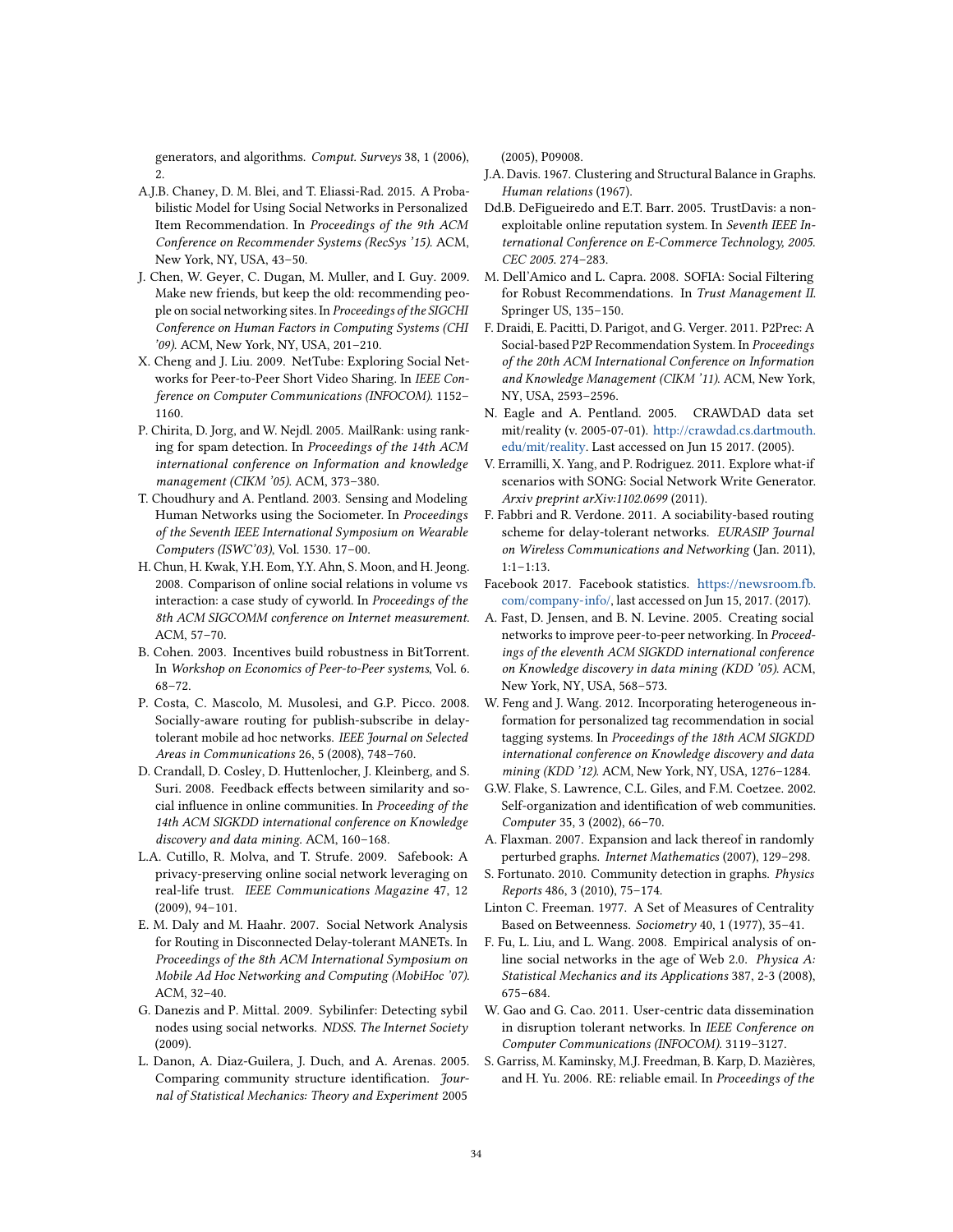generators, and algorithms. *Comput. Surveys* 38, 1 (2006), 2.

A.J.B. Chaney, D. M. Blei, and T. Eliassi-Rad. 2015. A Probabilistic Model for Using Social Networks in Personalized Item Recommendation. In *Proceedings of the 9th ACM Conference on Recommender Systems (RecSys '15)*. ACM, New York, NY, USA, 43–50.

J. Chen, W. Geyer, C. Dugan, M. Muller, and I. Guy. 2009. Make new friends, but keep the old: recommending people on social networking sites. In *Proceedings of the SIGCHI Conference on Human Factors in Computing Systems (CHI '09)*. ACM, New York, NY, USA, 201–210.

X. Cheng and J. Liu. 2009. NetTube: Exploring Social Networks for Peer-to-Peer Short Video Sharing. In *IEEE Conference on Computer Communications (INFOCOM)*. 1152–1160.

P. Chirita, D. Jorg, and W. Nejdl. 2005. MailRank: using ranking for spam detection. In *Proceedings of the 14th ACM international conference on Information and knowledge management (CIKM '05)*. ACM, 373–380.

T. Choudhury and A. Pentland. 2003. Sensing and Modeling Human Networks using the Sociometer. In *Proceedings of the Seventh IEEE International Symposium on Wearable Computers (ISWC'03)*, Vol. 1530. 17–00.

H. Chun, H. Kwak, Y.H. Eom, Y.Y. Ahn, S. Moon, and H. Jeong. 2008. Comparison of online social relations in volume vs interaction: a case study of cyworld. In *Proceedings of the 8th ACM SIGCOMM conference on Internet measurement*. ACM, 57–70.

B. Cohen. 2003. Incentives build robustness in BitTorrent. In *Workshop on Economics of Peer-to-Peer systems*, Vol. 6. 68–72.

P. Costa, C. Mascolo, M. Musolesi, and G.P. Picco. 2008. Socially-aware routing for publish-subscribe in delay-tolerant mobile ad hoc networks. *IEEE Journal on Selected Areas in Communications* 26, 5 (2008), 748–760.

D. Crandall, D. Cosley, D. Huttenlocher, J. Kleinberg, and S. Suri. 2008. Feedback effects between similarity and social influence in online communities. In *Proceeding of the 14th ACM SIGKDD international conference on Knowledge discovery and data mining*. ACM, 160–168.

L.A. Cutillo, R. Molva, and T. Strufe. 2009. Safebook: A privacy-preserving online social network leveraging on real-life trust. *IEEE Communications Magazine* 47, 12 (2009), 94–101.

E. M. Daly and M. Haahr. 2007. Social Network Analysis for Routing in Disconnected Delay-tolerant MANETs. In *Proceedings of the 8th ACM International Symposium on Mobile Ad Hoc Networking and Computing (MobiHoc '07)*. ACM, 32–40.

G. Danezis and P. Mittal. 2009. Sybilinfer: Detecting sybil nodes using social networks. *NDSS. The Internet Society* (2009).

L. Danon, A. Diaz-Guilera, J. Duch, and A. Arenas. 2005. Comparing community structure identification. *Journal of Statistical Mechanics: Theory and Experiment* 2005 (2005), P09008.

J.A. Davis. 1967. Clustering and Structural Balance in Graphs. *Human relations* (1967).

Dd.B. DeFigueiredo and E.T. Barr. 2005. TrustDavis: a non-exploitable online reputation system. In *Seventh IEEE International Conference on E-Commerce Technology, 2005. CEC 2005.* 274–283.

M. Dell'Amico and L. Capra. 2008. SOFIA: Social Filtering for Robust Recommendations. In *Trust Management II*. Springer US, 135–150.

F. Draidi, E. Pacitti, D. Parigot, and G. Verger. 2011. P2Prec: A Social-based P2P Recommendation System. In *Proceedings of the 20th ACM International Conference on Information and Knowledge Management (CIKM '11)*. ACM, New York, NY, USA, 2593–2596.

N. Eagle and A. Pentland. 2005. CRAWDAD data set mit/reality (v. 2005-07-01). http://crawdad.cs.dartmouth.edu/mit/reality. Last accessed on Jun 15 2017. (2005).

V. Erramilli, X. Yang, and P. Rodriguez. 2011. Explore what-if scenarios with SONG: Social Network Write Generator. *Arxiv preprint arXiv:1102.0699* (2011).

F. Fabbri and R. Verdone. 2011. A sociability-based routing scheme for delay-tolerant networks. *EURASIP Journal on Wireless Communications and Networking* (Jan. 2011), 1:1–1:13.

Facebook 2017. Facebook statistics. https://newsroom.fb.com/company-info/, last accessed on Jun 15, 2017. (2017).

A. Fast, D. Jensen, and B. N. Levine. 2005. Creating social networks to improve peer-to-peer networking. In *Proceedings of the eleventh ACM SIGKDD international conference on Knowledge discovery in data mining (KDD '05)*. ACM, New York, NY, USA, 568–573.

W. Feng and J. Wang. 2012. Incorporating heterogeneous information for personalized tag recommendation in social tagging systems. In *Proceedings of the 18th ACM SIGKDD international conference on Knowledge discovery and data mining (KDD '12)*. ACM, New York, NY, USA, 1276–1284.

G.W. Flake, S. Lawrence, C.L. Giles, and F.M. Coetzee. 2002. Self-organization and identification of web communities. *Computer* 35, 3 (2002), 66–70.

A. Flaxman. 2007. Expansion and lack thereof in randomly perturbed graphs. *Internet Mathematics* (2007), 129–298.

S. Fortunato. 2010. Community detection in graphs. *Physics Reports* 486, 3 (2010), 75–174.

Linton C. Freeman. 1977. A Set of Measures of Centrality Based on Betweenness. *Sociometry* 40, 1 (1977), 35–41.

F. Fu, L. Liu, and L. Wang. 2008. Empirical analysis of online social networks in the age of Web 2.0. *Physica A: Statistical Mechanics and its Applications* 387, 2-3 (2008), 675–684.

W. Gao and G. Cao. 2011. User-centric data dissemination in disruption tolerant networks. In *IEEE Conference on Computer Communications (INFOCOM)*. 3119–3127.

S. Garriss, M. Kaminsky, M.J. Freedman, B. Karp, D. Mazières, and H. Yu. 2006. RE: reliable email. In *Proceedings of the*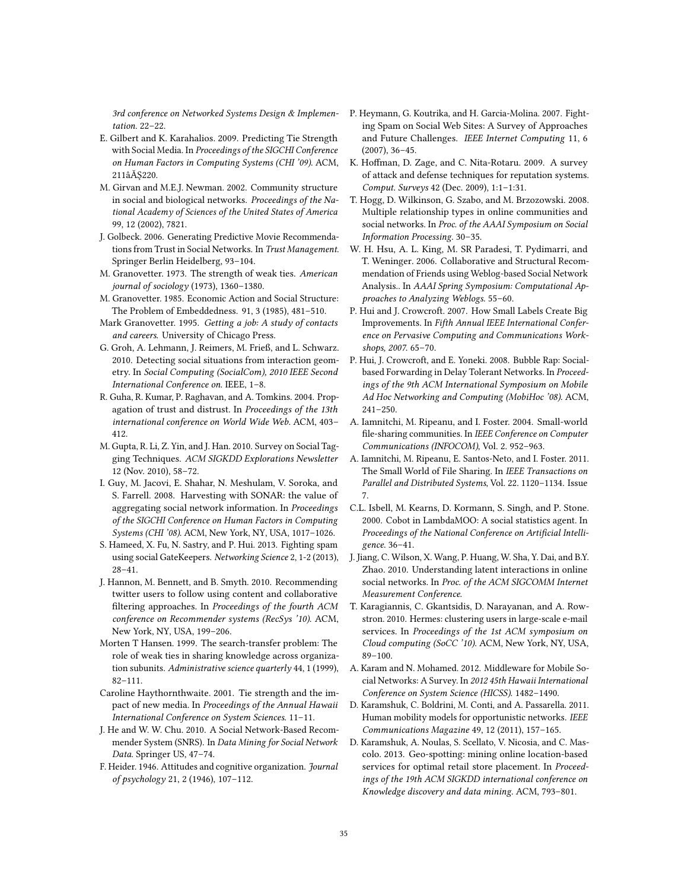*3rd conference on Networked Systems Design & Implementation*. 22–22.

E. Gilbert and K. Karahalios. 2009. Predicting Tie Strength with Social Media. In *Proceedings of the SIGCHI Conference on Human Factors in Computing Systems (CHI '09)*. ACM, 211âĂŞ220.

M. Girvan and M.E.J. Newman. 2002. Community structure in social and biological networks. *Proceedings of the National Academy of Sciences of the United States of America* 99, 12 (2002), 7821.

J. Golbeck. 2006. Generating Predictive Movie Recommendations from Trust in Social Networks. In *Trust Management*. Springer Berlin Heidelberg, 93–104.

M. Granovetter. 1973. The strength of weak ties. *American journal of sociology* (1973), 1360–1380.

M. Granovetter. 1985. Economic Action and Social Structure: The Problem of Embeddedness. 91, 3 (1985), 481–510.

Mark Granovetter. 1995. *Getting a job: A study of contacts and careers*. University of Chicago Press.

G. Groh, A. Lehmann, J. Reimers, M. Frieß, and L. Schwarz. 2010. Detecting social situations from interaction geometry. In *Social Computing (SocialCom), 2010 IEEE Second International Conference on*. IEEE, 1–8.

R. Guha, R. Kumar, P. Raghavan, and A. Tomkins. 2004. Propagation of trust and distrust. In *Proceedings of the 13th international conference on World Wide Web*. ACM, 403–412.

M. Gupta, R. Li, Z. Yin, and J. Han. 2010. Survey on Social Tagging Techniques. *ACM SIGKDD Explorations Newsletter* 12 (Nov. 2010), 58–72.

I. Guy, M. Jacovi, E. Shahar, N. Meshulam, V. Soroka, and S. Farrell. 2008. Harvesting with SONAR: the value of aggregating social network information. In *Proceedings of the SIGCHI Conference on Human Factors in Computing Systems (CHI '08)*. ACM, New York, NY, USA, 1017–1026.

S. Hameed, X. Fu, N. Sastry, and P. Hui. 2013. Fighting spam using social GateKeepers. *Networking Science* 2, 1-2 (2013), 28–41.

J. Hannon, M. Bennett, and B. Smyth. 2010. Recommending twitter users to follow using content and collaborative filtering approaches. In *Proceedings of the fourth ACM conference on Recommender systems (RecSys '10)*. ACM, New York, NY, USA, 199–206.

Morten T Hansen. 1999. The search-transfer problem: The role of weak ties in sharing knowledge across organization subunits. *Administrative science quarterly* 44, 1 (1999), 82–111.

Caroline Haythornthwaite. 2001. Tie strength and the impact of new media. In *Proceedings of the Annual Hawaii International Conference on System Sciences*. 11–11.

J. He and W. W. Chu. 2010. A Social Network-Based Recommender System (SNRS). In *Data Mining for Social Network Data*. Springer US, 47–74.

F. Heider. 1946. Attitudes and cognitive organization. *Journal of psychology* 21, 2 (1946), 107–112.

P. Heymann, G. Koutrika, and H. Garcia-Molina. 2007. Fighting Spam on Social Web Sites: A Survey of Approaches and Future Challenges. *IEEE Internet Computing* 11, 6 (2007), 36–45.

K. Hoffman, D. Zage, and C. Nita-Rotaru. 2009. A survey of attack and defense techniques for reputation systems. *Comput. Surveys* 42 (Dec. 2009), 1:1–1:31.

T. Hogg, D. Wilkinson, G. Szabo, and M. Brzozowski. 2008. Multiple relationship types in online communities and social networks. In *Proc. of the AAAI Symposium on Social Information Processing*. 30–35.

W. H. Hsu, A. L. King, M. SR Paradesi, T. Pydimarri, and T. Weninger. 2006. Collaborative and Structural Recommendation of Friends using Weblog-based Social Network Analysis.. In *AAAI Spring Symposium: Computational Approaches to Analyzing Weblogs*. 55–60.

P. Hui and J. Crowcroft. 2007. How Small Labels Create Big Improvements. In *Fifth Annual IEEE International Conference on Pervasive Computing and Communications Workshops, 2007*. 65–70.

P. Hui, J. Crowcroft, and E. Yoneki. 2008. Bubble Rap: Social-based Forwarding in Delay Tolerant Networks. In *Proceedings of the 9th ACM International Symposium on Mobile Ad Hoc Networking and Computing (MobiHoc '08)*. ACM, 241–250.

A. Iamnitchi, M. Ripeanu, and I. Foster. 2004. Small-world file-sharing communities. In *IEEE Conference on Computer Communications (INFOCOM)*, Vol. 2. 952–963.

A. Iamnitchi, M. Ripeanu, E. Santos-Neto, and I. Foster. 2011. The Small World of File Sharing. In *IEEE Transactions on Parallel and Distributed Systems*, Vol. 22. 1120–1134. Issue 7.

C.L. Isbell, M. Kearns, D. Kormann, S. Singh, and P. Stone. 2000. Cobot in LambdaMOO: A social statistics agent. In *Proceedings of the National Conference on Artificial Intelligence*. 36–41.

J. Jiang, C. Wilson, X. Wang, P. Huang, W. Sha, Y. Dai, and B.Y. Zhao. 2010. Understanding latent interactions in online social networks. In *Proc. of the ACM SIGCOMM Internet Measurement Conference*.

T. Karagiannis, C. Gkantsidis, D. Narayanan, and A. Rowstron. 2010. Hermes: clustering users in large-scale e-mail services. In *Proceedings of the 1st ACM symposium on Cloud computing (SoCC '10)*. ACM, New York, NY, USA, 89–100.

A. Karam and N. Mohamed. 2012. Middleware for Mobile Social Networks: A Survey. In *2012 45th Hawaii International Conference on System Science (HICSS)*. 1482–1490.

D. Karamshuk, C. Boldrini, M. Conti, and A. Passarella. 2011. Human mobility models for opportunistic networks. *IEEE Communications Magazine* 49, 12 (2011), 157–165.

D. Karamshuk, A. Noulas, S. Scellato, V. Nicosia, and C. Mascolo. 2013. Geo-spotting: mining online location-based services for optimal retail store placement. In *Proceedings of the 19th ACM SIGKDD international conference on Knowledge discovery and data mining*. ACM, 793–801.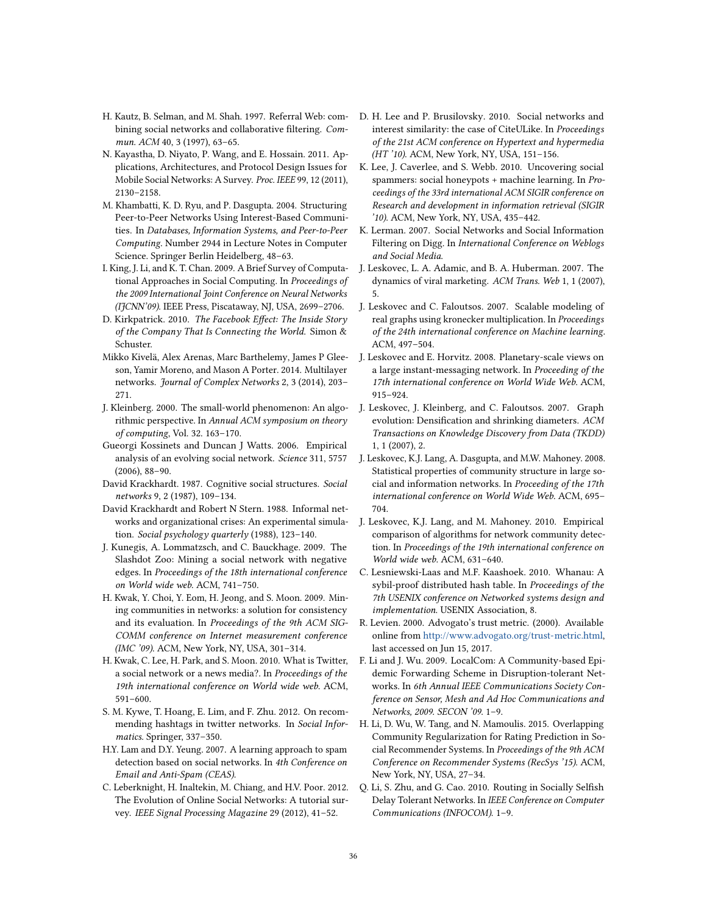H. Kautz, B. Selman, and M. Shah. 1997. Referral Web: combining social networks and collaborative filtering. *Commun. ACM* 40, 3 (1997), 63–65.

N. Kayastha, D. Niyato, P. Wang, and E. Hossain. 2011. Applications, Architectures, and Protocol Design Issues for Mobile Social Networks: A Survey. *Proc. IEEE* 99, 12 (2011), 2130–2158.

M. Khambatti, K. D. Ryu, and P. Dasgupta. 2004. Structuring Peer-to-Peer Networks Using Interest-Based Communities. In *Databases, Information Systems, and Peer-to-Peer Computing*. Number 2944 in Lecture Notes in Computer Science. Springer Berlin Heidelberg, 48–63.

I. King, J. Li, and K. T. Chan. 2009. A Brief Survey of Computational Approaches in Social Computing. In *Proceedings of the 2009 International Joint Conference on Neural Networks (IJCNN'09)*. IEEE Press, Piscataway, NJ, USA, 2699–2706.

D. Kirkpatrick. 2010. *The Facebook Effect: The Inside Story of the Company That Is Connecting the World*. Simon & Schuster.

Mikko Kivelä, Alex Arenas, Marc Barthelemy, James P Gleeson, Yamir Moreno, and Mason A Porter. 2014. Multilayer networks. *Journal of Complex Networks* 2, 3 (2014), 203–271.

J. Kleinberg. 2000. The small-world phenomenon: An algorithmic perspective. In *Annual ACM symposium on theory of computing*, Vol. 32. 163–170.

Gueorgi Kossinets and Duncan J Watts. 2006. Empirical analysis of an evolving social network. *Science* 311, 5757 (2006), 88–90.

David Krackhardt. 1987. Cognitive social structures. *Social networks* 9, 2 (1987), 109–134.

David Krackhardt and Robert N Stern. 1988. Informal networks and organizational crises: An experimental simulation. *Social psychology quarterly* (1988), 123–140.

J. Kunegis, A. Lommatzsch, and C. Bauckhage. 2009. The Slashdot Zoo: Mining a social network with negative edges. In *Proceedings of the 18th international conference on World wide web*. ACM, 741–750.

H. Kwak, Y. Choi, Y. Eom, H. Jeong, and S. Moon. 2009. Mining communities in networks: a solution for consistency and its evaluation. In *Proceedings of the 9th ACM SIGCOMM conference on Internet measurement conference (IMC '09)*. ACM, New York, NY, USA, 301–314.

H. Kwak, C. Lee, H. Park, and S. Moon. 2010. What is Twitter, a social network or a news media?. In *Proceedings of the 19th international conference on World wide web*. ACM, 591–600.

S. M. Kywe, T. Hoang, E. Lim, and F. Zhu. 2012. On recommending hashtags in twitter networks. In *Social Informatics*. Springer, 337–350.

H.Y. Lam and D.Y. Yeung. 2007. A learning approach to spam detection based on social networks. In *4th Conference on Email and Anti-Spam (CEAS)*.

C. Leberknight, H. Inaltekin, M. Chiang, and H.V. Poor. 2012. The Evolution of Online Social Networks: A tutorial survey. *IEEE Signal Processing Magazine* 29 (2012), 41–52.

D. H. Lee and P. Brusilovsky. 2010. Social networks and interest similarity: the case of CiteULike. In *Proceedings of the 21st ACM conference on Hypertext and hypermedia (HT '10)*. ACM, New York, NY, USA, 151–156.

K. Lee, J. Caverlee, and S. Webb. 2010. Uncovering social spammers: social honeypots + machine learning. In *Proceedings of the 33rd international ACM SIGIR conference on Research and development in information retrieval (SIGIR '10)*. ACM, New York, NY, USA, 435–442.

K. Lerman. 2007. Social Networks and Social Information Filtering on Digg. In *International Conference on Weblogs and Social Media*.

J. Leskovec, L. A. Adamic, and B. A. Huberman. 2007. The dynamics of viral marketing. *ACM Trans. Web* 1, 1 (2007), 5.

J. Leskovec and C. Faloutsos. 2007. Scalable modeling of real graphs using kronecker multiplication. In *Proceedings of the 24th international conference on Machine learning*. ACM, 497–504.

J. Leskovec and E. Horvitz. 2008. Planetary-scale views on a large instant-messaging network. In *Proceeding of the 17th international conference on World Wide Web*. ACM, 915–924.

J. Leskovec, J. Kleinberg, and C. Faloutsos. 2007. Graph evolution: Densification and shrinking diameters. *ACM Transactions on Knowledge Discovery from Data (TKDD)* 1, 1 (2007), 2.

J. Leskovec, K.J. Lang, A. Dasgupta, and M.W. Mahoney. 2008. Statistical properties of community structure in large social and information networks. In *Proceeding of the 17th international conference on World Wide Web*. ACM, 695–704.

J. Leskovec, K.J. Lang, and M. Mahoney. 2010. Empirical comparison of algorithms for network community detection. In *Proceedings of the 19th international conference on World wide web*. ACM, 631–640.

C. Lesniewski-Laas and M.F. Kaashoek. 2010. Whanau: A sybil-proof distributed hash table. In *Proceedings of the 7th USENIX conference on Networked systems design and implementation*. USENIX Association, 8.

R. Levien. 2000. Advogato's trust metric. (2000). Available online from http://www.advogato.org/trust-metric.html, last accessed on Jun 15, 2017.

F. Li and J. Wu. 2009. LocalCom: A Community-based Epidemic Forwarding Scheme in Disruption-tolerant Networks. In *6th Annual IEEE Communications Society Conference on Sensor, Mesh and Ad Hoc Communications and Networks, 2009. SECON '09*. 1–9.

H. Li, D. Wu, W. Tang, and N. Mamoulis. 2015. Overlapping Community Regularization for Rating Prediction in Social Recommender Systems. In *Proceedings of the 9th ACM Conference on Recommender Systems (RecSys '15)*. ACM, New York, NY, USA, 27–34.

Q. Li, S. Zhu, and G. Cao. 2010. Routing in Socially Selfish Delay Tolerant Networks. In *IEEE Conference on Computer Communications (INFOCOM)*. 1–9.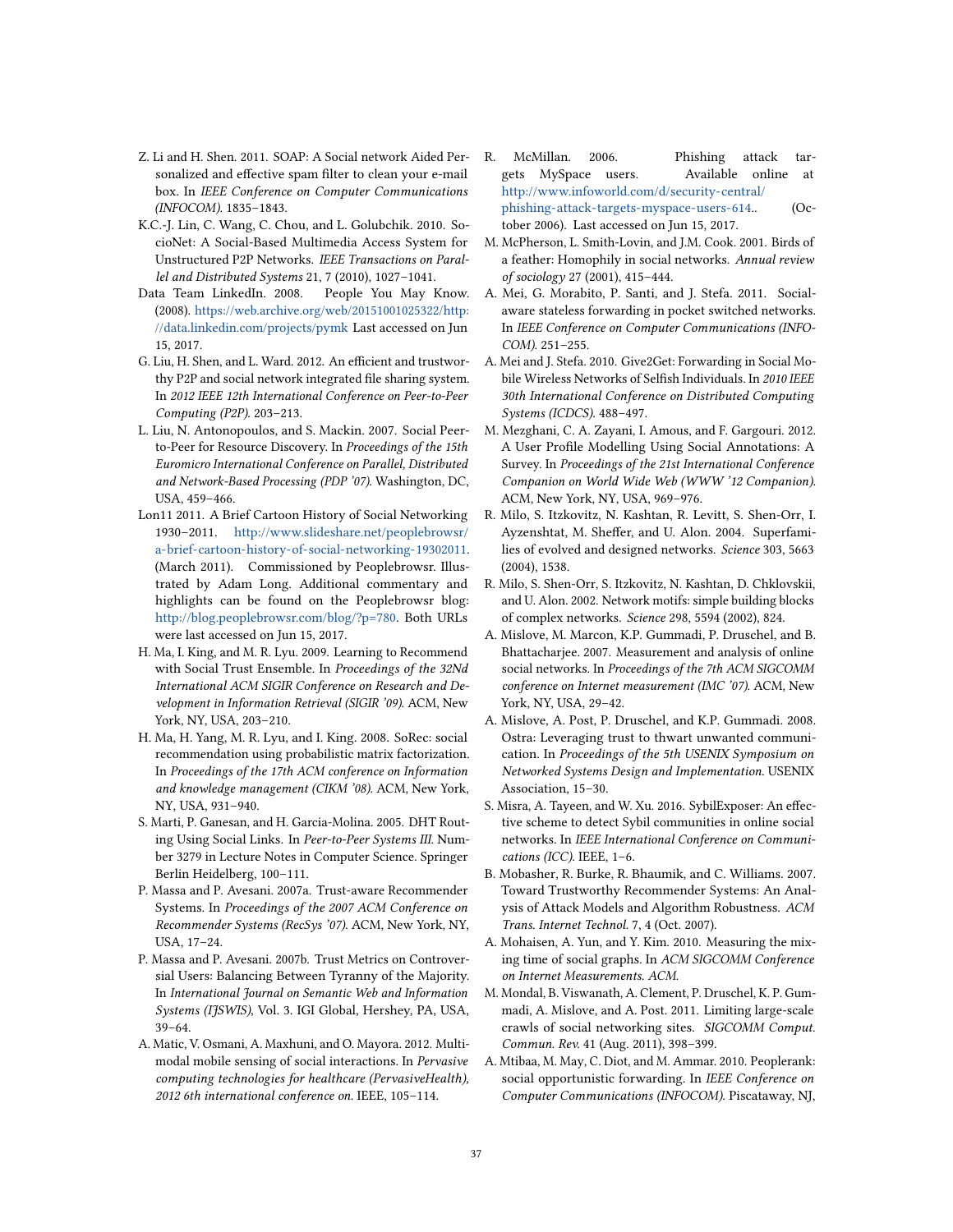Z. Li and H. Shen. 2011. SOAP: A Social network Aided Personalized and effective spam filter to clean your e-mail box. In *IEEE Conference on Computer Communications (INFOCOM)*. 1835–1843.

K.C.-J. Lin, C. Wang, C. Chou, and L. Golubchik. 2010. SocioNet: A Social-Based Multimedia Access System for Unstructured P2P Networks. *IEEE Transactions on Parallel and Distributed Systems* 21, 7 (2010), 1027–1041.

Data Team LinkedIn. 2008. People You May Know. (2008). https://web.archive.org/web/20151001025322/http://data.linkedin.com/projects/pymk Last accessed on Jun 15, 2017.

G. Liu, H. Shen, and L. Ward. 2012. An efficient and trustworthy P2P and social network integrated file sharing system. In *2012 IEEE 12th International Conference on Peer-to-Peer Computing (P2P)*. 203–213.

L. Liu, N. Antonopoulos, and S. Mackin. 2007. Social Peer-to-Peer for Resource Discovery. In *Proceedings of the 15th Euromicro International Conference on Parallel, Distributed and Network-Based Processing (PDP '07)*. Washington, DC, USA, 459–466.

Lon11 2011. A Brief Cartoon History of Social Networking 1930–2011. http://www.slideshare.net/peoplebrowsr/a-brief-cartoon-history-of-social-networking-19302011. (March 2011). Commissioned by Peoplebrowsr. Illustrated by Adam Long. Additional commentary and highlights can be found on the Peoplebrowsr blog: http://blog.peoplebrowsr.com/blog/?p=780. Both URLs were last accessed on Jun 15, 2017.

H. Ma, I. King, and M. R. Lyu. 2009. Learning to Recommend with Social Trust Ensemble. In *Proceedings of the 32Nd International ACM SIGIR Conference on Research and Development in Information Retrieval (SIGIR '09)*. ACM, New York, NY, USA, 203–210.

H. Ma, H. Yang, M. R. Lyu, and I. King. 2008. SoRec: social recommendation using probabilistic matrix factorization. In *Proceedings of the 17th ACM conference on Information and knowledge management (CIKM '08)*. ACM, New York, NY, USA, 931–940.

S. Marti, P. Ganesan, and H. Garcia-Molina. 2005. DHT Routing Using Social Links. In *Peer-to-Peer Systems III*. Number 3279 in Lecture Notes in Computer Science. Springer Berlin Heidelberg, 100–111.

P. Massa and P. Avesani. 2007a. Trust-aware Recommender Systems. In *Proceedings of the 2007 ACM Conference on Recommender Systems (RecSys '07)*. ACM, New York, NY, USA, 17–24.

P. Massa and P. Avesani. 2007b. Trust Metrics on Controversial Users: Balancing Between Tyranny of the Majority. In *International Journal on Semantic Web and Information Systems (IJSWIS)*, Vol. 3. IGI Global, Hershey, PA, USA, 39–64.

A. Matic, V. Osmani, A. Maxhuni, and O. Mayora. 2012. Multi-modal mobile sensing of social interactions. In *Pervasive computing technologies for healthcare (PervasiveHealth), 2012 6th international conference on*. IEEE, 105–114.

R. McMillan. 2006. Phishing attack targets MySpace users. Available online at http://www.infoworld.com/d/security-central/phishing-attack-targets-myspace-users-614.. (October 2006). Last accessed on Jun 15, 2017.

M. McPherson, L. Smith-Lovin, and J.M. Cook. 2001. Birds of a feather: Homophily in social networks. *Annual review of sociology* 27 (2001), 415–444.

A. Mei, G. Morabito, P. Santi, and J. Stefa. 2011. Social-aware stateless forwarding in pocket switched networks. In *IEEE Conference on Computer Communications (INFOCOM)*. 251–255.

A. Mei and J. Stefa. 2010. Give2Get: Forwarding in Social Mobile Wireless Networks of Selfish Individuals. In *2010 IEEE 30th International Conference on Distributed Computing Systems (ICDCS)*. 488–497.

M. Mezghani, C. A. Zayani, I. Amous, and F. Gargouri. 2012. A User Profile Modelling Using Social Annotations: A Survey. In *Proceedings of the 21st International Conference Companion on World Wide Web (WWW '12 Companion)*. ACM, New York, NY, USA, 969–976.

R. Milo, S. Itzkovitz, N. Kashtan, R. Levitt, S. Shen-Orr, I. Ayzenshtat, M. Sheffer, and U. Alon. 2004. Superfamilies of evolved and designed networks. *Science* 303, 5663 (2004), 1538.

R. Milo, S. Shen-Orr, S. Itzkovitz, N. Kashtan, D. Chklovskii, and U. Alon. 2002. Network motifs: simple building blocks of complex networks. *Science* 298, 5594 (2002), 824.

A. Mislove, M. Marcon, K.P. Gummadi, P. Druschel, and B. Bhattacharjee. 2007. Measurement and analysis of online social networks. In *Proceedings of the 7th ACM SIGCOMM conference on Internet measurement (IMC '07)*. ACM, New York, NY, USA, 29–42.

A. Mislove, A. Post, P. Druschel, and K.P. Gummadi. 2008. Ostra: Leveraging trust to thwart unwanted communication. In *Proceedings of the 5th USENIX Symposium on Networked Systems Design and Implementation*. USENIX Association, 15–30.

S. Misra, A. Tayeen, and W. Xu. 2016. SybilExposer: An effective scheme to detect Sybil communities in online social networks. In *IEEE International Conference on Communications (ICC)*. IEEE, 1–6.

B. Mobasher, R. Burke, R. Bhaumik, and C. Williams. 2007. Toward Trustworthy Recommender Systems: An Analysis of Attack Models and Algorithm Robustness. *ACM Trans. Internet Technol.* 7, 4 (Oct. 2007).

A. Mohaisen, A. Yun, and Y. Kim. 2010. Measuring the mixing time of social graphs. In *ACM SIGCOMM Conference on Internet Measurements. ACM.*

M. Mondal, B. Viswanath, A. Clement, P. Druschel, K. P. Gummadi, A. Mislove, and A. Post. 2011. Limiting large-scale crawls of social networking sites. *SIGCOMM Comput. Commun. Rev.* 41 (Aug. 2011), 398–399.

A. Mtibaa, M. May, C. Diot, and M. Ammar. 2010. Peoplerank: social opportunistic forwarding. In *IEEE Conference on Computer Communications (INFOCOM)*. Piscataway, NJ,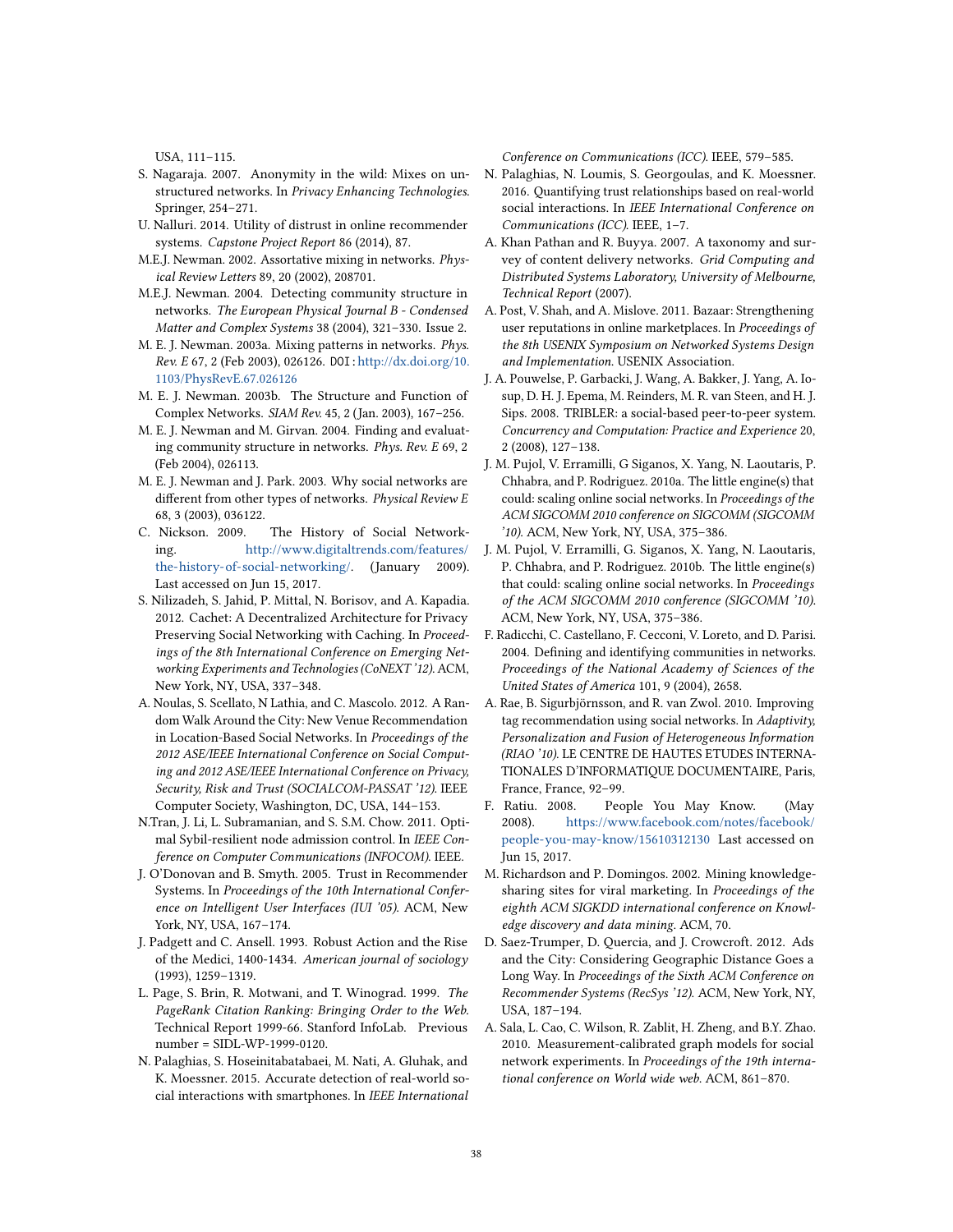USA, 111–115.

S. Nagaraja. 2007. Anonymity in the wild: Mixes on unstructured networks. In *Privacy Enhancing Technologies*. Springer, 254–271.

U. Nalluri. 2014. Utility of distrust in online recommender systems. *Capstone Project Report* 86 (2014), 87.

M.E.J. Newman. 2002. Assortative mixing in networks. *Physical Review Letters* 89, 20 (2002), 208701.

M.E.J. Newman. 2004. Detecting community structure in networks. *The European Physical Journal B - Condensed Matter and Complex Systems* 38 (2004), 321–330. Issue 2.

M. E. J. Newman. 2003a. Mixing patterns in networks. *Phys. Rev. E* 67, 2 (Feb 2003), 026126. DOI: http://dx.doi.org/10.1103/PhysRevE.67.026126

M. E. J. Newman. 2003b. The Structure and Function of Complex Networks. *SIAM Rev.* 45, 2 (Jan. 2003), 167–256.

M. E. J. Newman and M. Girvan. 2004. Finding and evaluating community structure in networks. *Phys. Rev. E* 69, 2 (Feb 2004), 026113.

M. E. J. Newman and J. Park. 2003. Why social networks are different from other types of networks. *Physical Review E* 68, 3 (2003), 036122.

C. Nickson. 2009. The History of Social Networking. http://www.digitaltrends.com/features/the-history-of-social-networking/. (January 2009). Last accessed on Jun 15, 2017.

S. Nilizadeh, S. Jahid, P. Mittal, N. Borisov, and A. Kapadia. 2012. Cachet: A Decentralized Architecture for Privacy Preserving Social Networking with Caching. In *Proceedings of the 8th International Conference on Emerging Networking Experiments and Technologies (CoNEXT '12)*. ACM, New York, NY, USA, 337–348.

A. Noulas, S. Scellato, N Lathia, and C. Mascolo. 2012. A Random Walk Around the City: New Venue Recommendation in Location-Based Social Networks. In *Proceedings of the 2012 ASE/IEEE International Conference on Social Computing and 2012 ASE/IEEE International Conference on Privacy, Security, Risk and Trust (SOCIALCOM-PASSAT '12)*. IEEE Computer Society, Washington, DC, USA, 144–153.

N.Tran, J. Li, L. Subramanian, and S. S.M. Chow. 2011. Optimal Sybil-resilient node admission control. In *IEEE Conference on Computer Communications (INFOCOM)*. IEEE.

J. O'Donovan and B. Smyth. 2005. Trust in Recommender Systems. In *Proceedings of the 10th International Conference on Intelligent User Interfaces (IUI '05)*. ACM, New York, NY, USA, 167–174.

J. Padgett and C. Ansell. 1993. Robust Action and the Rise of the Medici, 1400-1434. *American journal of sociology* (1993), 1259–1319.

L. Page, S. Brin, R. Motwani, and T. Winograd. 1999. *The PageRank Citation Ranking: Bringing Order to the Web.* Technical Report 1999-66. Stanford InfoLab. Previous number = SIDL-WP-1999-0120.

N. Palaghias, S. Hoseinitabatabaei, M. Nati, A. Gluhak, and K. Moessner. 2015. Accurate detection of real-world social interactions with smartphones. In *IEEE International Conference on Communications (ICC)*. IEEE, 579–585.

N. Palaghias, N. Loumis, S. Georgoulas, and K. Moessner. 2016. Quantifying trust relationships based on real-world social interactions. In *IEEE International Conference on Communications (ICC)*. IEEE, 1–7.

A. Khan Pathan and R. Buyya. 2007. A taxonomy and survey of content delivery networks. *Grid Computing and Distributed Systems Laboratory, University of Melbourne, Technical Report* (2007).

A. Post, V. Shah, and A. Mislove. 2011. Bazaar: Strengthening user reputations in online marketplaces. In *Proceedings of the 8th USENIX Symposium on Networked Systems Design and Implementation*. USENIX Association.

J. A. Pouwelse, P. Garbacki, J. Wang, A. Bakker, J. Yang, A. Iosup, D. H. J. Epema, M. Reinders, M. R. van Steen, and H. J. Sips. 2008. TRIBLER: a social-based peer-to-peer system. *Concurrency and Computation: Practice and Experience* 20, 2 (2008), 127–138.

J. M. Pujol, V. Erramilli, G Siganos, X. Yang, N. Laoutaris, P. Chhabra, and P. Rodriguez. 2010a. The little engine(s) that could: scaling online social networks. In *Proceedings of the ACM SIGCOMM 2010 conference on SIGCOMM (SIGCOMM '10)*. ACM, New York, NY, USA, 375–386.

J. M. Pujol, V. Erramilli, G. Siganos, X. Yang, N. Laoutaris, P. Chhabra, and P. Rodriguez. 2010b. The little engine(s) that could: scaling online social networks. In *Proceedings of the ACM SIGCOMM 2010 conference (SIGCOMM '10)*. ACM, New York, NY, USA, 375–386.

F. Radicchi, C. Castellano, F. Cecconi, V. Loreto, and D. Parisi. 2004. Defining and identifying communities in networks. *Proceedings of the National Academy of Sciences of the United States of America* 101, 9 (2004), 2658.

A. Rae, B. Sigurbjörnsson, and R. van Zwol. 2010. Improving tag recommendation using social networks. In *Adaptivity, Personalization and Fusion of Heterogeneous Information (RIAO '10)*. LE CENTRE DE HAUTES ETUDES INTERNATIONALES D'INFORMATIQUE DOCUMENTAIRE, Paris, France, France, 92–99.

F. Ratiu. 2008. People You May Know. (May 2008). https://www.facebook.com/notes/facebook/people-you-may-know/15610312130 Last accessed on Jun 15, 2017.

M. Richardson and P. Domingos. 2002. Mining knowledge-sharing sites for viral marketing. In *Proceedings of the eighth ACM SIGKDD international conference on Knowledge discovery and data mining*. ACM, 70.

D. Saez-Trumper, D. Quercia, and J. Crowcroft. 2012. Ads and the City: Considering Geographic Distance Goes a Long Way. In *Proceedings of the Sixth ACM Conference on Recommender Systems (RecSys '12)*. ACM, New York, NY, USA, 187–194.

A. Sala, L. Cao, C. Wilson, R. Zablit, H. Zheng, and B.Y. Zhao. 2010. Measurement-calibrated graph models for social network experiments. In *Proceedings of the 19th international conference on World wide web*. ACM, 861–870.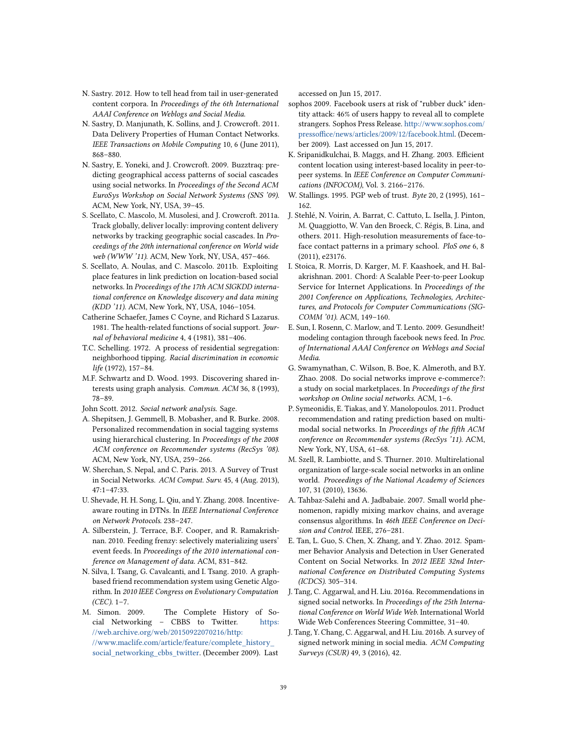N. Sastry. 2012. How to tell head from tail in user-generated content corpora. In *Proceedings of the 6th International AAAI Conference on Weblogs and Social Media*.

N. Sastry, D. Manjunath, K. Sollins, and J. Crowcroft. 2011. Data Delivery Properties of Human Contact Networks. *IEEE Transactions on Mobile Computing* 10, 6 (June 2011), 868–880.

N. Sastry, E. Yoneki, and J. Crowcroft. 2009. Buzztraq: predicting geographical access patterns of social cascades using social networks. In *Proceedings of the Second ACM EuroSys Workshop on Social Network Systems (SNS '09)*. ACM, New York, NY, USA, 39–45.

S. Scellato, C. Mascolo, M. Musolesi, and J. Crowcroft. 2011a. Track globally, deliver locally: improving content delivery networks by tracking geographic social cascades. In *Proceedings of the 20th international conference on World wide web (WWW '11)*. ACM, New York, NY, USA, 457–466.

S. Scellato, A. Noulas, and C. Mascolo. 2011b. Exploiting place features in link prediction on location-based social networks. In *Proceedings of the 17th ACM SIGKDD international conference on Knowledge discovery and data mining (KDD '11)*. ACM, New York, NY, USA, 1046–1054.

Catherine Schaefer, James C Coyne, and Richard S Lazarus. 1981. The health-related functions of social support. *Journal of behavioral medicine* 4, 4 (1981), 381–406.

T.C. Schelling. 1972. A process of residential segregation: neighborhood tipping. *Racial discrimination in economic life* (1972), 157–84.

M.F. Schwartz and D. Wood. 1993. Discovering shared interests using graph analysis. *Commun. ACM* 36, 8 (1993), 78–89.

John Scott. 2012. *Social network analysis.* Sage.

A. Shepitsen, J. Gemmell, B. Mobasher, and R. Burke. 2008. Personalized recommendation in social tagging systems using hierarchical clustering. In *Proceedings of the 2008 ACM conference on Recommender systems (RecSys '08)*. ACM, New York, NY, USA, 259–266.

W. Sherchan, S. Nepal, and C. Paris. 2013. A Survey of Trust in Social Networks. *ACM Comput. Surv.* 45, 4 (Aug. 2013), 47:1–47:33.

U. Shevade, H. H. Song, L. Qiu, and Y. Zhang. 2008. Incentive-aware routing in DTNs. In *IEEE International Conference on Network Protocols*. 238–247.

A. Silberstein, J. Terrace, B.F. Cooper, and R. Ramakrishnan. 2010. Feeding frenzy: selectively materializing users' event feeds. In *Proceedings of the 2010 international conference on Management of data*. ACM, 831–842.

N. Silva, I. Tsang, G. Cavalcanti, and I. Tsang. 2010. A graph-based friend recommendation system using Genetic Algorithm. In *2010 IEEE Congress on Evolutionary Computation (CEC)*. 1–7.

M. Simon. 2009. The Complete History of Social Networking – CBBS to Twitter. https://web.archive.org/web/20150922070216/http://www.maclife.com/article/feature/complete_history_social_networking_cbbs_twitter. (December 2009). Last accessed on Jun 15, 2017.

sophos 2009. Facebook users at risk of "rubber duck" identity attack: 46% of users happy to reveal all to complete strangers. Sophos Press Release. http://www.sophos.com/pressoffice/news/articles/2009/12/facebook.html. (December 2009). Last accessed on Jun 15, 2017.

K. Sripanidkulchai, B. Maggs, and H. Zhang. 2003. Efficient content location using interest-based locality in peer-to-peer systems. In *IEEE Conference on Computer Communications (INFOCOM)*, Vol. 3. 2166–2176.

W. Stallings. 1995. PGP web of trust. *Byte* 20, 2 (1995), 161–162.

J. Stehlé, N. Voirin, A. Barrat, C. Cattuto, L. Isella, J. Pinton, M. Quaggiotto, W. Van den Broeck, C. Régis, B. Lina, and others. 2011. High-resolution measurements of face-to-face contact patterns in a primary school. *PloS one* 6, 8 (2011), e23176.

I. Stoica, R. Morris, D. Karger, M. F. Kaashoek, and H. Balakrishnan. 2001. Chord: A Scalable Peer-to-peer Lookup Service for Internet Applications. In *Proceedings of the 2001 Conference on Applications, Technologies, Architectures, and Protocols for Computer Communications (SIGCOMM '01)*. ACM, 149–160.

E. Sun, I. Rosenn, C. Marlow, and T. Lento. 2009. Gesundheit! modeling contagion through facebook news feed. In *Proc. of International AAAI Conference on Weblogs and Social Media*.

G. Swamynathan, C. Wilson, B. Boe, K. Almeroth, and B.Y. Zhao. 2008. Do social networks improve e-commerce?: a study on social marketplaces. In *Proceedings of the first workshop on Online social networks*. ACM, 1–6.

P. Symeonidis, E. Tiakas, and Y. Manolopoulos. 2011. Product recommendation and rating prediction based on multimodal social networks. In *Proceedings of the fifth ACM conference on Recommender systems (RecSys '11)*. ACM, New York, NY, USA, 61–68.

M. Szell, R. Lambiotte, and S. Thurner. 2010. Multirelational organization of large-scale social networks in an online world. *Proceedings of the National Academy of Sciences* 107, 31 (2010), 13636.

A. Tahbaz-Salehi and A. Jadbabaie. 2007. Small world phenomenon, rapidly mixing markov chains, and average consensus algorithms. In *46th IEEE Conference on Decision and Control*. IEEE, 276–281.

E. Tan, L. Guo, S. Chen, X. Zhang, and Y. Zhao. 2012. Spammer Behavior Analysis and Detection in User Generated Content on Social Networks. In *2012 IEEE 32nd International Conference on Distributed Computing Systems (ICDCS)*. 305–314.

J. Tang, C. Aggarwal, and H. Liu. 2016a. Recommendations in signed social networks. In *Proceedings of the 25th International Conference on World Wide Web*. International World Wide Web Conferences Steering Committee, 31–40.

J. Tang, Y. Chang, C. Aggarwal, and H. Liu. 2016b. A survey of signed network mining in social media. *ACM Computing Surveys (CSUR)* 49, 3 (2016), 42.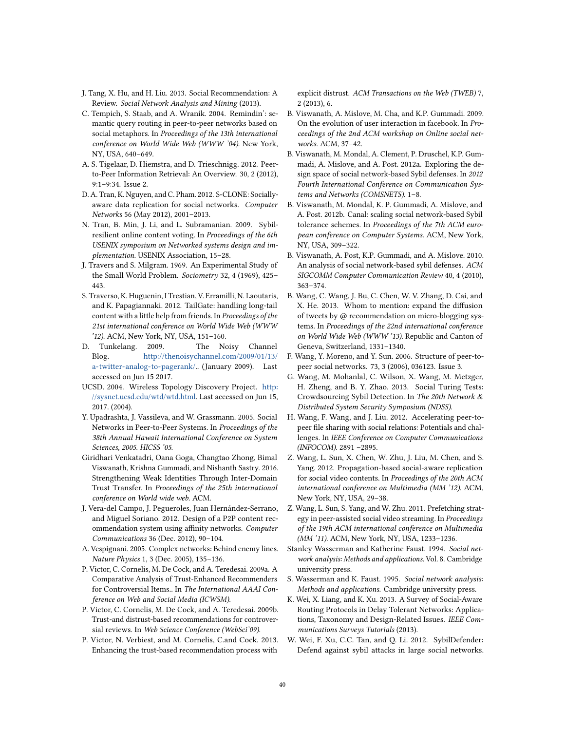J. Tang, X. Hu, and H. Liu. 2013. Social Recommendation: A Review. *Social Network Analysis and Mining* (2013).

C. Tempich, S. Staab, and A. Wranik. 2004. Remindin': semantic query routing in peer-to-peer networks based on social metaphors. In *Proceedings of the 13th international conference on World Wide Web (WWW '04)*. New York, NY, USA, 640–649.

A. S. Tigelaar, D. Hiemstra, and D. Trieschnigg. 2012. Peer-to-Peer Information Retrieval: An Overview. 30, 2 (2012), 9:1–9:34. Issue 2.

D. A. Tran, K. Nguyen, and C. Pham. 2012. S-CLONE: Socially-aware data replication for social networks. *Computer Networks* 56 (May 2012), 2001–2013.

N. Tran, B. Min, J. Li, and L. Subramanian. 2009. Sybil-resilient online content voting. In *Proceedings of the 6th USENIX symposium on Networked systems design and implementation*. USENIX Association, 15–28.

J. Travers and S. Milgram. 1969. An Experimental Study of the Small World Problem. *Sociometry* 32, 4 (1969), 425–443.

S. Traverso, K. Huguenin, I Trestian, V. Erramilli, N. Laoutaris, and K. Papagiannaki. 2012. TailGate: handling long-tail content with a little help from friends. In *Proceedings of the 21st international conference on World Wide Web (WWW '12)*. ACM, New York, NY, USA, 151–160.

D. Tunkelang. 2009. The Noisy Channel Blog. http://thenoisychannel.com/2009/01/13/a-twitter-analog-to-pagerank/.. (January 2009). Last accessed on Jun 15 2017.

UCSD. 2004. Wireless Topology Discovery Project. http://sysnet.ucsd.edu/wtd/wtd.html. Last accessed on Jun 15, 2017. (2004).

Y. Upadrashta, J. Vassileva, and W. Grassmann. 2005. Social Networks in Peer-to-Peer Systems. In *Proceedings of the 38th Annual Hawaii International Conference on System Sciences, 2005. HICSS '05*.

Giridhari Venkatadri, Oana Goga, Changtao Zhong, Bimal Viswanath, Krishna Gummadi, and Nishanth Sastry. 2016. Strengthening Weak Identities Through Inter-Domain Trust Transfer. In *Proceedings of the 25th international conference on World wide web*. ACM.

J. Vera-del Campo, J. Pegueroles, Juan Hernández-Serrano, and Miguel Soriano. 2012. Design of a P2P content recommendation system using affinity networks. *Computer Communications* 36 (Dec. 2012), 90–104.

A. Vespignani. 2005. Complex networks: Behind enemy lines. *Nature Physics* 1, 3 (Dec. 2005), 135–136.

P. Victor, C. Cornelis, M. De Cock, and A. Teredesai. 2009a. A Comparative Analysis of Trust-Enhanced Recommenders for Controversial Items.. In *The International AAAI Conference on Web and Social Media (ICWSM)*.

P. Victor, C. Cornelis, M. De Cock, and A. Teredesai. 2009b. Trust-and distrust-based recommendations for controversial reviews. In *Web Science Conference (WebSci'09)*.

P. Victor, N. Verbiest, and M. Cornelis, C.and Cock. 2013. Enhancing the trust-based recommendation process with explicit distrust. *ACM Transactions on the Web (TWEB)* 7, 2 (2013), 6.

B. Viswanath, A. Mislove, M. Cha, and K.P. Gummadi. 2009. On the evolution of user interaction in facebook. In *Proceedings of the 2nd ACM workshop on Online social networks*. ACM, 37–42.

B. Viswanath, M. Mondal, A. Clement, P. Druschel, K.P. Gummadi, A. Mislove, and A. Post. 2012a. Exploring the design space of social network-based Sybil defenses. In *2012 Fourth International Conference on Communication Systems and Networks (COMSNETS)*. 1–8.

B. Viswanath, M. Mondal, K. P. Gummadi, A. Mislove, and A. Post. 2012b. Canal: scaling social network-based Sybil tolerance schemes. In *Proceedings of the 7th ACM european conference on Computer Systems*. ACM, New York, NY, USA, 309–322.

B. Viswanath, A. Post, K.P. Gummadi, and A. Mislove. 2010. An analysis of social network-based sybil defenses. *ACM SIGCOMM Computer Communication Review* 40, 4 (2010), 363–374.

B. Wang, C. Wang, J. Bu, C. Chen, W. V. Zhang, D. Cai, and X. He. 2013. Whom to mention: expand the diffusion of tweets by @ recommendation on micro-blogging systems. In *Proceedings of the 22nd international conference on World Wide Web (WWW '13)*. Republic and Canton of Geneva, Switzerland, 1331–1340.

F. Wang, Y. Moreno, and Y. Sun. 2006. Structure of peer-to-peer social networks. 73, 3 (2006), 036123. Issue 3.

G. Wang, M. Mohanlal, C. Wilson, X. Wang, M. Metzger, H. Zheng, and B. Y. Zhao. 2013. Social Turing Tests: Crowdsourcing Sybil Detection. In *The 20th Network & Distributed System Security Symposium (NDSS)*.

H. Wang, F. Wang, and J. Liu. 2012. Accelerating peer-to-peer file sharing with social relations: Potentials and challenges. In *IEEE Conference on Computer Communications (INFOCOM)*. 2891 –2895.

Z. Wang, L. Sun, X. Chen, W. Zhu, J. Liu, M. Chen, and S. Yang. 2012. Propagation-based social-aware replication for social video contents. In *Proceedings of the 20th ACM international conference on Multimedia (MM '12)*. ACM, New York, NY, USA, 29–38.

Z. Wang, L. Sun, S. Yang, and W. Zhu. 2011. Prefetching strategy in peer-assisted social video streaming. In *Proceedings of the 19th ACM international conference on Multimedia (MM '11)*. ACM, New York, NY, USA, 1233–1236.

Stanley Wasserman and Katherine Faust. 1994. *Social network analysis: Methods and applications*. Vol. 8. Cambridge university press.

S. Wasserman and K. Faust. 1995. *Social network analysis: Methods and applications*. Cambridge university press.

K. Wei, X. Liang, and K. Xu. 2013. A Survey of Social-Aware Routing Protocols in Delay Tolerant Networks: Applications, Taxonomy and Design-Related Issues. *IEEE Communications Surveys Tutorials* (2013).

W. Wei, F. Xu, C.C. Tan, and Q. Li. 2012. SybilDefender: Defend against sybil attacks in large social networks.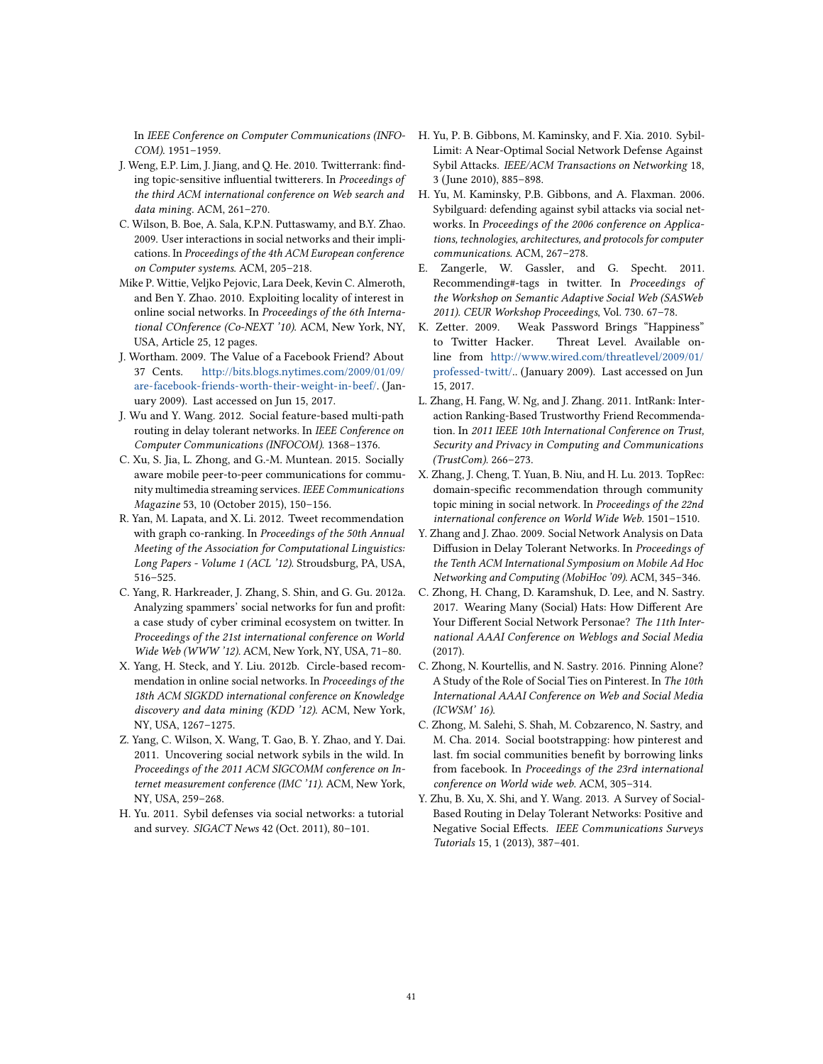In *IEEE Conference on Computer Communications (INFOCOM)*. 1951–1959.

J. Weng, E.P. Lim, J. Jiang, and Q. He. 2010. Twitterrank: finding topic-sensitive influential twitterers. In *Proceedings of the third ACM international conference on Web search and data mining*. ACM, 261–270.

C. Wilson, B. Boe, A. Sala, K.P.N. Puttaswamy, and B.Y. Zhao. 2009. User interactions in social networks and their implications. In *Proceedings of the 4th ACM European conference on Computer systems*. ACM, 205–218.

Mike P. Wittie, Veljko Pejovic, Lara Deek, Kevin C. Almeroth, and Ben Y. Zhao. 2010. Exploiting locality of interest in online social networks. In *Proceedings of the 6th International COnference (Co-NEXT '10)*. ACM, New York, NY, USA, Article 25, 12 pages.

J. Wortham. 2009. The Value of a Facebook Friend? About 37 Cents. http://bits.blogs.nytimes.com/2009/01/09/are-facebook-friends-worth-their-weight-in-beef/. (January 2009). Last accessed on Jun 15, 2017.

J. Wu and Y. Wang. 2012. Social feature-based multi-path routing in delay tolerant networks. In *IEEE Conference on Computer Communications (INFOCOM)*. 1368–1376.

C. Xu, S. Jia, L. Zhong, and G.-M. Muntean. 2015. Socially aware mobile peer-to-peer communications for community multimedia streaming services. *IEEE Communications Magazine* 53, 10 (October 2015), 150–156.

R. Yan, M. Lapata, and X. Li. 2012. Tweet recommendation with graph co-ranking. In *Proceedings of the 50th Annual Meeting of the Association for Computational Linguistics: Long Papers - Volume 1 (ACL '12)*. Stroudsburg, PA, USA, 516–525.

C. Yang, R. Harkreader, J. Zhang, S. Shin, and G. Gu. 2012a. Analyzing spammers' social networks for fun and profit: a case study of cyber criminal ecosystem on twitter. In *Proceedings of the 21st international conference on World Wide Web (WWW '12)*. ACM, New York, NY, USA, 71–80.

X. Yang, H. Steck, and Y. Liu. 2012b. Circle-based recommendation in online social networks. In *Proceedings of the 18th ACM SIGKDD international conference on Knowledge discovery and data mining (KDD '12)*. ACM, New York, NY, USA, 1267–1275.

Z. Yang, C. Wilson, X. Wang, T. Gao, B. Y. Zhao, and Y. Dai. 2011. Uncovering social network sybils in the wild. In *Proceedings of the 2011 ACM SIGCOMM conference on Internet measurement conference (IMC '11)*. ACM, New York, NY, USA, 259–268.

H. Yu. 2011. Sybil defenses via social networks: a tutorial and survey. *SIGACT News* 42 (Oct. 2011), 80–101.

H. Yu, P. B. Gibbons, M. Kaminsky, and F. Xia. 2010. SybilLimit: A Near-Optimal Social Network Defense Against Sybil Attacks. *IEEE/ACM Transactions on Networking* 18, 3 (June 2010), 885–898.

H. Yu, M. Kaminsky, P.B. Gibbons, and A. Flaxman. 2006. Sybilguard: defending against sybil attacks via social networks. In *Proceedings of the 2006 conference on Applications, technologies, architectures, and protocols for computer communications*. ACM, 267–278.

E. Zangerle, W. Gassler, and G. Specht. 2011. Recommending#-tags in twitter. In *Proceedings of the Workshop on Semantic Adaptive Social Web (SASWeb 2011). CEUR Workshop Proceedings*, Vol. 730. 67–78.

K. Zetter. 2009. Weak Password Brings "Happiness" to Twitter Hacker. Threat Level. Available online from http://www.wired.com/threatlevel/2009/01/professed-twitt/.. (January 2009). Last accessed on Jun 15, 2017.

L. Zhang, H. Fang, W. Ng, and J. Zhang. 2011. IntRank: Interaction Ranking-Based Trustworthy Friend Recommendation. In *2011 IEEE 10th International Conference on Trust, Security and Privacy in Computing and Communications (TrustCom)*. 266–273.

X. Zhang, J. Cheng, T. Yuan, B. Niu, and H. Lu. 2013. TopRec: domain-specific recommendation through community topic mining in social network. In *Proceedings of the 22nd international conference on World Wide Web*. 1501–1510.

Y. Zhang and J. Zhao. 2009. Social Network Analysis on Data Diffusion in Delay Tolerant Networks. In *Proceedings of the Tenth ACM International Symposium on Mobile Ad Hoc Networking and Computing (MobiHoc '09)*. ACM, 345–346.

C. Zhong, H. Chang, D. Karamshuk, D. Lee, and N. Sastry. 2017. Wearing Many (Social) Hats: How Different Are Your Different Social Network Personae? *The 11th International AAAI Conference on Weblogs and Social Media* (2017).

C. Zhong, N. Kourtellis, and N. Sastry. 2016. Pinning Alone? A Study of the Role of Social Ties on Pinterest. In *The 10th International AAAI Conference on Web and Social Media (ICWSM' 16)*.

C. Zhong, M. Salehi, S. Shah, M. Cobzarenco, N. Sastry, and M. Cha. 2014. Social bootstrapping: how pinterest and last. fm social communities benefit by borrowing links from facebook. In *Proceedings of the 23rd international conference on World wide web*. ACM, 305–314.

Y. Zhu, B. Xu, X. Shi, and Y. Wang. 2013. A Survey of Social-Based Routing in Delay Tolerant Networks: Positive and Negative Social Effects. *IEEE Communications Surveys Tutorials* 15, 1 (2013), 387–401.